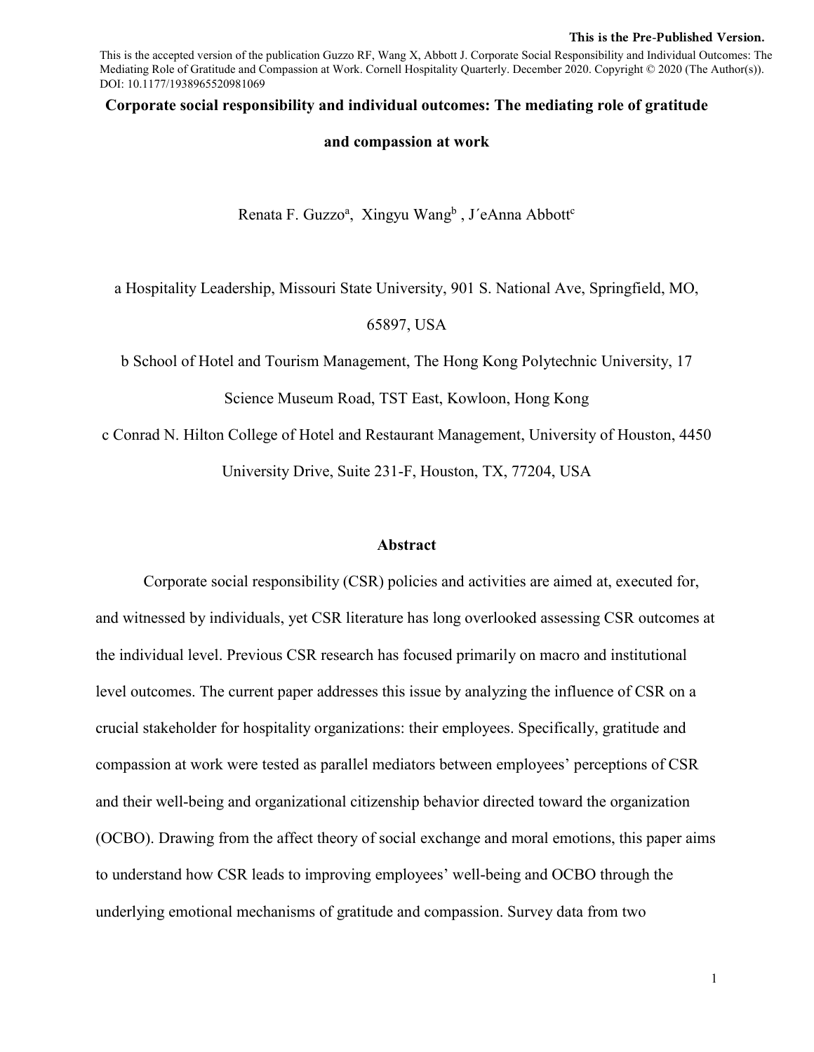**This is the Pre-Published Version.**

This is the accepted version of the publication Guzzo RF, Wang X, Abbott J. Corporate Social Responsibility and Individual Outcomes: The Mediating Role of Gratitude and Compassion at Work. Cornell Hospitality Quarterly. December 2020. Copyright © 2020 (The Author(s)). DOI: 10.1177/1938965520981069

# Corporate social responsibility and individual outcomes: The mediating role of gratitude and compassion at work

Renata F. Guzzo[a], Xingyu Wang[b], J´eAnna Abbott[c]

a Hospitality Leadership, Missouri State University, 901 S. National Ave, Springfield, MO, 65897, USA

b School of Hotel and Tourism Management, The Hong Kong Polytechnic University, 17 Science Museum Road, TST East, Kowloon, Hong Kong

c Conrad N. Hilton College of Hotel and Restaurant Management, University of Houston, 4450 University Drive, Suite 231-F, Houston, TX, 77204, USA

## Abstract

Corporate social responsibility (CSR) policies and activities are aimed at, executed for, and witnessed by individuals, yet CSR literature has long overlooked assessing CSR outcomes at the individual level. Previous CSR research has focused primarily on macro and institutional level outcomes. The current paper addresses this issue by analyzing the influence of CSR on a crucial stakeholder for hospitality organizations: their employees. Specifically, gratitude and compassion at work were tested as parallel mediators between employees' perceptions of CSR and their well-being and organizational citizenship behavior directed toward the organization (OCBO). Drawing from the affect theory of social exchange and moral emotions, this paper aims to understand how CSR leads to improving employees' well-being and OCBO through the underlying emotional mechanisms of gratitude and compassion. Survey data from two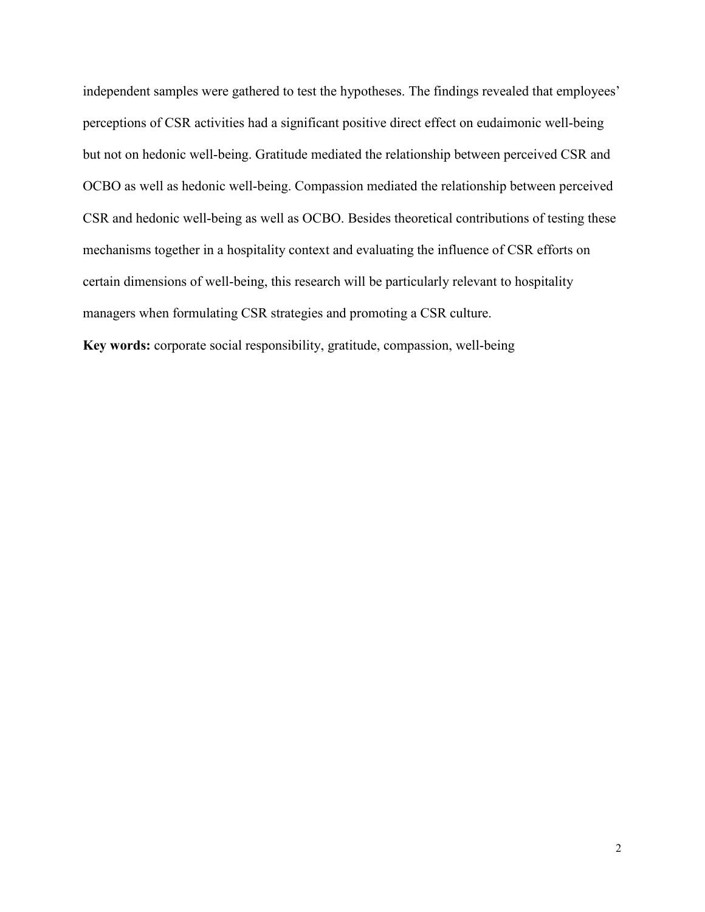independent samples were gathered to test the hypotheses. The findings revealed that employees' perceptions of CSR activities had a significant positive direct effect on eudaimonic well-being but not on hedonic well-being. Gratitude mediated the relationship between perceived CSR and OCBO as well as hedonic well-being. Compassion mediated the relationship between perceived CSR and hedonic well-being as well as OCBO. Besides theoretical contributions of testing these mechanisms together in a hospitality context and evaluating the influence of CSR efforts on certain dimensions of well-being, this research will be particularly relevant to hospitality managers when formulating CSR strategies and promoting a CSR culture.

**Key words:** corporate social responsibility, gratitude, compassion, well-being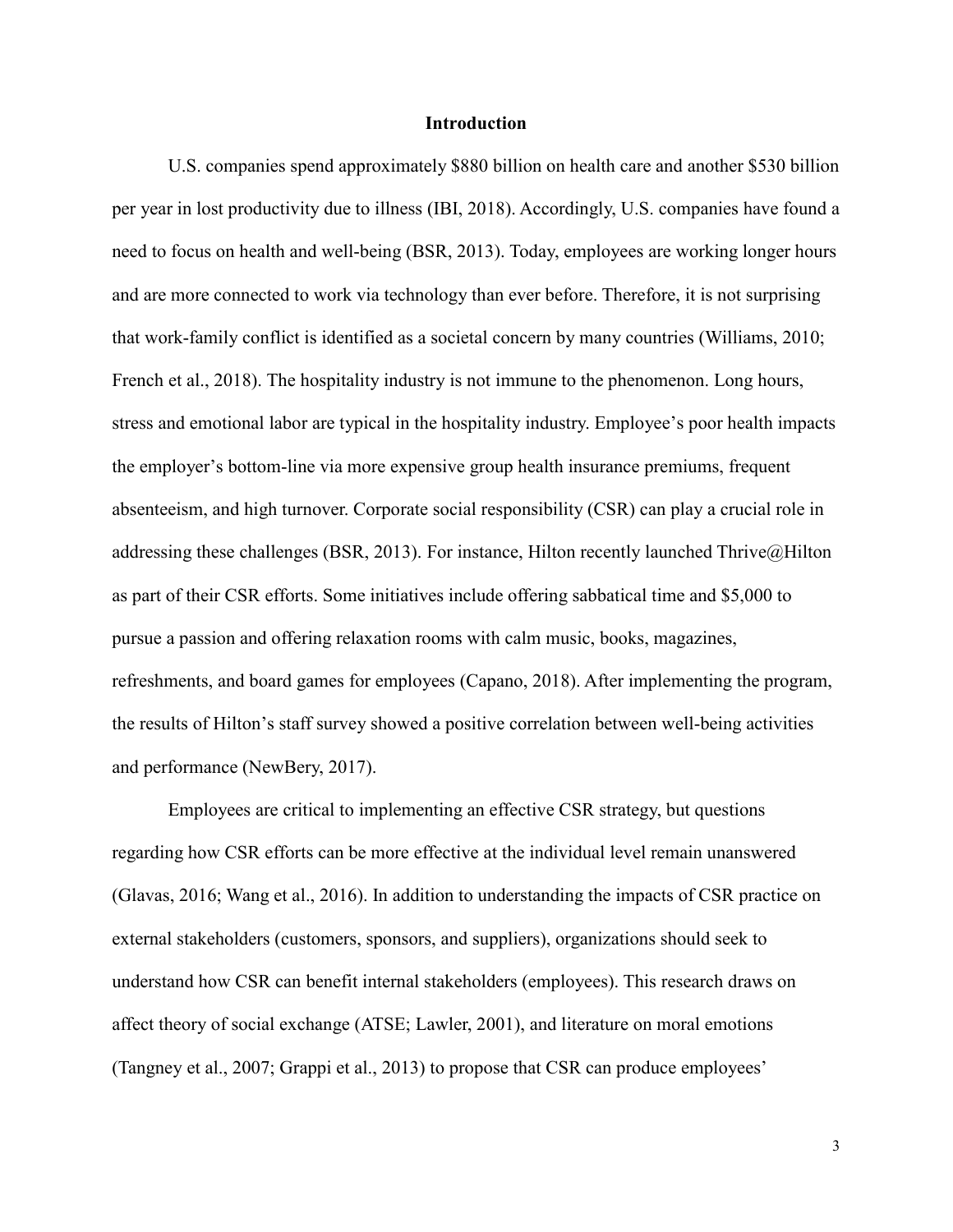# Introduction

U.S. companies spend approximately $880 billion on health care and another $530 billion per year in lost productivity due to illness (IBI, 2018). Accordingly, U.S. companies have found a need to focus on health and well-being (BSR, 2013). Today, employees are working longer hours and are more connected to work via technology than ever before. Therefore, it is not surprising that work-family conflict is identified as a societal concern by many countries (Williams, 2010; French et al., 2018). The hospitality industry is not immune to the phenomenon. Long hours, stress and emotional labor are typical in the hospitality industry. Employee's poor health impacts the employer's bottom-line via more expensive group health insurance premiums, frequent absenteeism, and high turnover. Corporate social responsibility (CSR) can play a crucial role in addressing these challenges (BSR, 2013). For instance, Hilton recently launched Thrive@Hilton as part of their CSR efforts. Some initiatives include offering sabbatical time and $5,000 to pursue a passion and offering relaxation rooms with calm music, books, magazines, refreshments, and board games for employees (Capano, 2018). After implementing the program, the results of Hilton's staff survey showed a positive correlation between well-being activities and performance (NewBery, 2017).

Employees are critical to implementing an effective CSR strategy, but questions regarding how CSR efforts can be more effective at the individual level remain unanswered (Glavas, 2016; Wang et al., 2016). In addition to understanding the impacts of CSR practice on external stakeholders (customers, sponsors, and suppliers), organizations should seek to understand how CSR can benefit internal stakeholders (employees). This research draws on affect theory of social exchange (ATSE; Lawler, 2001), and literature on moral emotions (Tangney et al., 2007; Grappi et al., 2013) to propose that CSR can produce employees'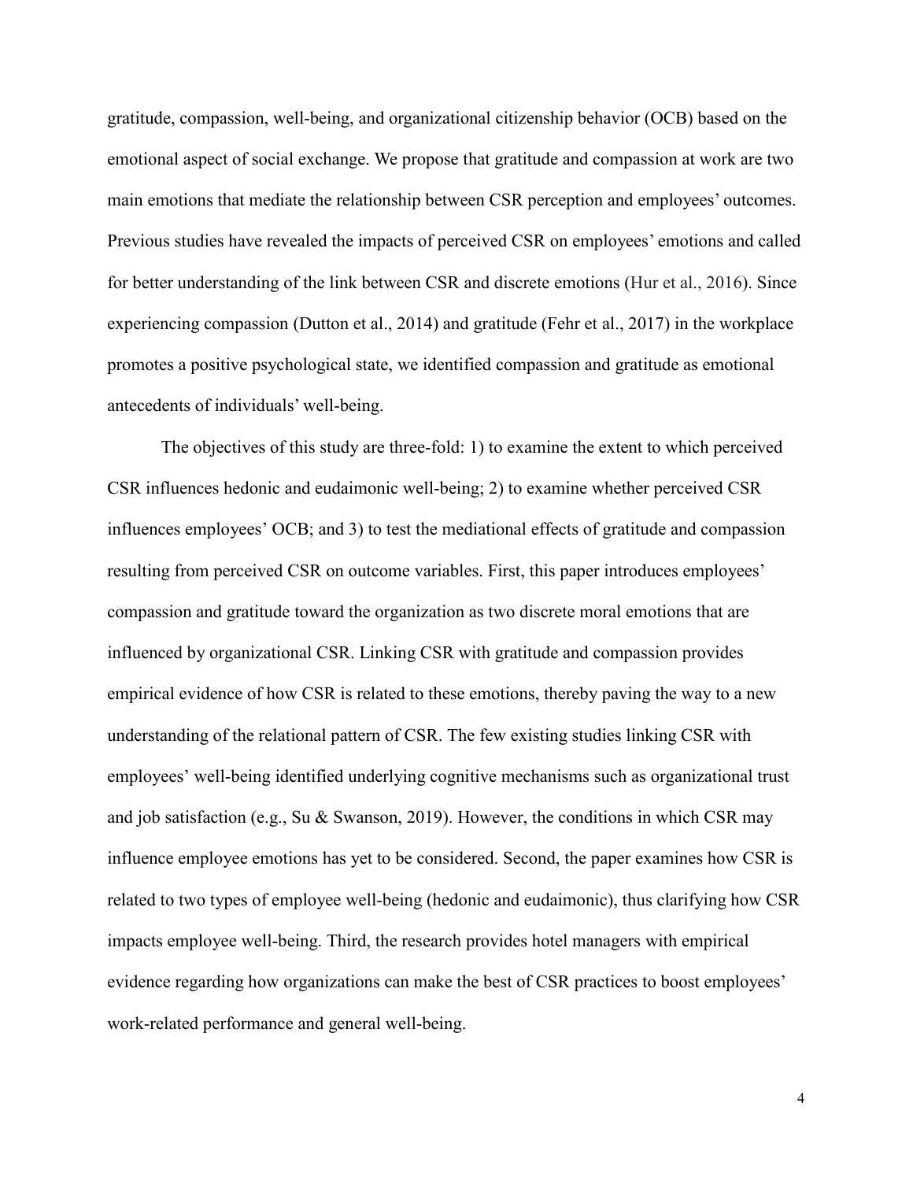gratitude, compassion, well-being, and organizational citizenship behavior (OCB) based on the emotional aspect of social exchange. We propose that gratitude and compassion at work are two main emotions that mediate the relationship between CSR perception and employees' outcomes. Previous studies have revealed the impacts of perceived CSR on employees' emotions and called for better understanding of the link between CSR and discrete emotions (Hur et al., 2016). Since experiencing compassion (Dutton et al., 2014) and gratitude (Fehr et al., 2017) in the workplace promotes a positive psychological state, we identified compassion and gratitude as emotional antecedents of individuals' well-being.

The objectives of this study are three-fold: 1) to examine the extent to which perceived CSR influences hedonic and eudaimonic well-being; 2) to examine whether perceived CSR influences employees' OCB; and 3) to test the mediational effects of gratitude and compassion resulting from perceived CSR on outcome variables. First, this paper introduces employees' compassion and gratitude toward the organization as two discrete moral emotions that are influenced by organizational CSR. Linking CSR with gratitude and compassion provides empirical evidence of how CSR is related to these emotions, thereby paving the way to a new understanding of the relational pattern of CSR. The few existing studies linking CSR with employees' well-being identified underlying cognitive mechanisms such as organizational trust and job satisfaction (e.g., Su & Swanson, 2019). However, the conditions in which CSR may influence employee emotions has yet to be considered. Second, the paper examines how CSR is related to two types of employee well-being (hedonic and eudaimonic), thus clarifying how CSR impacts employee well-being. Third, the research provides hotel managers with empirical evidence regarding how organizations can make the best of CSR practices to boost employees' work-related performance and general well-being.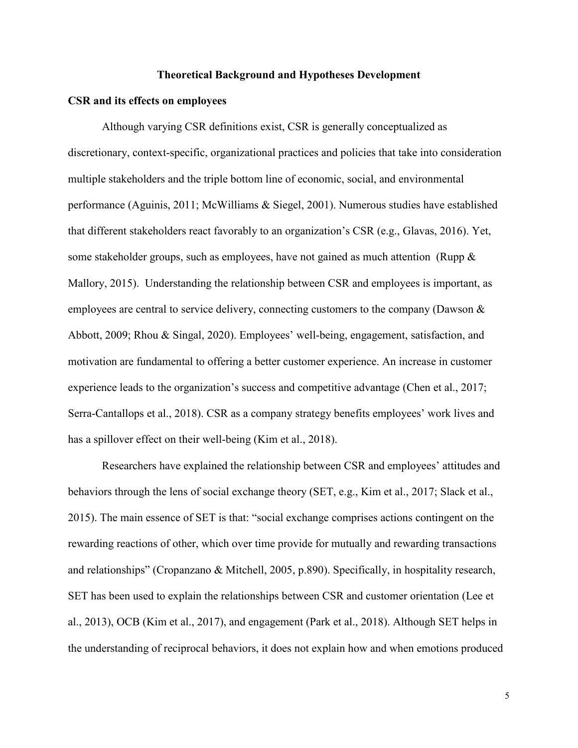## Theoretical Background and Hypotheses Development

### CSR and its effects on employees

Although varying CSR definitions exist, CSR is generally conceptualized as discretionary, context-specific, organizational practices and policies that take into consideration multiple stakeholders and the triple bottom line of economic, social, and environmental performance (Aguinis, 2011; McWilliams & Siegel, 2001). Numerous studies have established that different stakeholders react favorably to an organization's CSR (e.g., Glavas, 2016). Yet, some stakeholder groups, such as employees, have not gained as much attention (Rupp & Mallory, 2015). Understanding the relationship between CSR and employees is important, as employees are central to service delivery, connecting customers to the company (Dawson & Abbott, 2009; Rhou & Singal, 2020). Employees' well-being, engagement, satisfaction, and motivation are fundamental to offering a better customer experience. An increase in customer experience leads to the organization's success and competitive advantage (Chen et al., 2017; Serra-Cantallops et al., 2018). CSR as a company strategy benefits employees' work lives and has a spillover effect on their well-being (Kim et al., 2018).

Researchers have explained the relationship between CSR and employees' attitudes and behaviors through the lens of social exchange theory (SET, e.g., Kim et al., 2017; Slack et al., 2015). The main essence of SET is that: "social exchange comprises actions contingent on the rewarding reactions of other, which over time provide for mutually and rewarding transactions and relationships" (Cropanzano & Mitchell, 2005, p.890). Specifically, in hospitality research, SET has been used to explain the relationships between CSR and customer orientation (Lee et al., 2013), OCB (Kim et al., 2017), and engagement (Park et al., 2018). Although SET helps in the understanding of reciprocal behaviors, it does not explain how and when emotions produced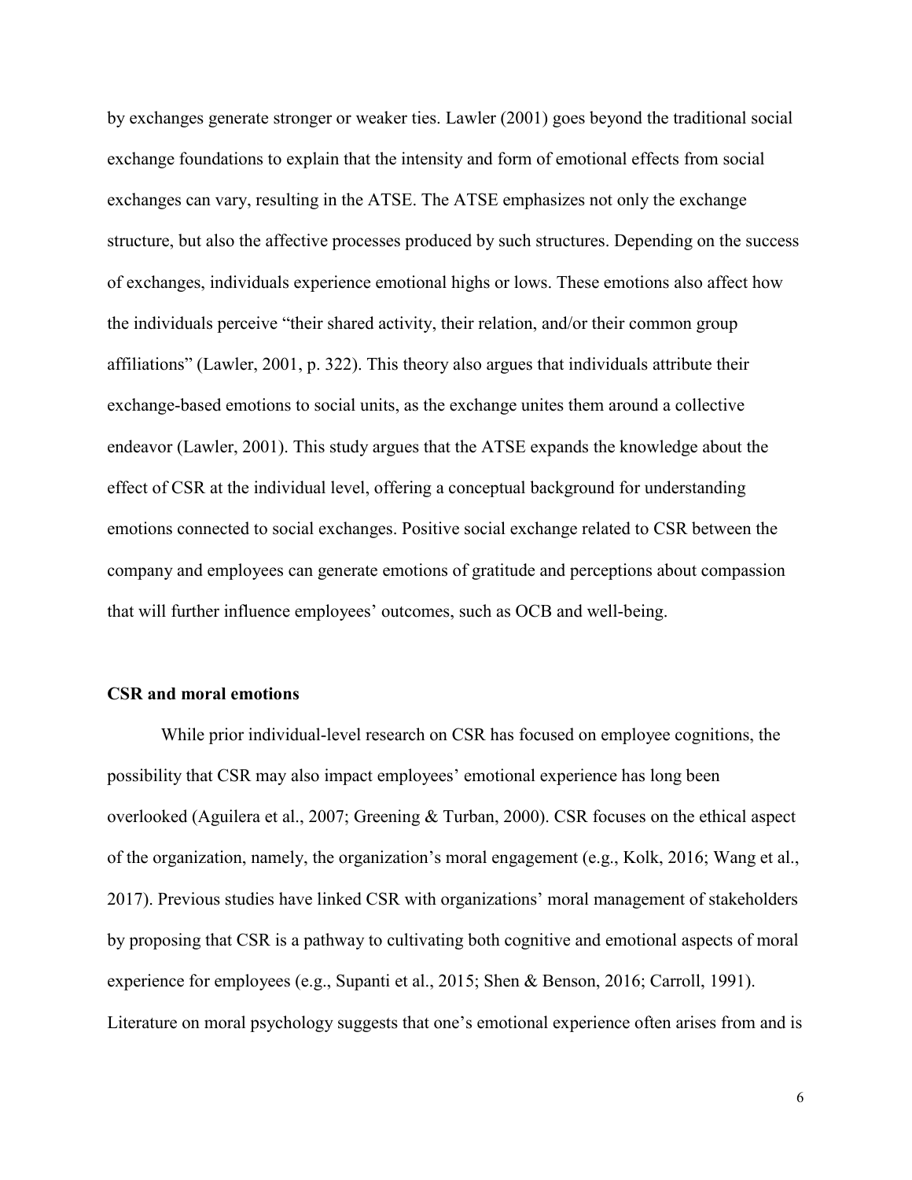by exchanges generate stronger or weaker ties. Lawler (2001) goes beyond the traditional social exchange foundations to explain that the intensity and form of emotional effects from social exchanges can vary, resulting in the ATSE. The ATSE emphasizes not only the exchange structure, but also the affective processes produced by such structures. Depending on the success of exchanges, individuals experience emotional highs or lows. These emotions also affect how the individuals perceive "their shared activity, their relation, and/or their common group affiliations" (Lawler, 2001, p. 322). This theory also argues that individuals attribute their exchange-based emotions to social units, as the exchange unites them around a collective endeavor (Lawler, 2001). This study argues that the ATSE expands the knowledge about the effect of CSR at the individual level, offering a conceptual background for understanding emotions connected to social exchanges. Positive social exchange related to CSR between the company and employees can generate emotions of gratitude and perceptions about compassion that will further influence employees' outcomes, such as OCB and well-being.

## CSR and moral emotions

While prior individual-level research on CSR has focused on employee cognitions, the possibility that CSR may also impact employees' emotional experience has long been overlooked (Aguilera et al., 2007; Greening & Turban, 2000). CSR focuses on the ethical aspect of the organization, namely, the organization's moral engagement (e.g., Kolk, 2016; Wang et al., 2017). Previous studies have linked CSR with organizations' moral management of stakeholders by proposing that CSR is a pathway to cultivating both cognitive and emotional aspects of moral experience for employees (e.g., Supanti et al., 2015; Shen & Benson, 2016; Carroll, 1991). Literature on moral psychology suggests that one's emotional experience often arises from and is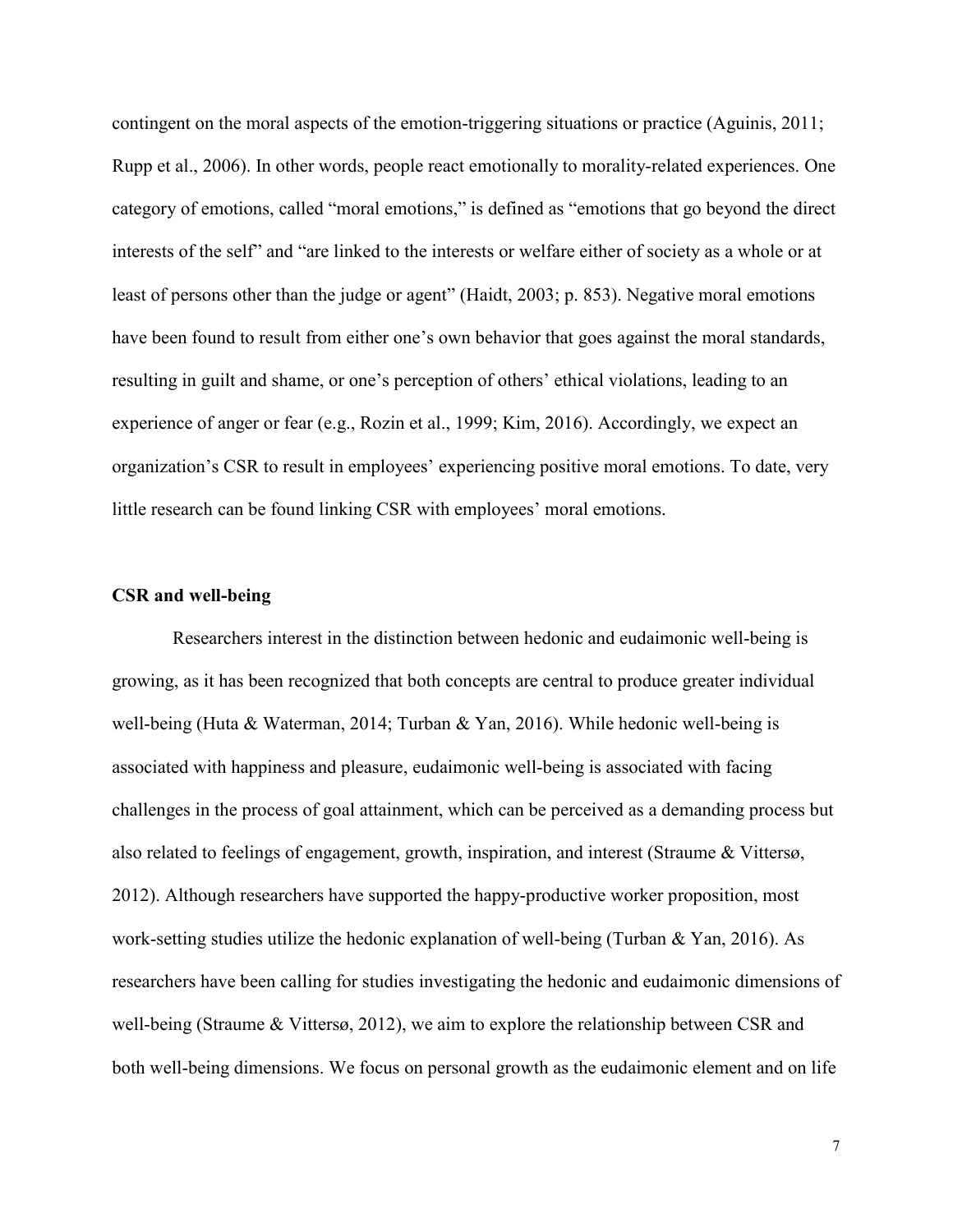contingent on the moral aspects of the emotion-triggering situations or practice (Aguinis, 2011; Rupp et al., 2006). In other words, people react emotionally to morality-related experiences. One category of emotions, called "moral emotions," is defined as "emotions that go beyond the direct interests of the self" and "are linked to the interests or welfare either of society as a whole or at least of persons other than the judge or agent" (Haidt, 2003; p. 853). Negative moral emotions have been found to result from either one's own behavior that goes against the moral standards, resulting in guilt and shame, or one's perception of others' ethical violations, leading to an experience of anger or fear (e.g., Rozin et al., 1999; Kim, 2016). Accordingly, we expect an organization's CSR to result in employees' experiencing positive moral emotions. To date, very little research can be found linking CSR with employees' moral emotions.

**CSR and well-being**

Researchers interest in the distinction between hedonic and eudaimonic well-being is growing, as it has been recognized that both concepts are central to produce greater individual well-being (Huta & Waterman, 2014; Turban & Yan, 2016). While hedonic well-being is associated with happiness and pleasure, eudaimonic well-being is associated with facing challenges in the process of goal attainment, which can be perceived as a demanding process but also related to feelings of engagement, growth, inspiration, and interest (Straume & Vittersø, 2012). Although researchers have supported the happy-productive worker proposition, most work-setting studies utilize the hedonic explanation of well-being (Turban & Yan, 2016). As researchers have been calling for studies investigating the hedonic and eudaimonic dimensions of well-being (Straume & Vittersø, 2012), we aim to explore the relationship between CSR and both well-being dimensions. We focus on personal growth as the eudaimonic element and on life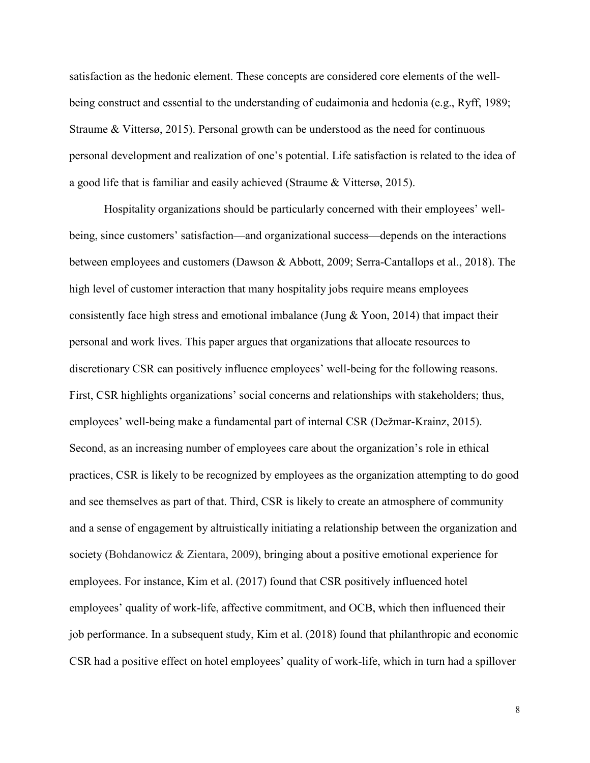satisfaction as the hedonic element. These concepts are considered core elements of the well-being construct and essential to the understanding of eudaimonia and hedonia (e.g., Ryff, 1989; Straume & Vittersø, 2015). Personal growth can be understood as the need for continuous personal development and realization of one's potential. Life satisfaction is related to the idea of a good life that is familiar and easily achieved (Straume & Vittersø, 2015).

Hospitality organizations should be particularly concerned with their employees' well-being, since customers' satisfaction—and organizational success—depends on the interactions between employees and customers (Dawson & Abbott, 2009; Serra-Cantallops et al., 2018). The high level of customer interaction that many hospitality jobs require means employees consistently face high stress and emotional imbalance (Jung & Yoon, 2014) that impact their personal and work lives. This paper argues that organizations that allocate resources to discretionary CSR can positively influence employees' well-being for the following reasons. First, CSR highlights organizations' social concerns and relationships with stakeholders; thus, employees' well-being make a fundamental part of internal CSR (Dežmar-Krainz, 2015). Second, as an increasing number of employees care about the organization's role in ethical practices, CSR is likely to be recognized by employees as the organization attempting to do good and see themselves as part of that. Third, CSR is likely to create an atmosphere of community and a sense of engagement by altruistically initiating a relationship between the organization and society (Bohdanowicz & Zientara, 2009), bringing about a positive emotional experience for employees. For instance, Kim et al. (2017) found that CSR positively influenced hotel employees' quality of work-life, affective commitment, and OCB, which then influenced their job performance. In a subsequent study, Kim et al. (2018) found that philanthropic and economic CSR had a positive effect on hotel employees' quality of work-life, which in turn had a spillover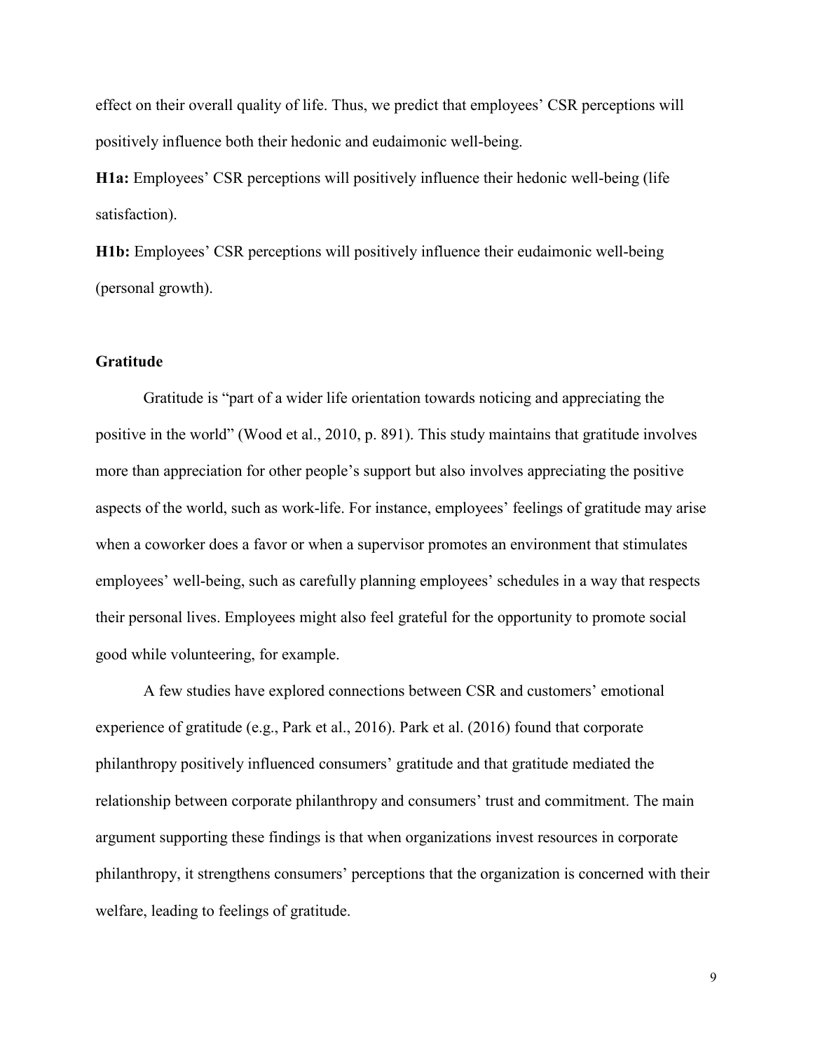effect on their overall quality of life. Thus, we predict that employees' CSR perceptions will positively influence both their hedonic and eudaimonic well-being.

**H1a:** Employees' CSR perceptions will positively influence their hedonic well-being (life satisfaction).

**H1b:** Employees' CSR perceptions will positively influence their eudaimonic well-being (personal growth).

### Gratitude

Gratitude is "part of a wider life orientation towards noticing and appreciating the positive in the world" (Wood et al., 2010, p. 891). This study maintains that gratitude involves more than appreciation for other people's support but also involves appreciating the positive aspects of the world, such as work-life. For instance, employees' feelings of gratitude may arise when a coworker does a favor or when a supervisor promotes an environment that stimulates employees' well-being, such as carefully planning employees' schedules in a way that respects their personal lives. Employees might also feel grateful for the opportunity to promote social good while volunteering, for example.

A few studies have explored connections between CSR and customers' emotional experience of gratitude (e.g., Park et al., 2016). Park et al. (2016) found that corporate philanthropy positively influenced consumers' gratitude and that gratitude mediated the relationship between corporate philanthropy and consumers' trust and commitment. The main argument supporting these findings is that when organizations invest resources in corporate philanthropy, it strengthens consumers' perceptions that the organization is concerned with their welfare, leading to feelings of gratitude.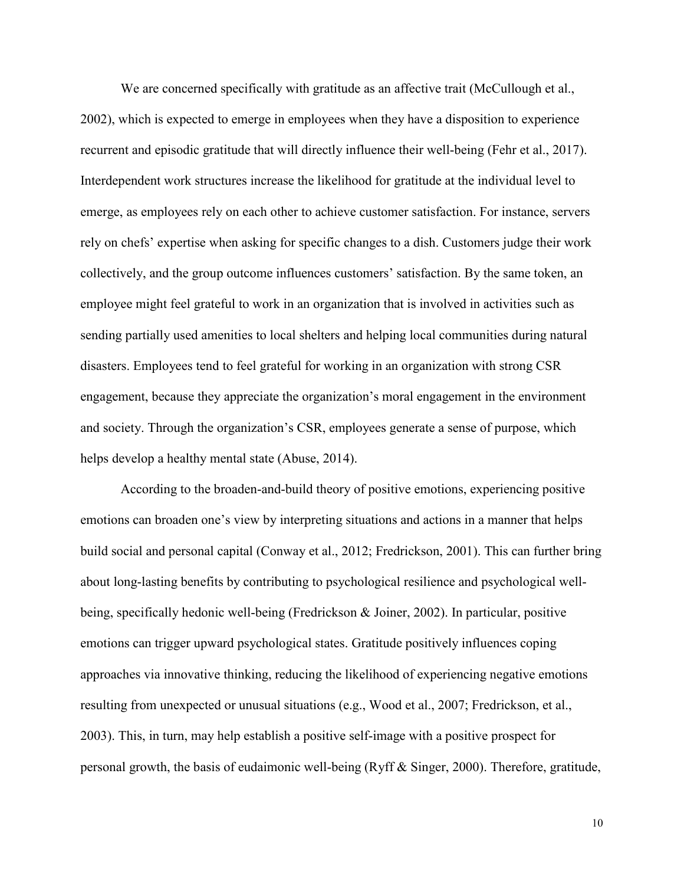We are concerned specifically with gratitude as an affective trait (McCullough et al., 2002), which is expected to emerge in employees when they have a disposition to experience recurrent and episodic gratitude that will directly influence their well-being (Fehr et al., 2017). Interdependent work structures increase the likelihood for gratitude at the individual level to emerge, as employees rely on each other to achieve customer satisfaction. For instance, servers rely on chefs' expertise when asking for specific changes to a dish. Customers judge their work collectively, and the group outcome influences customers' satisfaction. By the same token, an employee might feel grateful to work in an organization that is involved in activities such as sending partially used amenities to local shelters and helping local communities during natural disasters. Employees tend to feel grateful for working in an organization with strong CSR engagement, because they appreciate the organization's moral engagement in the environment and society. Through the organization's CSR, employees generate a sense of purpose, which helps develop a healthy mental state (Abuse, 2014).

According to the broaden-and-build theory of positive emotions, experiencing positive emotions can broaden one's view by interpreting situations and actions in a manner that helps build social and personal capital (Conway et al., 2012; Fredrickson, 2001). This can further bring about long-lasting benefits by contributing to psychological resilience and psychological well-being, specifically hedonic well-being (Fredrickson & Joiner, 2002). In particular, positive emotions can trigger upward psychological states. Gratitude positively influences coping approaches via innovative thinking, reducing the likelihood of experiencing negative emotions resulting from unexpected or unusual situations (e.g., Wood et al., 2007; Fredrickson, et al., 2003). This, in turn, may help establish a positive self-image with a positive prospect for personal growth, the basis of eudaimonic well-being (Ryff & Singer, 2000). Therefore, gratitude,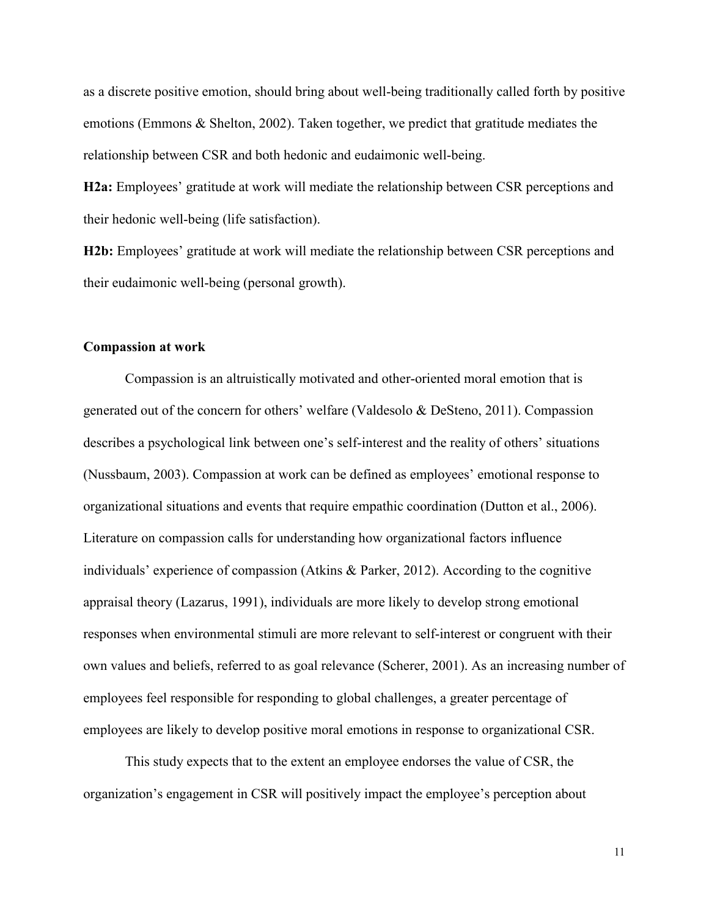as a discrete positive emotion, should bring about well-being traditionally called forth by positive emotions (Emmons & Shelton, 2002). Taken together, we predict that gratitude mediates the relationship between CSR and both hedonic and eudaimonic well-being.

**H2a:** Employees' gratitude at work will mediate the relationship between CSR perceptions and their hedonic well-being (life satisfaction).

**H2b:** Employees' gratitude at work will mediate the relationship between CSR perceptions and their eudaimonic well-being (personal growth).

### Compassion at work

Compassion is an altruistically motivated and other-oriented moral emotion that is generated out of the concern for others' welfare (Valdesolo & DeSteno, 2011). Compassion describes a psychological link between one's self-interest and the reality of others' situations (Nussbaum, 2003). Compassion at work can be defined as employees' emotional response to organizational situations and events that require empathic coordination (Dutton et al., 2006). Literature on compassion calls for understanding how organizational factors influence individuals' experience of compassion (Atkins & Parker, 2012). According to the cognitive appraisal theory (Lazarus, 1991), individuals are more likely to develop strong emotional responses when environmental stimuli are more relevant to self-interest or congruent with their own values and beliefs, referred to as goal relevance (Scherer, 2001). As an increasing number of employees feel responsible for responding to global challenges, a greater percentage of employees are likely to develop positive moral emotions in response to organizational CSR.

This study expects that to the extent an employee endorses the value of CSR, the organization's engagement in CSR will positively impact the employee's perception about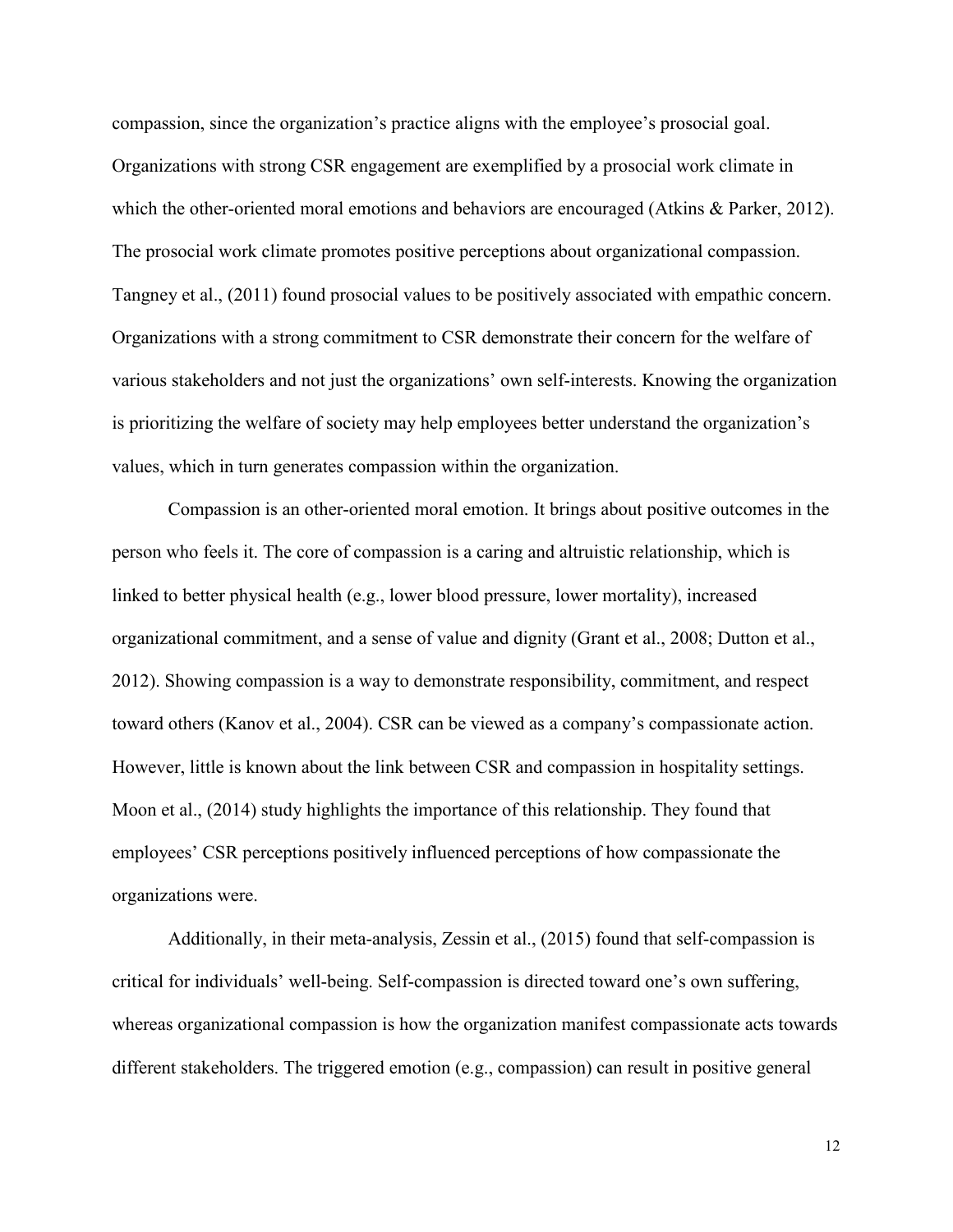compassion, since the organization's practice aligns with the employee's prosocial goal. Organizations with strong CSR engagement are exemplified by a prosocial work climate in which the other-oriented moral emotions and behaviors are encouraged (Atkins & Parker, 2012). The prosocial work climate promotes positive perceptions about organizational compassion. Tangney et al., (2011) found prosocial values to be positively associated with empathic concern. Organizations with a strong commitment to CSR demonstrate their concern for the welfare of various stakeholders and not just the organizations' own self-interests. Knowing the organization is prioritizing the welfare of society may help employees better understand the organization's values, which in turn generates compassion within the organization.

Compassion is an other-oriented moral emotion. It brings about positive outcomes in the person who feels it. The core of compassion is a caring and altruistic relationship, which is linked to better physical health (e.g., lower blood pressure, lower mortality), increased organizational commitment, and a sense of value and dignity (Grant et al., 2008; Dutton et al., 2012). Showing compassion is a way to demonstrate responsibility, commitment, and respect toward others (Kanov et al., 2004). CSR can be viewed as a company's compassionate action. However, little is known about the link between CSR and compassion in hospitality settings. Moon et al., (2014) study highlights the importance of this relationship. They found that employees' CSR perceptions positively influenced perceptions of how compassionate the organizations were.

Additionally, in their meta-analysis, Zessin et al., (2015) found that self-compassion is critical for individuals' well-being. Self-compassion is directed toward one's own suffering, whereas organizational compassion is how the organization manifest compassionate acts towards different stakeholders. The triggered emotion (e.g., compassion) can result in positive general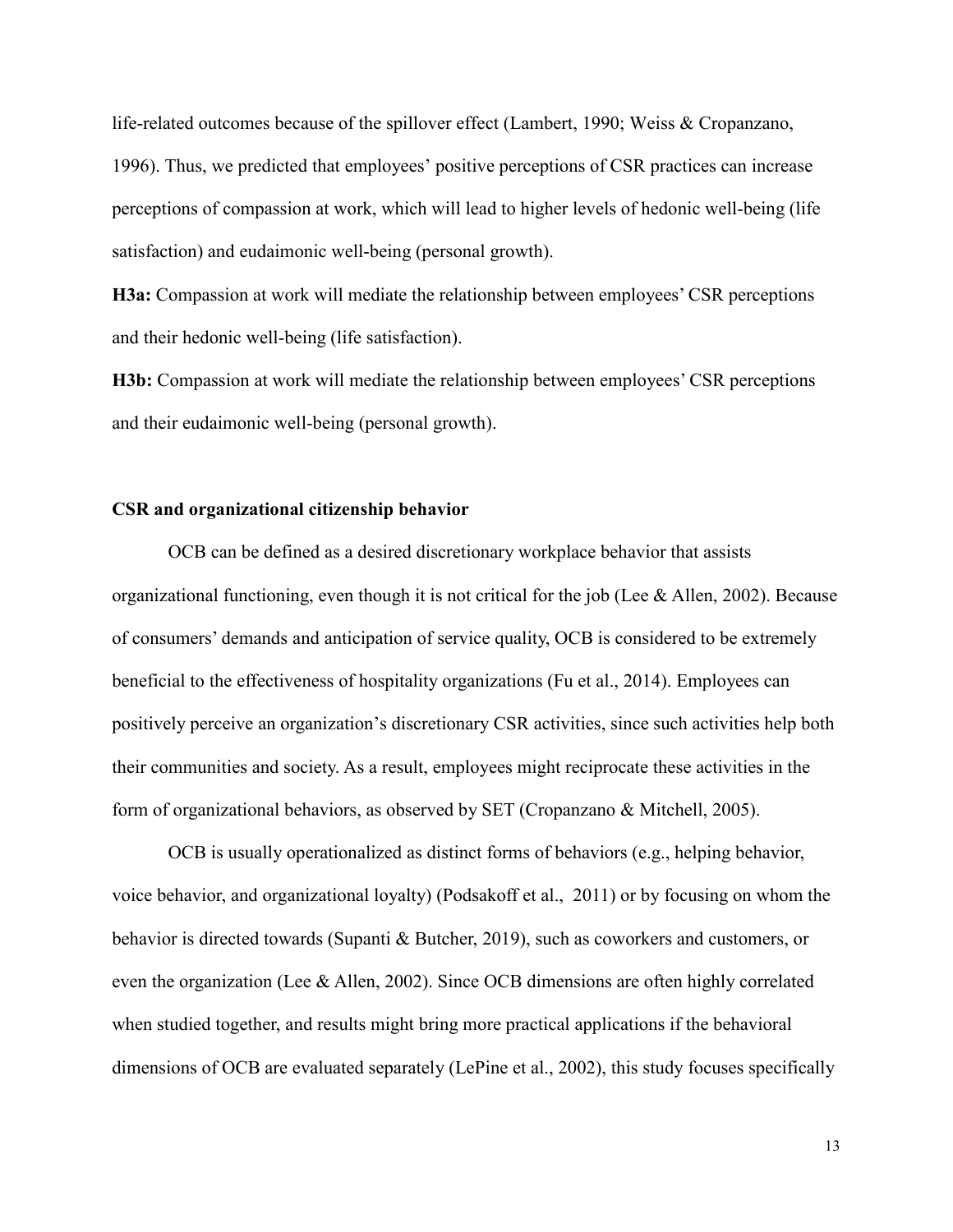life-related outcomes because of the spillover effect (Lambert, 1990; Weiss & Cropanzano, 1996). Thus, we predicted that employees' positive perceptions of CSR practices can increase perceptions of compassion at work, which will lead to higher levels of hedonic well-being (life satisfaction) and eudaimonic well-being (personal growth).

**H3a:** Compassion at work will mediate the relationship between employees' CSR perceptions and their hedonic well-being (life satisfaction).

**H3b:** Compassion at work will mediate the relationship between employees' CSR perceptions and their eudaimonic well-being (personal growth).

### CSR and organizational citizenship behavior

OCB can be defined as a desired discretionary workplace behavior that assists organizational functioning, even though it is not critical for the job (Lee & Allen, 2002). Because of consumers' demands and anticipation of service quality, OCB is considered to be extremely beneficial to the effectiveness of hospitality organizations (Fu et al., 2014). Employees can positively perceive an organization's discretionary CSR activities, since such activities help both their communities and society. As a result, employees might reciprocate these activities in the form of organizational behaviors, as observed by SET (Cropanzano & Mitchell, 2005).

OCB is usually operationalized as distinct forms of behaviors (e.g., helping behavior, voice behavior, and organizational loyalty) (Podsakoff et al., 2011) or by focusing on whom the behavior is directed towards (Supanti & Butcher, 2019), such as coworkers and customers, or even the organization (Lee & Allen, 2002). Since OCB dimensions are often highly correlated when studied together, and results might bring more practical applications if the behavioral dimensions of OCB are evaluated separately (LePine et al., 2002), this study focuses specifically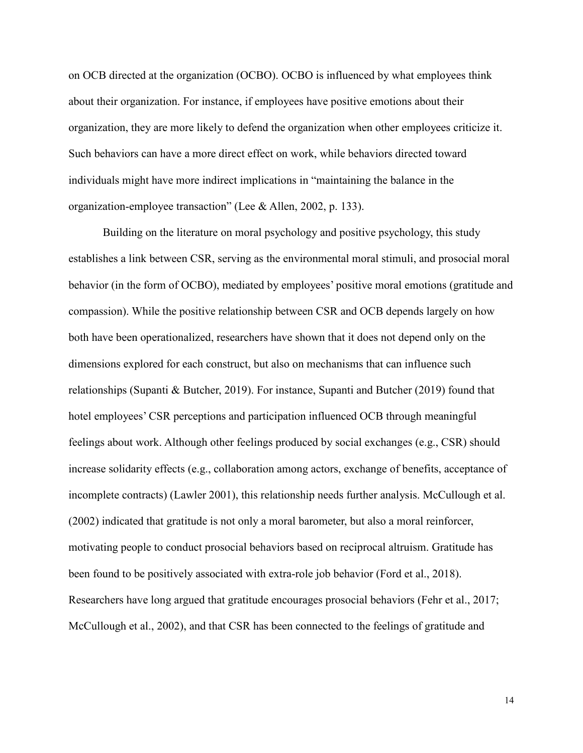on OCB directed at the organization (OCBO). OCBO is influenced by what employees think about their organization. For instance, if employees have positive emotions about their organization, they are more likely to defend the organization when other employees criticize it. Such behaviors can have a more direct effect on work, while behaviors directed toward individuals might have more indirect implications in "maintaining the balance in the organization-employee transaction" (Lee & Allen, 2002, p. 133).

Building on the literature on moral psychology and positive psychology, this study establishes a link between CSR, serving as the environmental moral stimuli, and prosocial moral behavior (in the form of OCBO), mediated by employees' positive moral emotions (gratitude and compassion). While the positive relationship between CSR and OCB depends largely on how both have been operationalized, researchers have shown that it does not depend only on the dimensions explored for each construct, but also on mechanisms that can influence such relationships (Supanti & Butcher, 2019). For instance, Supanti and Butcher (2019) found that hotel employees' CSR perceptions and participation influenced OCB through meaningful feelings about work. Although other feelings produced by social exchanges (e.g., CSR) should increase solidarity effects (e.g., collaboration among actors, exchange of benefits, acceptance of incomplete contracts) (Lawler 2001), this relationship needs further analysis. McCullough et al. (2002) indicated that gratitude is not only a moral barometer, but also a moral reinforcer, motivating people to conduct prosocial behaviors based on reciprocal altruism. Gratitude has been found to be positively associated with extra-role job behavior (Ford et al., 2018). Researchers have long argued that gratitude encourages prosocial behaviors (Fehr et al., 2017; McCullough et al., 2002), and that CSR has been connected to the feelings of gratitude and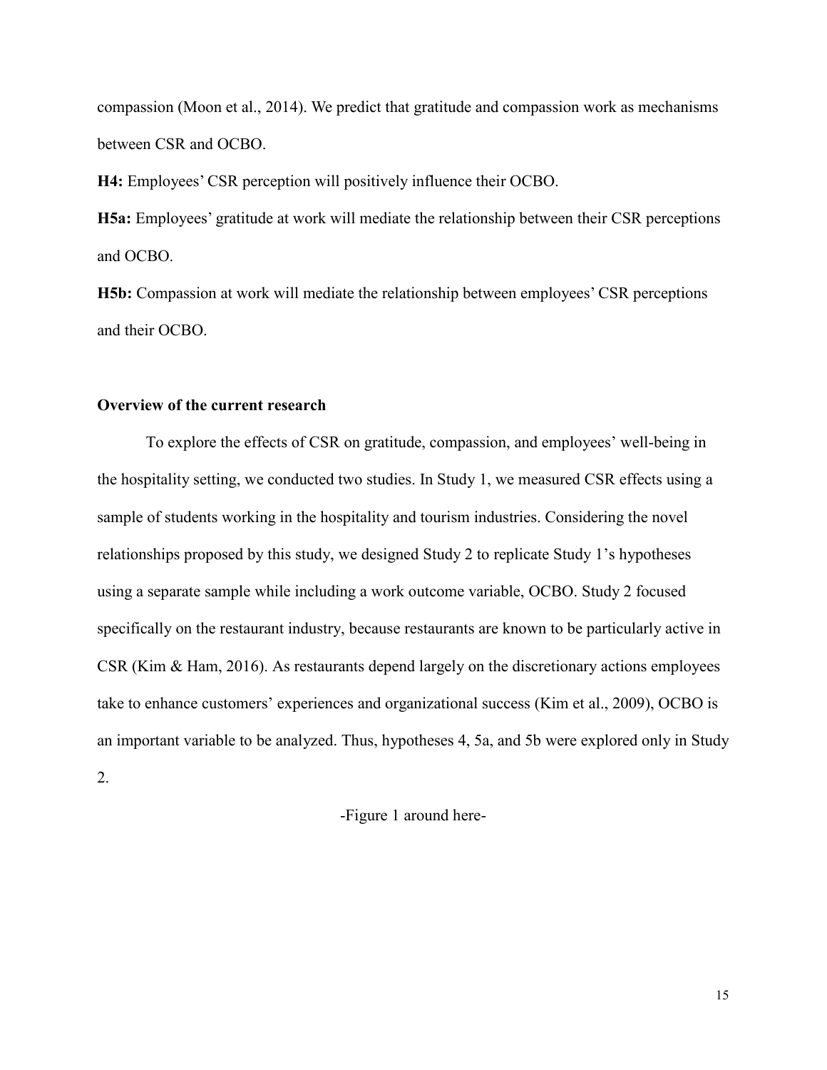compassion (Moon et al., 2014). We predict that gratitude and compassion work as mechanisms between CSR and OCBO.

**H4:** Employees' CSR perception will positively influence their OCBO.

**H5a:** Employees' gratitude at work will mediate the relationship between their CSR perceptions and OCBO.

**H5b:** Compassion at work will mediate the relationship between employees' CSR perceptions and their OCBO.

## Overview of the current research

To explore the effects of CSR on gratitude, compassion, and employees' well-being in the hospitality setting, we conducted two studies. In Study 1, we measured CSR effects using a sample of students working in the hospitality and tourism industries. Considering the novel relationships proposed by this study, we designed Study 2 to replicate Study 1's hypotheses using a separate sample while including a work outcome variable, OCBO. Study 2 focused specifically on the restaurant industry, because restaurants are known to be particularly active in CSR (Kim & Ham, 2016). As restaurants depend largely on the discretionary actions employees take to enhance customers' experiences and organizational success (Kim et al., 2009), OCBO is an important variable to be analyzed. Thus, hypotheses 4, 5a, and 5b were explored only in Study 2.

-Figure 1 around here-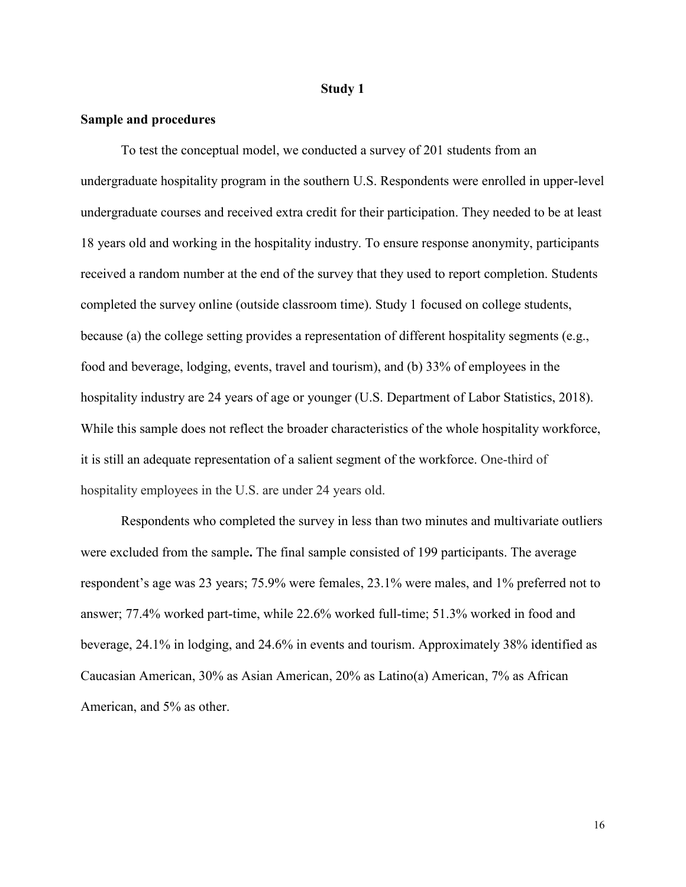## Study 1

### Sample and procedures

To test the conceptual model, we conducted a survey of 201 students from an undergraduate hospitality program in the southern U.S. Respondents were enrolled in upper-level undergraduate courses and received extra credit for their participation. They needed to be at least 18 years old and working in the hospitality industry. To ensure response anonymity, participants received a random number at the end of the survey that they used to report completion. Students completed the survey online (outside classroom time). Study 1 focused on college students, because (a) the college setting provides a representation of different hospitality segments (e.g., food and beverage, lodging, events, travel and tourism), and (b) 33% of employees in the hospitality industry are 24 years of age or younger (U.S. Department of Labor Statistics, 2018). While this sample does not reflect the broader characteristics of the whole hospitality workforce, it is still an adequate representation of a salient segment of the workforce. One-third of hospitality employees in the U.S. are under 24 years old.

Respondents who completed the survey in less than two minutes and multivariate outliers were excluded from the sample**.** The final sample consisted of 199 participants. The average respondent's age was 23 years; 75.9% were females, 23.1% were males, and 1% preferred not to answer; 77.4% worked part-time, while 22.6% worked full-time; 51.3% worked in food and beverage, 24.1% in lodging, and 24.6% in events and tourism. Approximately 38% identified as Caucasian American, 30% as Asian American, 20% as Latino(a) American, 7% as African American, and 5% as other.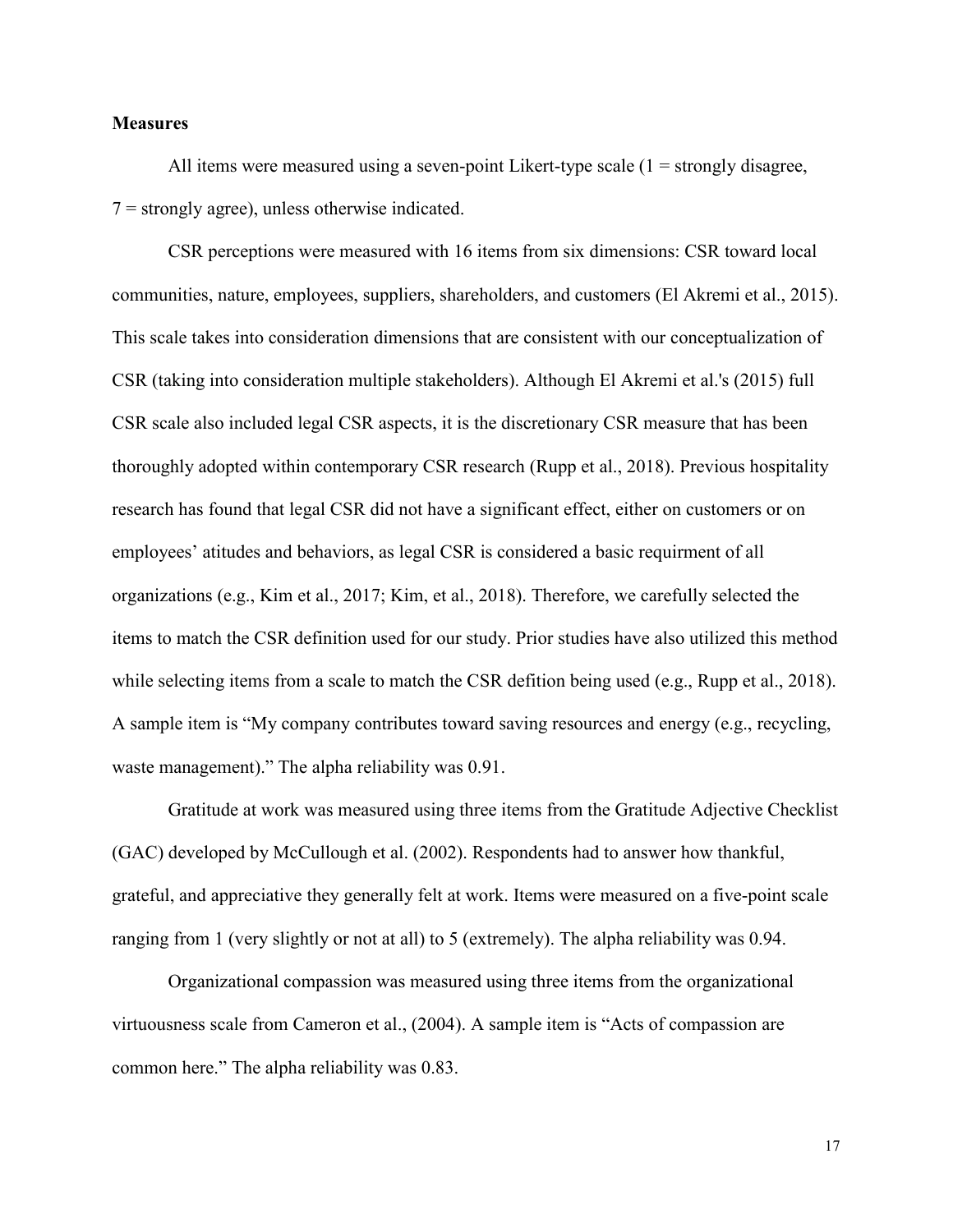**Measures**

All items were measured using a seven-point Likert-type scale (1 = strongly disagree, 7 = strongly agree), unless otherwise indicated.

CSR perceptions were measured with 16 items from six dimensions: CSR toward local communities, nature, employees, suppliers, shareholders, and customers (El Akremi et al., 2015). This scale takes into consideration dimensions that are consistent with our conceptualization of CSR (taking into consideration multiple stakeholders). Although El Akremi et al.'s (2015) full CSR scale also included legal CSR aspects, it is the discretionary CSR measure that has been thoroughly adopted within contemporary CSR research (Rupp et al., 2018). Previous hospitality research has found that legal CSR did not have a significant effect, either on customers or on employees' attitudes and behaviors, as legal CSR is considered a basic requirment of all organizations (e.g., Kim et al., 2017; Kim, et al., 2018). Therefore, we carefully selected the items to match the CSR definition used for our study. Prior studies have also utilized this method while selecting items from a scale to match the CSR defition being used (e.g., Rupp et al., 2018). A sample item is "My company contributes toward saving resources and energy (e.g., recycling, waste management)." The alpha reliability was 0.91.

Gratitude at work was measured using three items from the Gratitude Adjective Checklist (GAC) developed by McCullough et al. (2002). Respondents had to answer how thankful, grateful, and appreciative they generally felt at work. Items were measured on a five-point scale ranging from 1 (very slightly or not at all) to 5 (extremely). The alpha reliability was 0.94.

Organizational compassion was measured using three items from the organizational virtuousness scale from Cameron et al., (2004). A sample item is "Acts of compassion are common here." The alpha reliability was 0.83.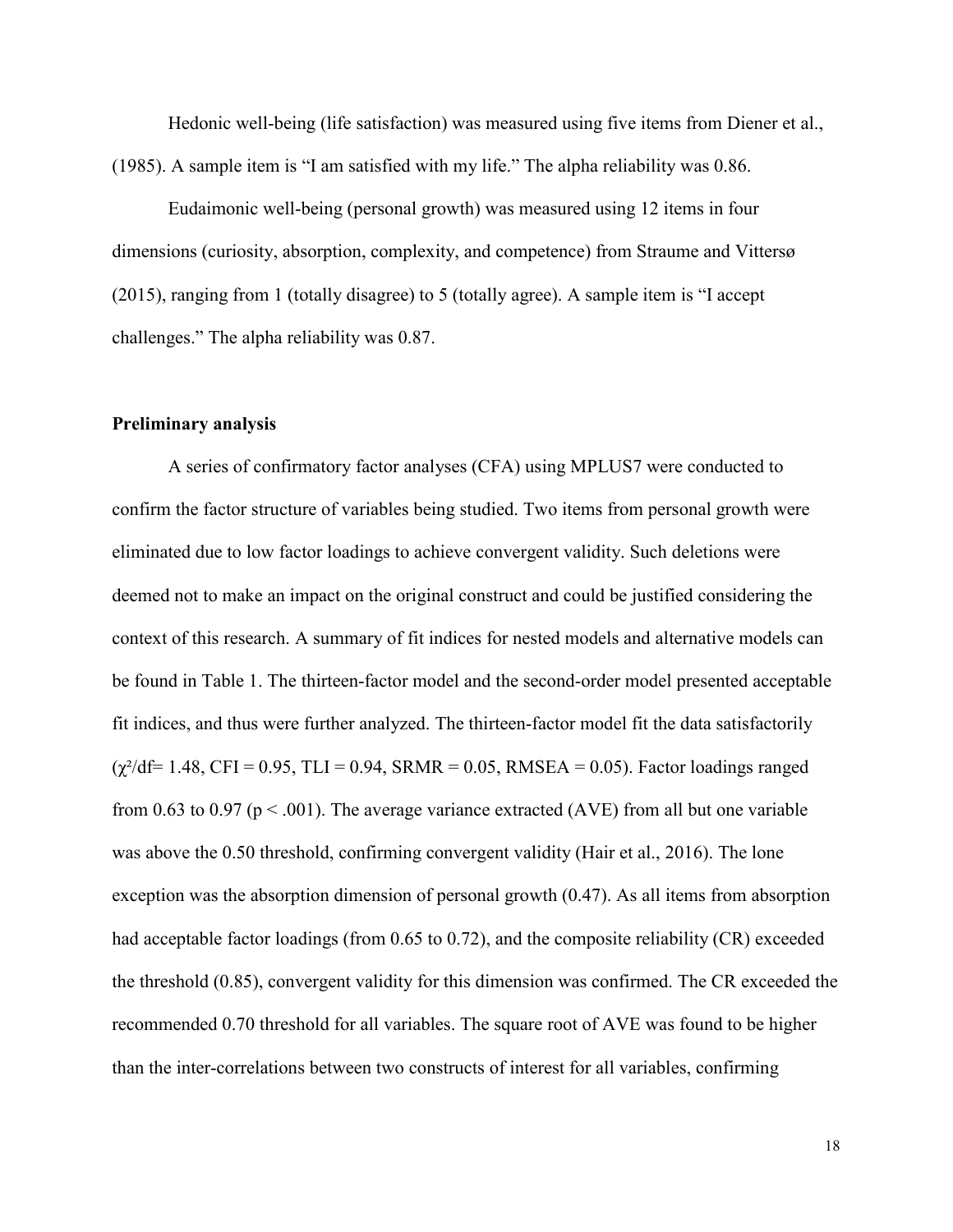Hedonic well-being (life satisfaction) was measured using five items from Diener et al., (1985). A sample item is "I am satisfied with my life." The alpha reliability was 0.86.

Eudaimonic well-being (personal growth) was measured using 12 items in four dimensions (curiosity, absorption, complexity, and competence) from Straume and Vittersø (2015), ranging from 1 (totally disagree) to 5 (totally agree). A sample item is "I accept challenges." The alpha reliability was 0.87.

**Preliminary analysis**

A series of confirmatory factor analyses (CFA) using MPLUS7 were conducted to confirm the factor structure of variables being studied. Two items from personal growth were eliminated due to low factor loadings to achieve convergent validity. Such deletions were deemed not to make an impact on the original construct and could be justified considering the context of this research. A summary of fit indices for nested models and alternative models can be found in Table 1. The thirteen-factor model and the second-order model presented acceptable fit indices, and thus were further analyzed. The thirteen-factor model fit the data satisfactorily ($\chi^2/df = 1.48$, CFI = 0.95, TLI = 0.94, SRMR = 0.05, RMSEA = 0.05). Factor loadings ranged from 0.63 to 0.97 ($p < .001$). The average variance extracted (AVE) from all but one variable was above the 0.50 threshold, confirming convergent validity (Hair et al., 2016). The lone exception was the absorption dimension of personal growth (0.47). As all items from absorption had acceptable factor loadings (from 0.65 to 0.72), and the composite reliability (CR) exceeded the threshold (0.85), convergent validity for this dimension was confirmed. The CR exceeded the recommended 0.70 threshold for all variables. The square root of AVE was found to be higher than the inter-correlations between two constructs of interest for all variables, confirming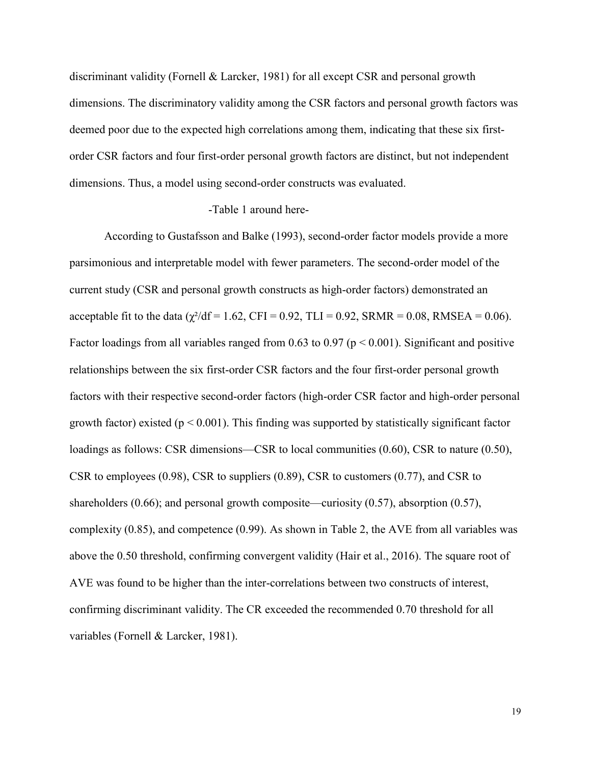discriminant validity (Fornell & Larcker, 1981) for all except CSR and personal growth dimensions. The discriminatory validity among the CSR factors and personal growth factors was deemed poor due to the expected high correlations among them, indicating that these six first-order CSR factors and four first-order personal growth factors are distinct, but not independent dimensions. Thus, a model using second-order constructs was evaluated.

-Table 1 around here-

According to Gustafsson and Balke (1993), second-order factor models provide a more parsimonious and interpretable model with fewer parameters. The second-order model of the current study (CSR and personal growth constructs as high-order factors) demonstrated an acceptable fit to the data ($\chi^2/df = 1.62$, CFI = 0.92, TLI = 0.92, SRMR = 0.08, RMSEA = 0.06). Factor loadings from all variables ranged from 0.63 to 0.97 ($p < 0.001$). Significant and positive relationships between the six first-order CSR factors and the four first-order personal growth factors with their respective second-order factors (high-order CSR factor and high-order personal growth factor) existed ($p < 0.001$). This finding was supported by statistically significant factor loadings as follows: CSR dimensions—CSR to local communities (0.60), CSR to nature (0.50), CSR to employees (0.98), CSR to suppliers (0.89), CSR to customers (0.77), and CSR to shareholders (0.66); and personal growth composite—curiosity (0.57), absorption (0.57), complexity (0.85), and competence (0.99). As shown in Table 2, the AVE from all variables was above the 0.50 threshold, confirming convergent validity (Hair et al., 2016). The square root of AVE was found to be higher than the inter-correlations between two constructs of interest, confirming discriminant validity. The CR exceeded the recommended 0.70 threshold for all variables (Fornell & Larcker, 1981).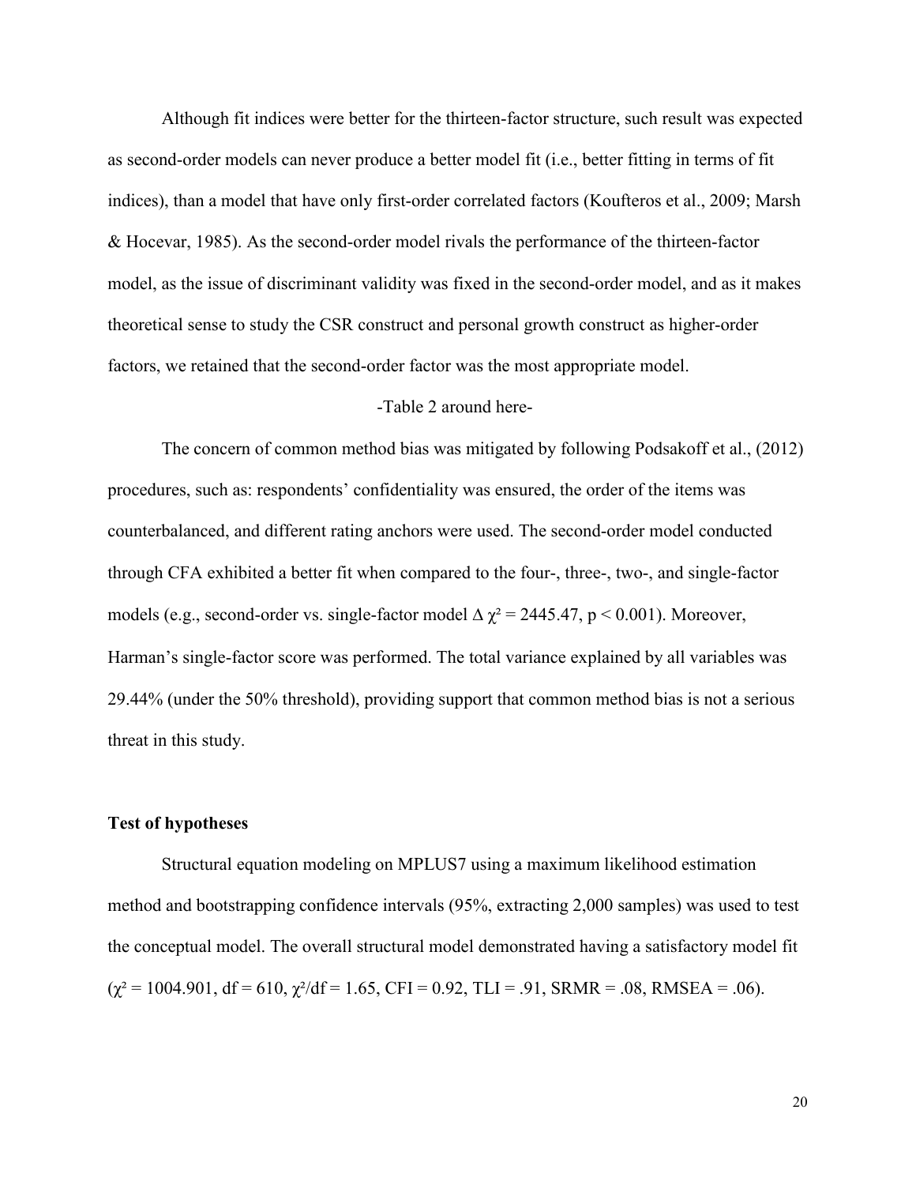Although fit indices were better for the thirteen-factor structure, such result was expected as second-order models can never produce a better model fit (i.e., better fitting in terms of fit indices), than a model that have only first-order correlated factors (Koufteros et al., 2009; Marsh & Hocevar, 1985). As the second-order model rivals the performance of the thirteen-factor model, as the issue of discriminant validity was fixed in the second-order model, and as it makes theoretical sense to study the CSR construct and personal growth construct as higher-order factors, we retained that the second-order factor was the most appropriate model.

-Table 2 around here-

The concern of common method bias was mitigated by following Podsakoff et al., (2012) procedures, such as: respondents' confidentiality was ensured, the order of the items was counterbalanced, and different rating anchors were used. The second-order model conducted through CFA exhibited a better fit when compared to the four-, three-, two-, and single-factor models (e.g., second-order vs. single-factor model $\Delta\ \chi^2 = 2445.47$, $p < 0.001$). Moreover, Harman's single-factor score was performed. The total variance explained by all variables was 29.44% (under the 50% threshold), providing support that common method bias is not a serious threat in this study.

**Test of hypotheses**

Structural equation modeling on MPLUS7 using a maximum likelihood estimation method and bootstrapping confidence intervals (95%, extracting 2,000 samples) was used to test the conceptual model. The overall structural model demonstrated having a satisfactory model fit ($\chi^2 = 1004.901$, df = 610, $\chi^2$/df = 1.65, CFI = 0.92, TLI = .91, SRMR = .08, RMSEA = .06).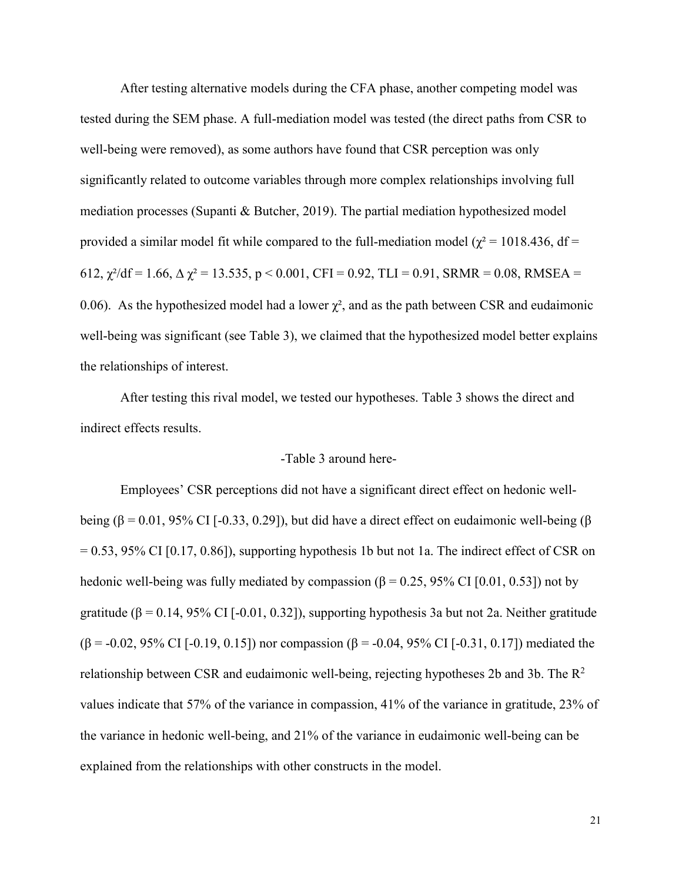After testing alternative models during the CFA phase, another competing model was tested during the SEM phase. A full-mediation model was tested (the direct paths from CSR to well-being were removed), as some authors have found that CSR perception was only significantly related to outcome variables through more complex relationships involving full mediation processes (Supanti & Butcher, 2019). The partial mediation hypothesized model provided a similar model fit while compared to the full-mediation model ($\chi^2 = 1018.436$, df = 612, $\chi^2/df = 1.66$, $\Delta \chi^2 = 13.535$, $p < 0.001$, CFI = 0.92, TLI = 0.91, SRMR = 0.08, RMSEA = 0.06). As the hypothesized model had a lower $\chi^2$, and as the path between CSR and eudaimonic well-being was significant (see Table 3), we claimed that the hypothesized model better explains the relationships of interest.

After testing this rival model, we tested our hypotheses. Table 3 shows the direct and indirect effects results.

-Table 3 around here-

Employees' CSR perceptions did not have a significant direct effect on hedonic well-being ($\beta = 0.01$, 95% CI [-0.33, 0.29]), but did have a direct effect on eudaimonic well-being ($\beta = 0.53$, 95% CI [0.17, 0.86]), supporting hypothesis 1b but not 1a. The indirect effect of CSR on hedonic well-being was fully mediated by compassion ($\beta = 0.25$, 95% CI [0.01, 0.53]) not by gratitude ($\beta = 0.14$, 95% CI [-0.01, 0.32]), supporting hypothesis 3a but not 2a. Neither gratitude ($\beta = -0.02$, 95% CI [-0.19, 0.15]) nor compassion ($\beta = -0.04$, 95% CI [-0.31, 0.17]) mediated the relationship between CSR and eudaimonic well-being, rejecting hypotheses 2b and 3b. The $R^2$ values indicate that 57% of the variance in compassion, 41% of the variance in gratitude, 23% of the variance in hedonic well-being, and 21% of the variance in eudaimonic well-being can be explained from the relationships with other constructs in the model.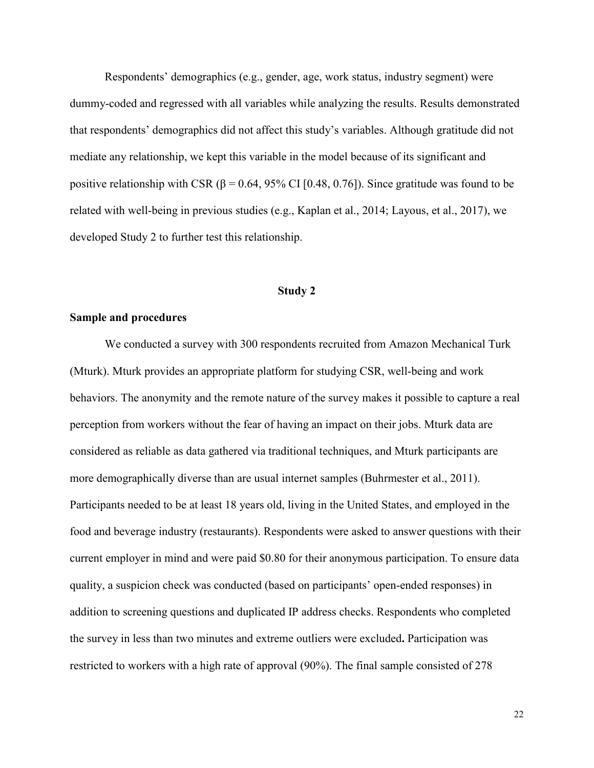Respondents' demographics (e.g., gender, age, work status, industry segment) were dummy-coded and regressed with all variables while analyzing the results. Results demonstrated that respondents' demographics did not affect this study's variables. Although gratitude did not mediate any relationship, we kept this variable in the model because of its significant and positive relationship with CSR ($\beta = 0.64$, 95% CI [0.48, 0.76]). Since gratitude was found to be related with well-being in previous studies (e.g., Kaplan et al., 2014; Layous, et al., 2017), we developed Study 2 to further test this relationship.

## Study 2

### Sample and procedures

We conducted a survey with 300 respondents recruited from Amazon Mechanical Turk (Mturk). Mturk provides an appropriate platform for studying CSR, well-being and work behaviors. The anonymity and the remote nature of the survey makes it possible to capture a real perception from workers without the fear of having an impact on their jobs. Mturk data are considered as reliable as data gathered via traditional techniques, and Mturk participants are more demographically diverse than are usual internet samples (Buhrmester et al., 2011). Participants needed to be at least 18 years old, living in the United States, and employed in the food and beverage industry (restaurants). Respondents were asked to answer questions with their current employer in mind and were paid $0.80 for their anonymous participation. To ensure data quality, a suspicion check was conducted (based on participants' open-ended responses) in addition to screening questions and duplicated IP address checks. Respondents who completed the survey in less than two minutes and extreme outliers were excluded**.** Participation was restricted to workers with a high rate of approval (90%). The final sample consisted of 278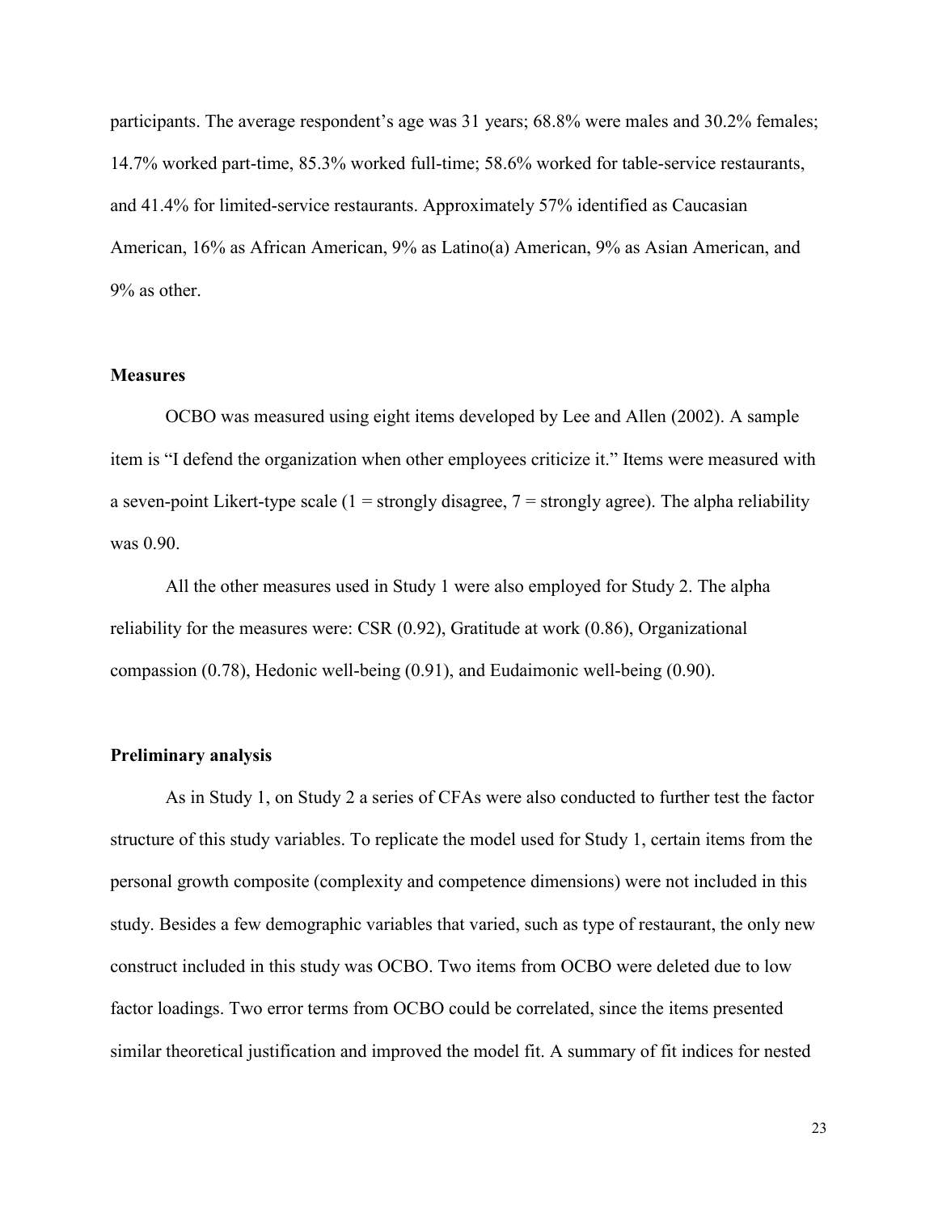participants. The average respondent's age was 31 years; 68.8% were males and 30.2% females; 14.7% worked part-time, 85.3% worked full-time; 58.6% worked for table-service restaurants, and 41.4% for limited-service restaurants. Approximately 57% identified as Caucasian American, 16% as African American, 9% as Latino(a) American, 9% as Asian American, and 9% as other.

**Measures**

OCBO was measured using eight items developed by Lee and Allen (2002). A sample item is "I defend the organization when other employees criticize it." Items were measured with a seven-point Likert-type scale (1 = strongly disagree, 7 = strongly agree). The alpha reliability was 0.90.

All the other measures used in Study 1 were also employed for Study 2. The alpha reliability for the measures were: CSR (0.92), Gratitude at work (0.86), Organizational compassion (0.78), Hedonic well-being (0.91), and Eudaimonic well-being (0.90).

**Preliminary analysis**

As in Study 1, on Study 2 a series of CFAs were also conducted to further test the factor structure of this study variables. To replicate the model used for Study 1, certain items from the personal growth composite (complexity and competence dimensions) were not included in this study. Besides a few demographic variables that varied, such as type of restaurant, the only new construct included in this study was OCBO. Two items from OCBO were deleted due to low factor loadings. Two error terms from OCBO could be correlated, since the items presented similar theoretical justification and improved the model fit. A summary of fit indices for nested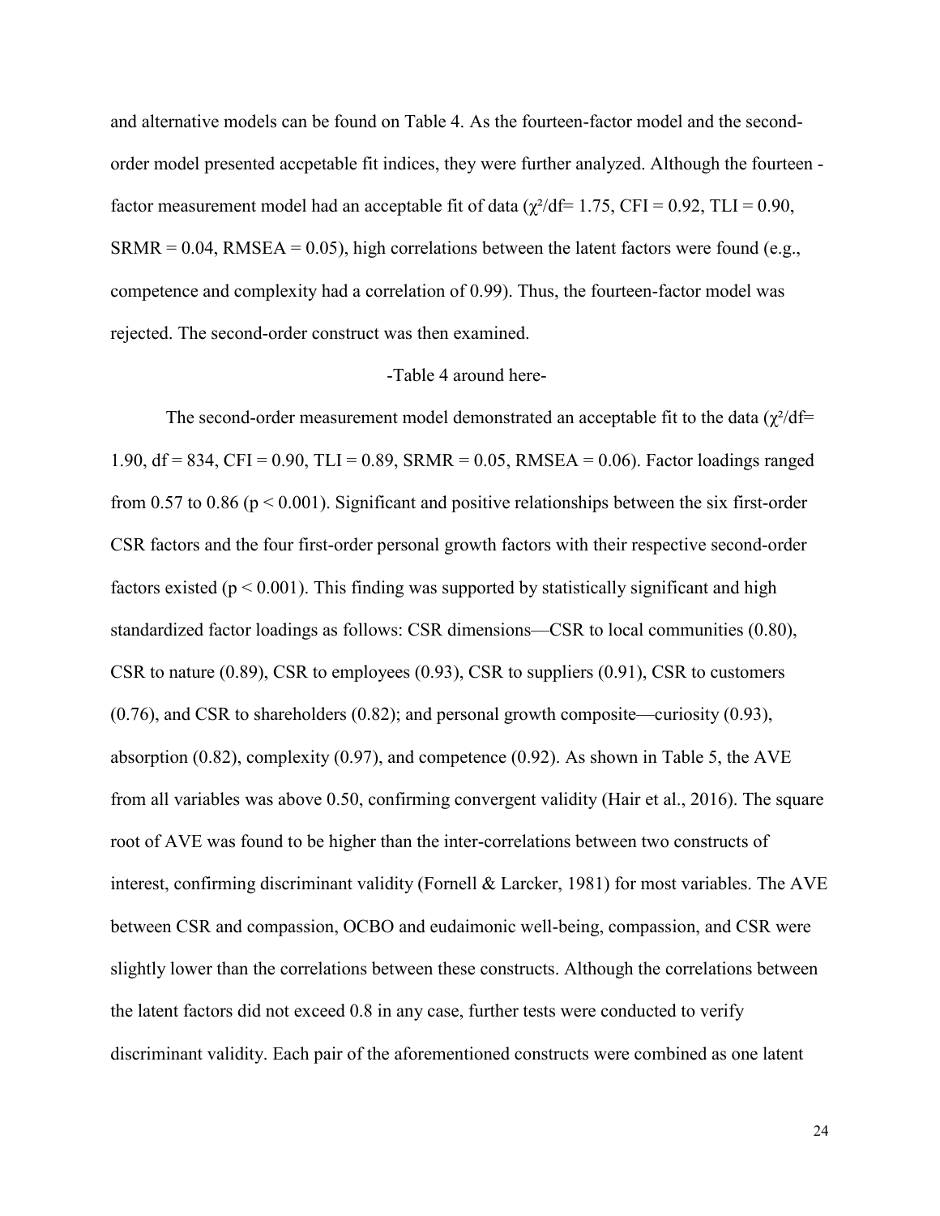and alternative models can be found on Table 4. As the fourteen-factor model and the second-order model presented accpetable fit indices, they were further analyzed. Although the fourteen -factor measurement model had an acceptable fit of data ($\chi^2/df = 1.75$, CFI = 0.92, TLI = 0.90, SRMR = 0.04, RMSEA = 0.05), high correlations between the latent factors were found (e.g., competence and complexity had a correlation of 0.99). Thus, the fourteen-factor model was rejected. The second-order construct was then examined.

-Table 4 around here-

The second-order measurement model demonstrated an acceptable fit to the data ($\chi^2/df = 1.90$, df = 834, CFI = 0.90, TLI = 0.89, SRMR = 0.05, RMSEA = 0.06). Factor loadings ranged from 0.57 to 0.86 ($p < 0.001$). Significant and positive relationships between the six first-order CSR factors and the four first-order personal growth factors with their respective second-order factors existed ($p < 0.001$). This finding was supported by statistically significant and high standardized factor loadings as follows: CSR dimensions—CSR to local communities (0.80), CSR to nature (0.89), CSR to employees (0.93), CSR to suppliers (0.91), CSR to customers (0.76), and CSR to shareholders (0.82); and personal growth composite—curiosity (0.93), absorption (0.82), complexity (0.97), and competence (0.92). As shown in Table 5, the AVE from all variables was above 0.50, confirming convergent validity (Hair et al., 2016). The square root of AVE was found to be higher than the inter-correlations between two constructs of interest, confirming discriminant validity (Fornell & Larcker, 1981) for most variables. The AVE between CSR and compassion, OCBO and eudaimonic well-being, compassion, and CSR were slightly lower than the correlations between these constructs. Although the correlations between the latent factors did not exceed 0.8 in any case, further tests were conducted to verify discriminant validity. Each pair of the aforementioned constructs were combined as one latent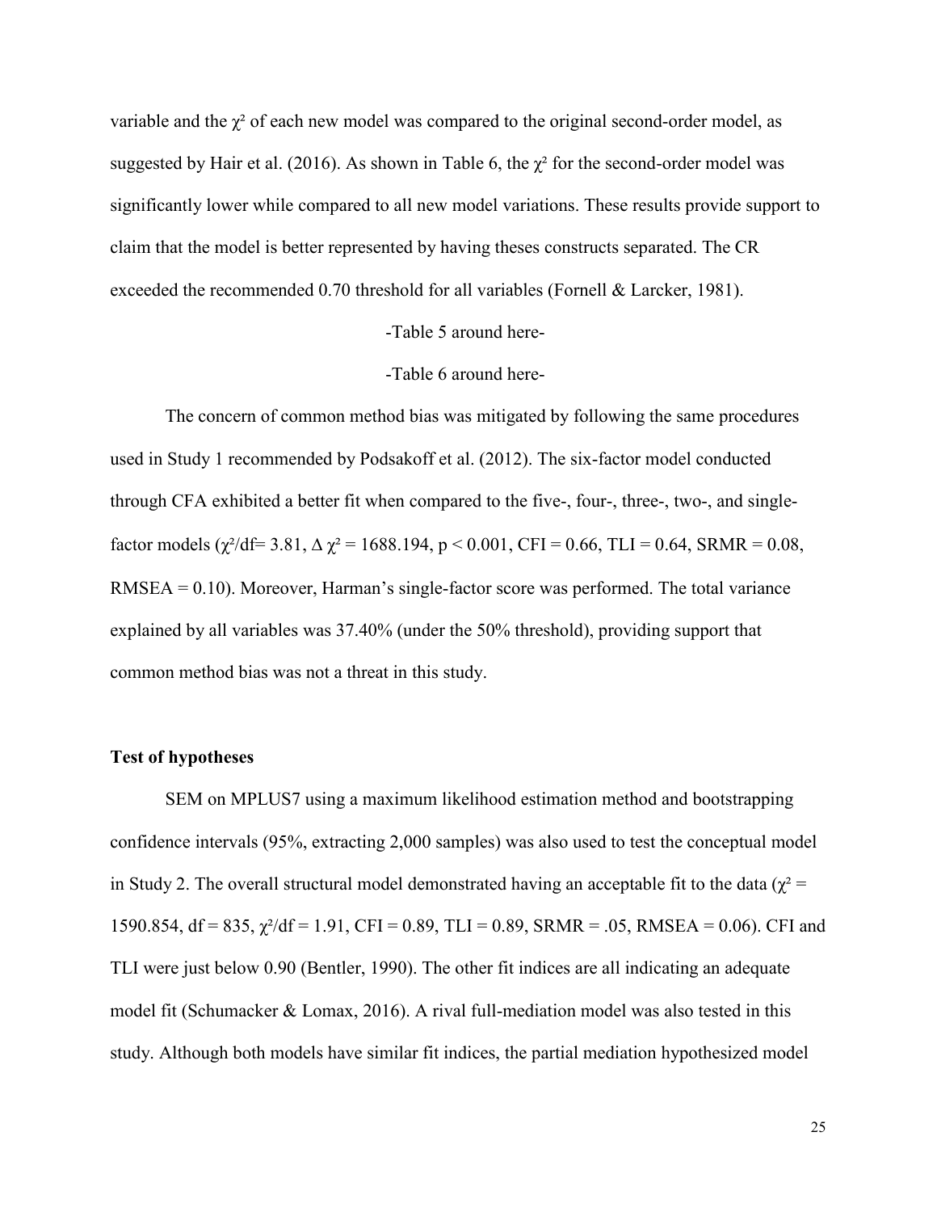variable and the $\chi^2$ of each new model was compared to the original second-order model, as suggested by Hair et al. (2016). As shown in Table 6, the $\chi^2$ for the second-order model was significantly lower while compared to all new model variations. These results provide support to claim that the model is better represented by having theses constructs separated. The CR exceeded the recommended 0.70 threshold for all variables (Fornell & Larcker, 1981).

-Table 5 around here-

-Table 6 around here-

The concern of common method bias was mitigated by following the same procedures used in Study 1 recommended by Podsakoff et al. (2012). The six-factor model conducted through CFA exhibited a better fit when compared to the five-, four-, three-, two-, and single-factor models ($\chi^2/df = 3.81$, $\Delta \chi^2 = 1688.194$, $p < 0.001$, CFI = 0.66, TLI = 0.64, SRMR = 0.08, RMSEA = 0.10). Moreover, Harman's single-factor score was performed. The total variance explained by all variables was 37.40% (under the 50% threshold), providing support that common method bias was not a threat in this study.

### Test of hypotheses

SEM on MPLUS7 using a maximum likelihood estimation method and bootstrapping confidence intervals (95%, extracting 2,000 samples) was also used to test the conceptual model in Study 2. The overall structural model demonstrated having an acceptable fit to the data ($\chi^2 = 1590.854$, df = 835, $\chi^2/df = 1.91$, CFI = 0.89, TLI = 0.89, SRMR = .05, RMSEA = 0.06). CFI and TLI were just below 0.90 (Bentler, 1990). The other fit indices are all indicating an adequate model fit (Schumacker & Lomax, 2016). A rival full-mediation model was also tested in this study. Although both models have similar fit indices, the partial mediation hypothesized model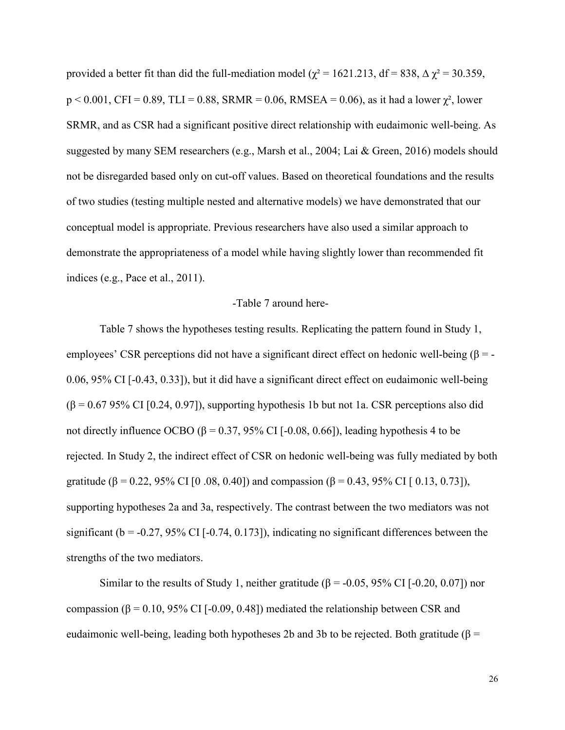provided a better fit than did the full-mediation model ($\chi^2 = 1621.213$, df = 838, $\Delta \chi^2 = 30.359$, $p < 0.001$, CFI = 0.89, TLI = 0.88, SRMR = 0.06, RMSEA = 0.06), as it had a lower $\chi^2$, lower SRMR, and as CSR had a significant positive direct relationship with eudaimonic well-being. As suggested by many SEM researchers (e.g., Marsh et al., 2004; Lai & Green, 2016) models should not be disregarded based only on cut-off values. Based on theoretical foundations and the results of two studies (testing multiple nested and alternative models) we have demonstrated that our conceptual model is appropriate. Previous researchers have also used a similar approach to demonstrate the appropriateness of a model while having slightly lower than recommended fit indices (e.g., Pace et al., 2011).

-Table 7 around here-

Table 7 shows the hypotheses testing results. Replicating the pattern found in Study 1, employees' CSR perceptions did not have a significant direct effect on hedonic well-being ($\beta = -0.06$, 95% CI [-0.43, 0.33]), but it did have a significant direct effect on eudaimonic well-being ($\beta = 0.67$ 95% CI [0.24, 0.97]), supporting hypothesis 1b but not 1a. CSR perceptions also did not directly influence OCBO ($\beta = 0.37$, 95% CI [-0.08, 0.66]), leading hypothesis 4 to be rejected. In Study 2, the indirect effect of CSR on hedonic well-being was fully mediated by both gratitude ($\beta = 0.22$, 95% CI [0 .08, 0.40]) and compassion ($\beta = 0.43$, 95% CI [ 0.13, 0.73]), supporting hypotheses 2a and 3a, respectively. The contrast between the two mediators was not significant ($b = -0.27$, 95% CI [-0.74, 0.173]), indicating no significant differences between the strengths of the two mediators.

Similar to the results of Study 1, neither gratitude ($\beta = -0.05$, 95% CI [-0.20, 0.07]) nor compassion ($\beta = 0.10$, 95% CI [-0.09, 0.48]) mediated the relationship between CSR and eudaimonic well-being, leading both hypotheses 2b and 3b to be rejected. Both gratitude ($\beta$ =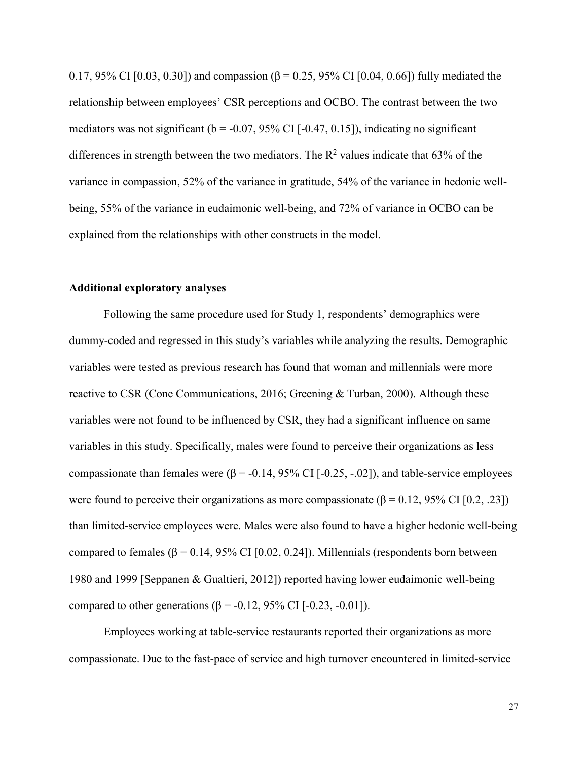0.17, 95% CI [0.03, 0.30]) and compassion (β = 0.25, 95% CI [0.04, 0.66]) fully mediated the relationship between employees' CSR perceptions and OCBO. The contrast between the two mediators was not significant (b = -0.07, 95% CI [-0.47, 0.15]), indicating no significant differences in strength between the two mediators. The $R^2$ values indicate that 63% of the variance in compassion, 52% of the variance in gratitude, 54% of the variance in hedonic well-being, 55% of the variance in eudaimonic well-being, and 72% of variance in OCBO can be explained from the relationships with other constructs in the model.

### Additional exploratory analyses

Following the same procedure used for Study 1, respondents' demographics were dummy-coded and regressed in this study's variables while analyzing the results. Demographic variables were tested as previous research has found that woman and millennials were more reactive to CSR (Cone Communications, 2016; Greening & Turban, 2000). Although these variables were not found to be influenced by CSR, they had a significant influence on same variables in this study. Specifically, males were found to perceive their organizations as less compassionate than females were (β = -0.14, 95% CI [-0.25, -.02]), and table-service employees were found to perceive their organizations as more compassionate (β = 0.12, 95% CI [0.2, .23]) than limited-service employees were. Males were also found to have a higher hedonic well-being compared to females (β = 0.14, 95% CI [0.02, 0.24]). Millennials (respondents born between 1980 and 1999 [Seppanen & Gualtieri, 2012]) reported having lower eudaimonic well-being compared to other generations (β = -0.12, 95% CI [-0.23, -0.01]).

Employees working at table-service restaurants reported their organizations as more compassionate. Due to the fast-pace of service and high turnover encountered in limited-service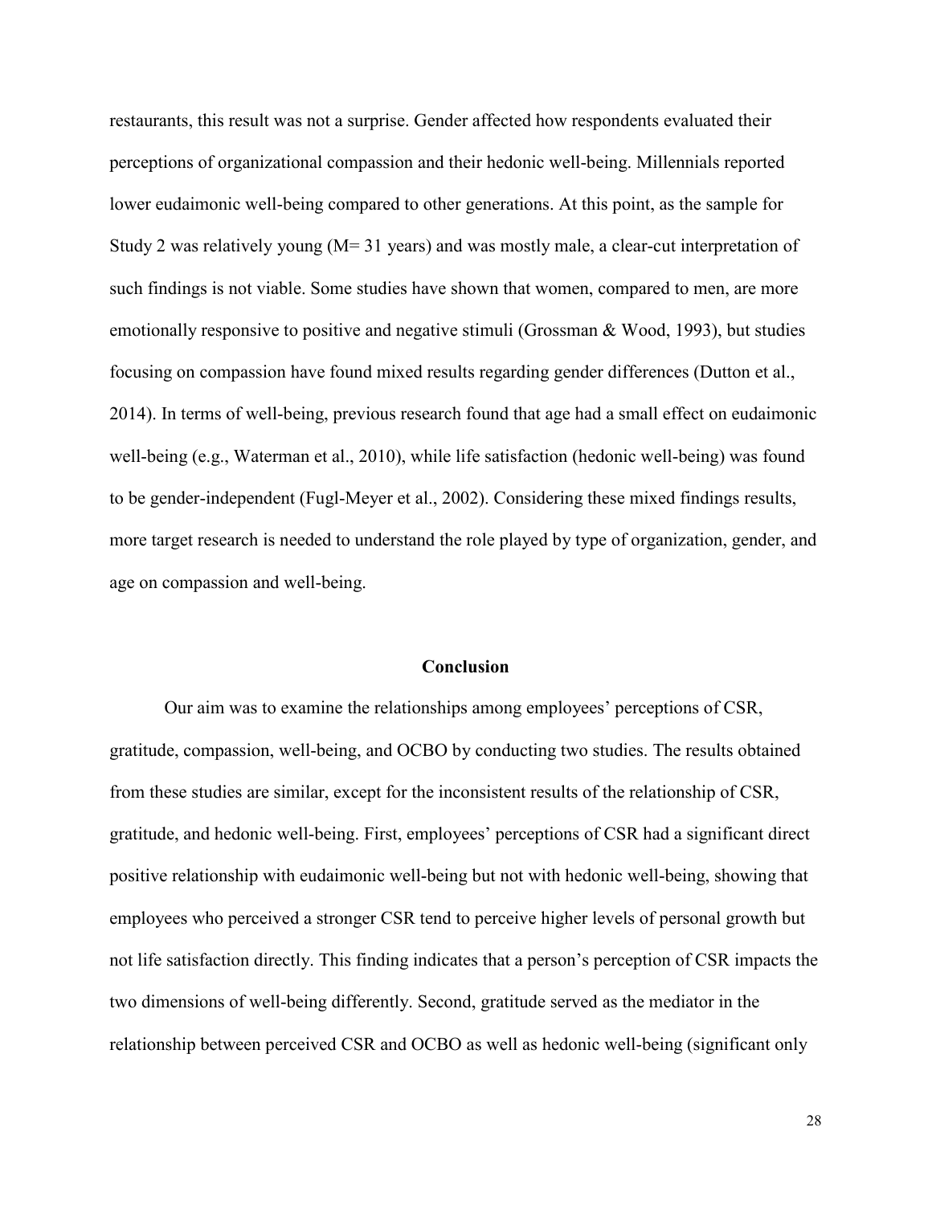restaurants, this result was not a surprise. Gender affected how respondents evaluated their perceptions of organizational compassion and their hedonic well-being. Millennials reported lower eudaimonic well-being compared to other generations. At this point, as the sample for Study 2 was relatively young (M= 31 years) and was mostly male, a clear-cut interpretation of such findings is not viable. Some studies have shown that women, compared to men, are more emotionally responsive to positive and negative stimuli (Grossman & Wood, 1993), but studies focusing on compassion have found mixed results regarding gender differences (Dutton et al., 2014). In terms of well-being, previous research found that age had a small effect on eudaimonic well-being (e.g., Waterman et al., 2010), while life satisfaction (hedonic well-being) was found to be gender-independent (Fugl-Meyer et al., 2002). Considering these mixed findings results, more target research is needed to understand the role played by type of organization, gender, and age on compassion and well-being.

## Conclusion

Our aim was to examine the relationships among employees' perceptions of CSR, gratitude, compassion, well-being, and OCBO by conducting two studies. The results obtained from these studies are similar, except for the inconsistent results of the relationship of CSR, gratitude, and hedonic well-being. First, employees' perceptions of CSR had a significant direct positive relationship with eudaimonic well-being but not with hedonic well-being, showing that employees who perceived a stronger CSR tend to perceive higher levels of personal growth but not life satisfaction directly. This finding indicates that a person's perception of CSR impacts the two dimensions of well-being differently. Second, gratitude served as the mediator in the relationship between perceived CSR and OCBO as well as hedonic well-being (significant only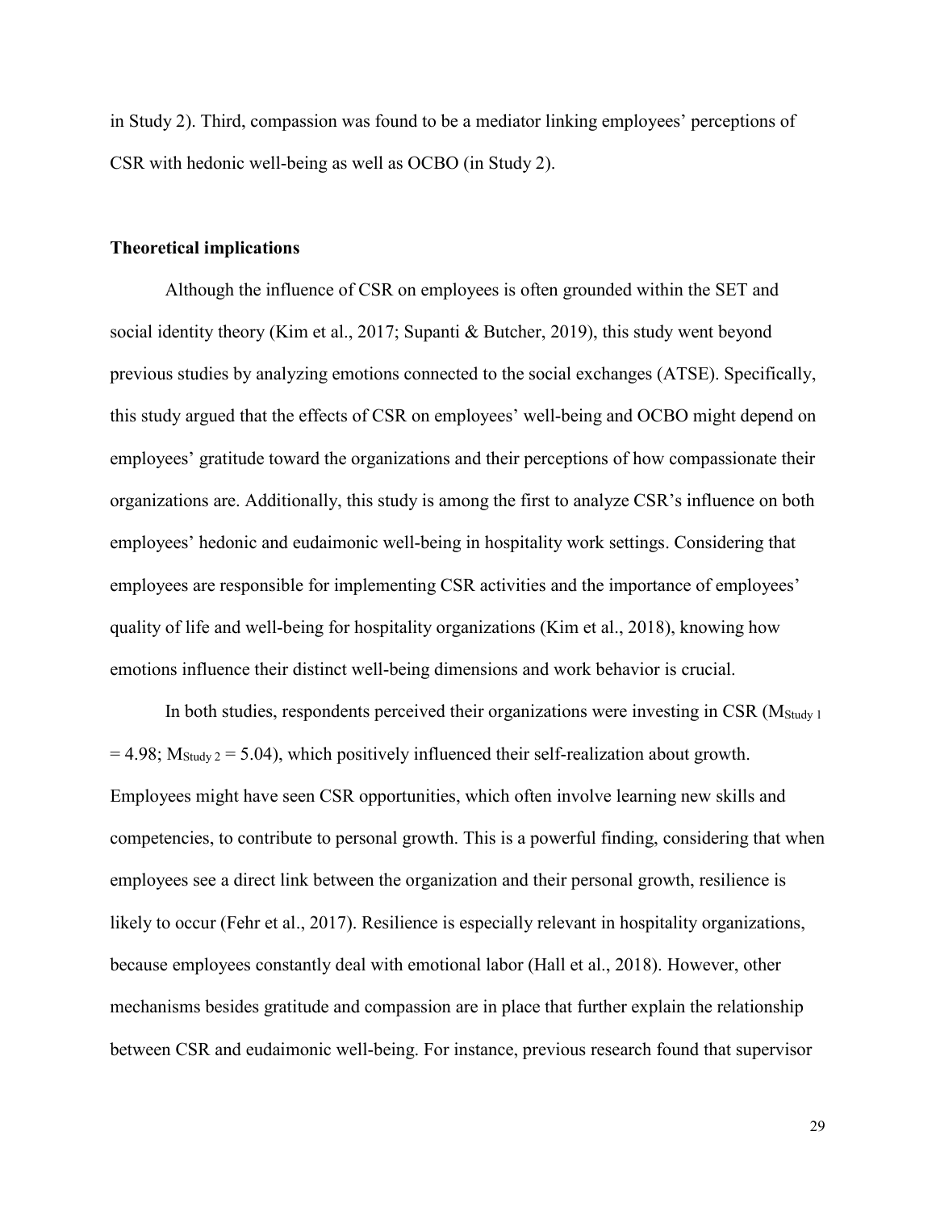in Study 2). Third, compassion was found to be a mediator linking employees' perceptions of CSR with hedonic well-being as well as OCBO (in Study 2).

**Theoretical implications**

Although the influence of CSR on employees is often grounded within the SET and social identity theory (Kim et al., 2017; Supanti & Butcher, 2019), this study went beyond previous studies by analyzing emotions connected to the social exchanges (ATSE). Specifically, this study argued that the effects of CSR on employees' well-being and OCBO might depend on employees' gratitude toward the organizations and their perceptions of how compassionate their organizations are. Additionally, this study is among the first to analyze CSR's influence on both employees' hedonic and eudaimonic well-being in hospitality work settings. Considering that employees are responsible for implementing CSR activities and the importance of employees' quality of life and well-being for hospitality organizations (Kim et al., 2018), knowing how emotions influence their distinct well-being dimensions and work behavior is crucial.

In both studies, respondents perceived their organizations were investing in CSR ($M_{\text{Study 1}} = 4.98$; $M_{\text{Study 2}} = 5.04$), which positively influenced their self-realization about growth. Employees might have seen CSR opportunities, which often involve learning new skills and competencies, to contribute to personal growth. This is a powerful finding, considering that when employees see a direct link between the organization and their personal growth, resilience is likely to occur (Fehr et al., 2017). Resilience is especially relevant in hospitality organizations, because employees constantly deal with emotional labor (Hall et al., 2018). However, other mechanisms besides gratitude and compassion are in place that further explain the relationship between CSR and eudaimonic well-being. For instance, previous research found that supervisor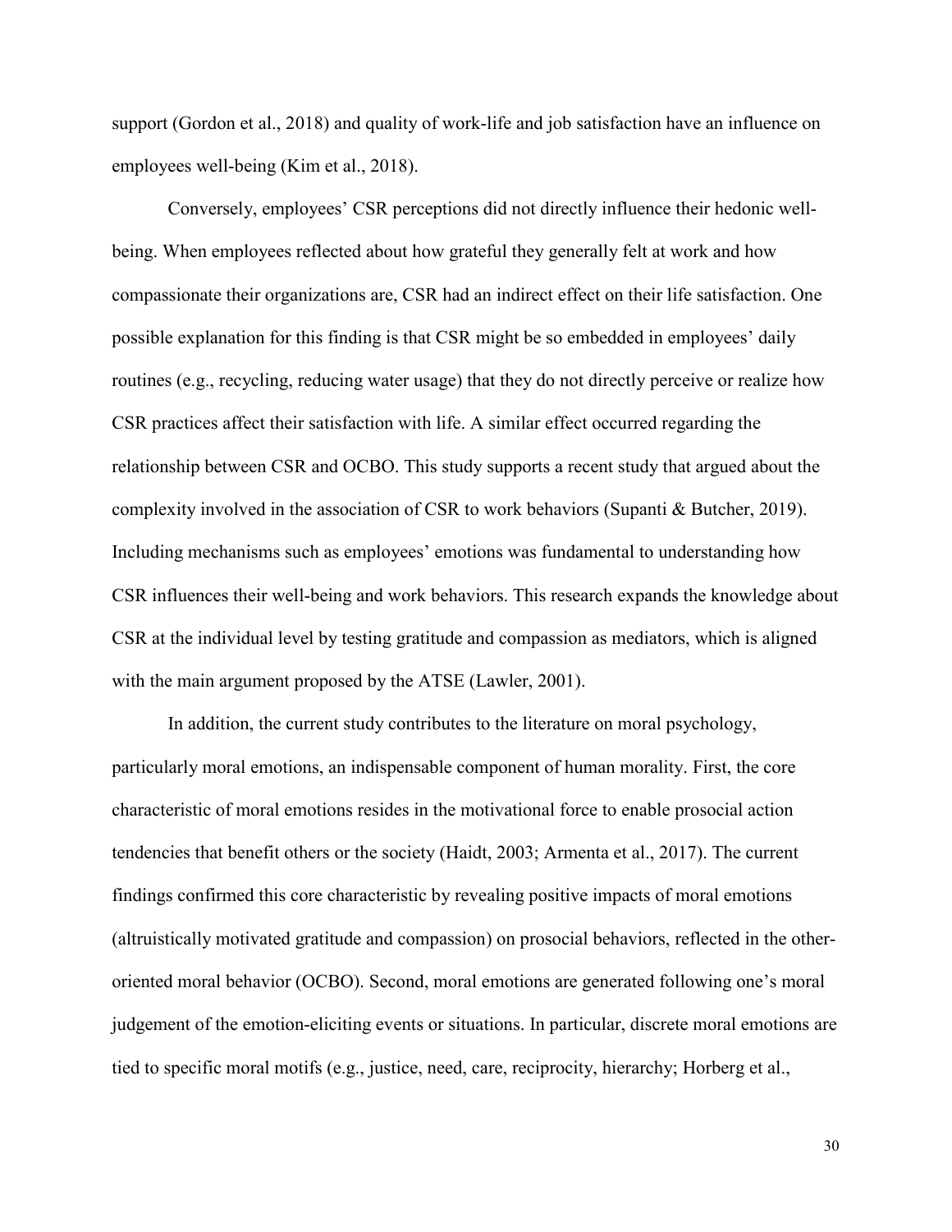support (Gordon et al., 2018) and quality of work-life and job satisfaction have an influence on employees well-being (Kim et al., 2018).

Conversely, employees' CSR perceptions did not directly influence their hedonic well-being. When employees reflected about how grateful they generally felt at work and how compassionate their organizations are, CSR had an indirect effect on their life satisfaction. One possible explanation for this finding is that CSR might be so embedded in employees' daily routines (e.g., recycling, reducing water usage) that they do not directly perceive or realize how CSR practices affect their satisfaction with life. A similar effect occurred regarding the relationship between CSR and OCBO. This study supports a recent study that argued about the complexity involved in the association of CSR to work behaviors (Supanti & Butcher, 2019). Including mechanisms such as employees' emotions was fundamental to understanding how CSR influences their well-being and work behaviors. This research expands the knowledge about CSR at the individual level by testing gratitude and compassion as mediators, which is aligned with the main argument proposed by the ATSE (Lawler, 2001).

In addition, the current study contributes to the literature on moral psychology, particularly moral emotions, an indispensable component of human morality. First, the core characteristic of moral emotions resides in the motivational force to enable prosocial action tendencies that benefit others or the society (Haidt, 2003; Armenta et al., 2017). The current findings confirmed this core characteristic by revealing positive impacts of moral emotions (altruistically motivated gratitude and compassion) on prosocial behaviors, reflected in the other-oriented moral behavior (OCBO). Second, moral emotions are generated following one's moral judgement of the emotion-eliciting events or situations. In particular, discrete moral emotions are tied to specific moral motifs (e.g., justice, need, care, reciprocity, hierarchy; Horberg et al.,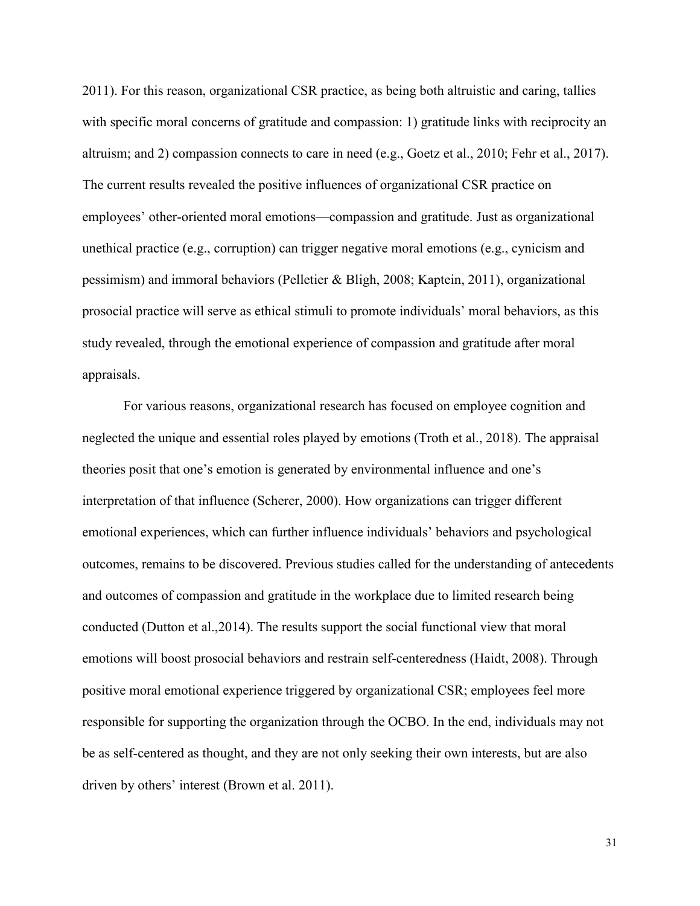2011). For this reason, organizational CSR practice, as being both altruistic and caring, tallies with specific moral concerns of gratitude and compassion: 1) gratitude links with reciprocity an altruism; and 2) compassion connects to care in need (e.g., Goetz et al., 2010; Fehr et al., 2017). The current results revealed the positive influences of organizational CSR practice on employees' other-oriented moral emotions—compassion and gratitude. Just as organizational unethical practice (e.g., corruption) can trigger negative moral emotions (e.g., cynicism and pessimism) and immoral behaviors (Pelletier & Bligh, 2008; Kaptein, 2011), organizational prosocial practice will serve as ethical stimuli to promote individuals' moral behaviors, as this study revealed, through the emotional experience of compassion and gratitude after moral appraisals.

For various reasons, organizational research has focused on employee cognition and neglected the unique and essential roles played by emotions (Troth et al., 2018). The appraisal theories posit that one's emotion is generated by environmental influence and one's interpretation of that influence (Scherer, 2000). How organizations can trigger different emotional experiences, which can further influence individuals' behaviors and psychological outcomes, remains to be discovered. Previous studies called for the understanding of antecedents and outcomes of compassion and gratitude in the workplace due to limited research being conducted (Dutton et al.,2014). The results support the social functional view that moral emotions will boost prosocial behaviors and restrain self-centeredness (Haidt, 2008). Through positive moral emotional experience triggered by organizational CSR; employees feel more responsible for supporting the organization through the OCBO. In the end, individuals may not be as self-centered as thought, and they are not only seeking their own interests, but are also driven by others' interest (Brown et al. 2011).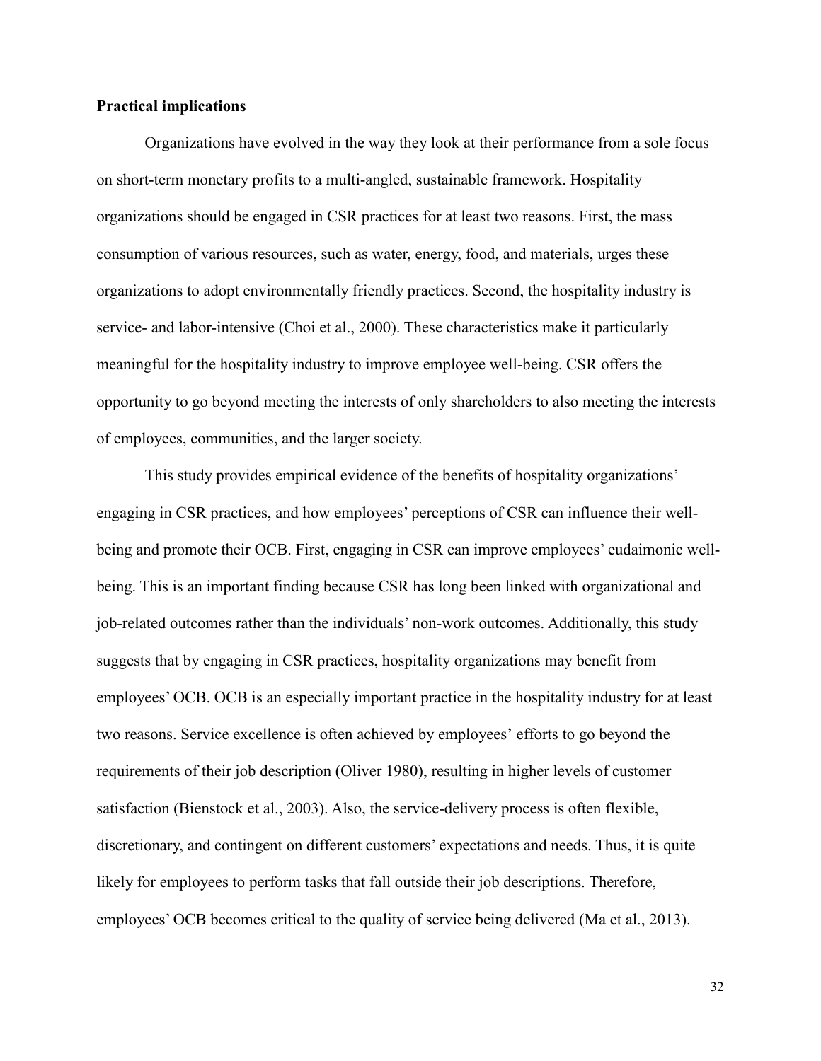**Practical implications**

Organizations have evolved in the way they look at their performance from a sole focus on short-term monetary profits to a multi-angled, sustainable framework. Hospitality organizations should be engaged in CSR practices for at least two reasons. First, the mass consumption of various resources, such as water, energy, food, and materials, urges these organizations to adopt environmentally friendly practices. Second, the hospitality industry is service- and labor-intensive (Choi et al., 2000). These characteristics make it particularly meaningful for the hospitality industry to improve employee well-being. CSR offers the opportunity to go beyond meeting the interests of only shareholders to also meeting the interests of employees, communities, and the larger society.

This study provides empirical evidence of the benefits of hospitality organizations' engaging in CSR practices, and how employees' perceptions of CSR can influence their well-being and promote their OCB. First, engaging in CSR can improve employees' eudaimonic well-being. This is an important finding because CSR has long been linked with organizational and job-related outcomes rather than the individuals' non-work outcomes. Additionally, this study suggests that by engaging in CSR practices, hospitality organizations may benefit from employees' OCB. OCB is an especially important practice in the hospitality industry for at least two reasons. Service excellence is often achieved by employees' efforts to go beyond the requirements of their job description (Oliver 1980), resulting in higher levels of customer satisfaction (Bienstock et al., 2003). Also, the service-delivery process is often flexible, discretionary, and contingent on different customers' expectations and needs. Thus, it is quite likely for employees to perform tasks that fall outside their job descriptions. Therefore, employees' OCB becomes critical to the quality of service being delivered (Ma et al., 2013).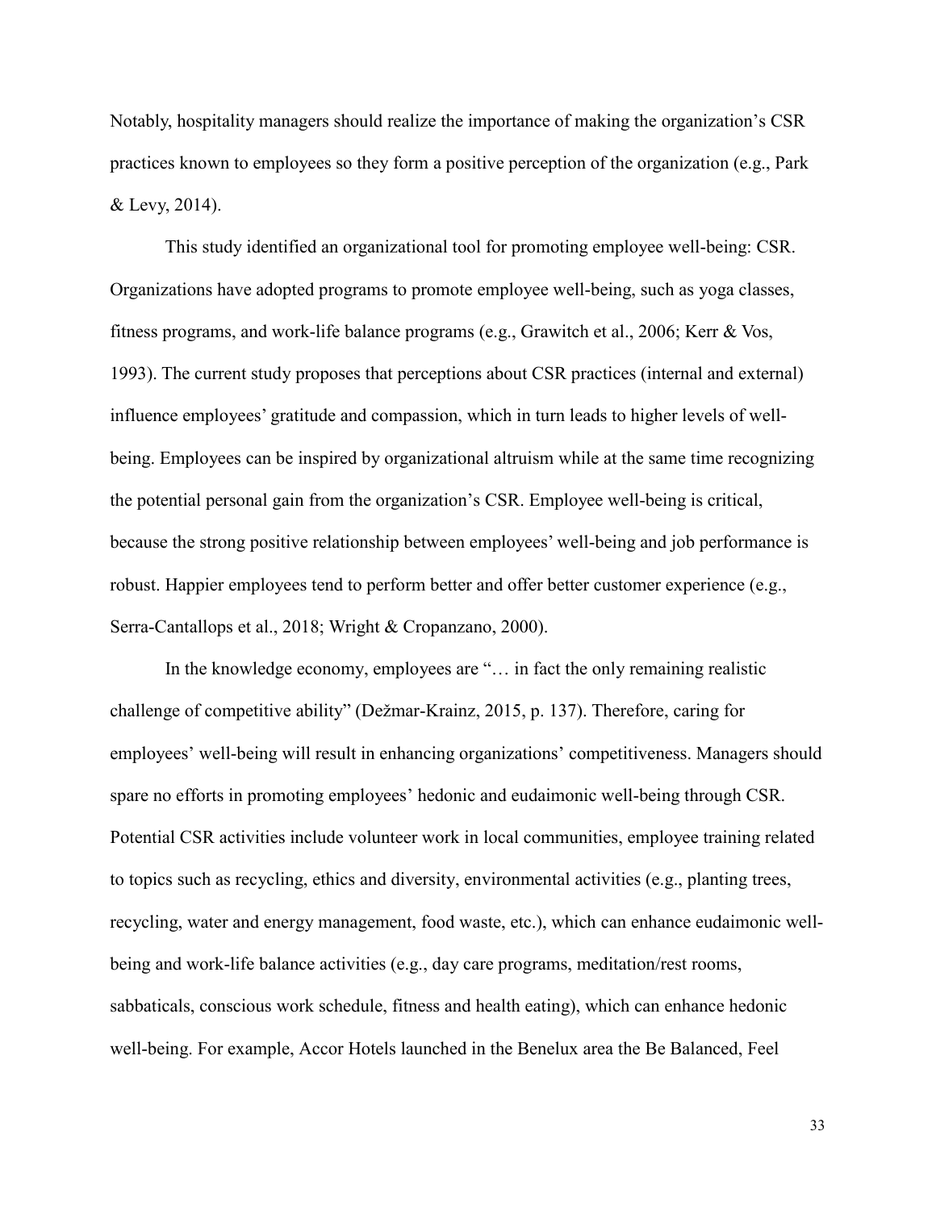Notably, hospitality managers should realize the importance of making the organization's CSR practices known to employees so they form a positive perception of the organization (e.g., Park & Levy, 2014).

This study identified an organizational tool for promoting employee well-being: CSR. Organizations have adopted programs to promote employee well-being, such as yoga classes, fitness programs, and work-life balance programs (e.g., Grawitch et al., 2006; Kerr & Vos, 1993). The current study proposes that perceptions about CSR practices (internal and external) influence employees' gratitude and compassion, which in turn leads to higher levels of well-being. Employees can be inspired by organizational altruism while at the same time recognizing the potential personal gain from the organization's CSR. Employee well-being is critical, because the strong positive relationship between employees' well-being and job performance is robust. Happier employees tend to perform better and offer better customer experience (e.g., Serra-Cantallops et al., 2018; Wright & Cropanzano, 2000).

In the knowledge economy, employees are "… in fact the only remaining realistic challenge of competitive ability" (Dežmar-Krainz, 2015, p. 137). Therefore, caring for employees' well-being will result in enhancing organizations' competitiveness. Managers should spare no efforts in promoting employees' hedonic and eudaimonic well-being through CSR. Potential CSR activities include volunteer work in local communities, employee training related to topics such as recycling, ethics and diversity, environmental activities (e.g., planting trees, recycling, water and energy management, food waste, etc.), which can enhance eudaimonic well-being and work-life balance activities (e.g., day care programs, meditation/rest rooms, sabbaticals, conscious work schedule, fitness and health eating), which can enhance hedonic well-being. For example, Accor Hotels launched in the Benelux area the Be Balanced, Feel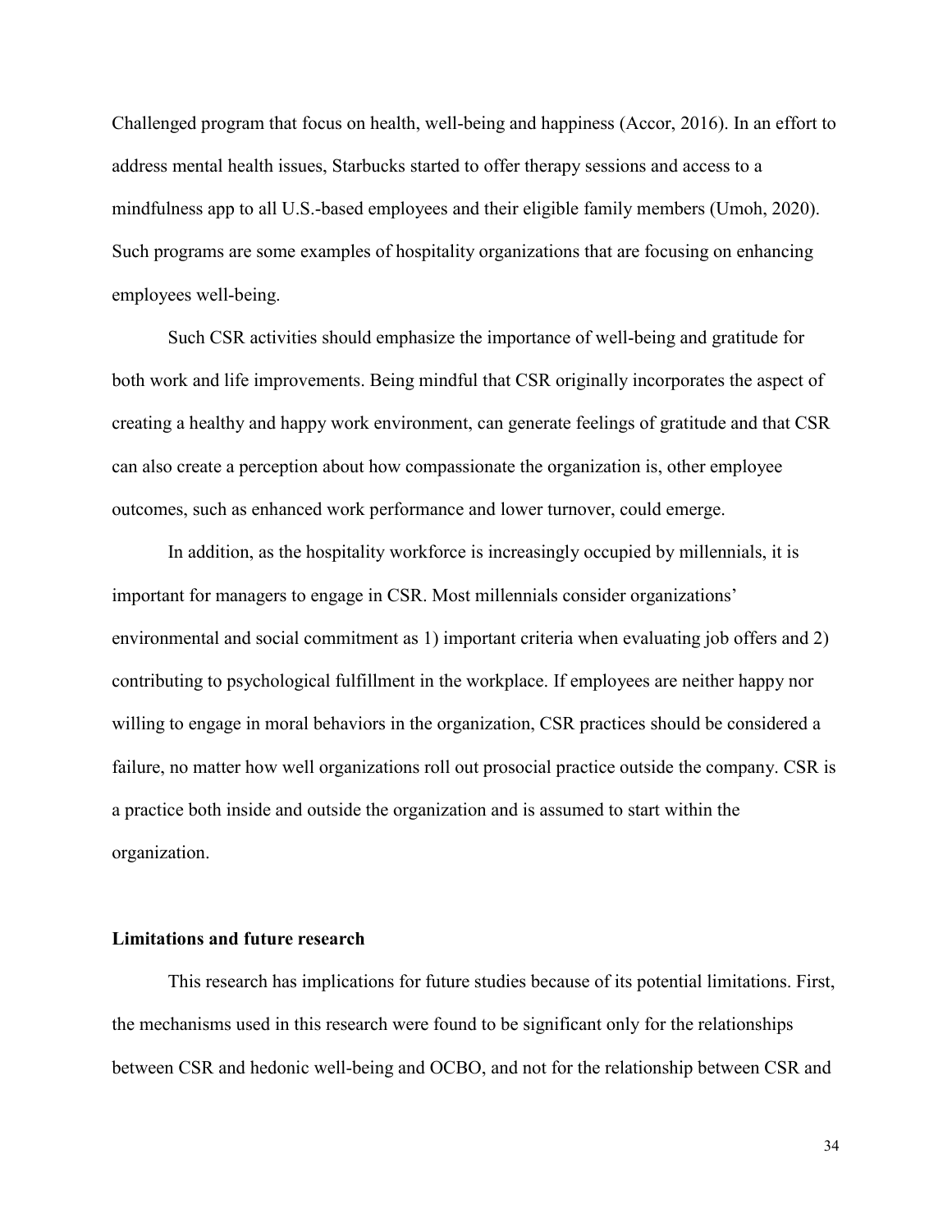Challenged program that focus on health, well-being and happiness (Accor, 2016). In an effort to address mental health issues, Starbucks started to offer therapy sessions and access to a mindfulness app to all U.S.-based employees and their eligible family members (Umoh, 2020). Such programs are some examples of hospitality organizations that are focusing on enhancing employees well-being.

Such CSR activities should emphasize the importance of well-being and gratitude for both work and life improvements. Being mindful that CSR originally incorporates the aspect of creating a healthy and happy work environment, can generate feelings of gratitude and that CSR can also create a perception about how compassionate the organization is, other employee outcomes, such as enhanced work performance and lower turnover, could emerge.

In addition, as the hospitality workforce is increasingly occupied by millennials, it is important for managers to engage in CSR. Most millennials consider organizations' environmental and social commitment as 1) important criteria when evaluating job offers and 2) contributing to psychological fulfillment in the workplace. If employees are neither happy nor willing to engage in moral behaviors in the organization, CSR practices should be considered a failure, no matter how well organizations roll out prosocial practice outside the company. CSR is a practice both inside and outside the organization and is assumed to start within the organization.

## Limitations and future research

This research has implications for future studies because of its potential limitations. First, the mechanisms used in this research were found to be significant only for the relationships between CSR and hedonic well-being and OCBO, and not for the relationship between CSR and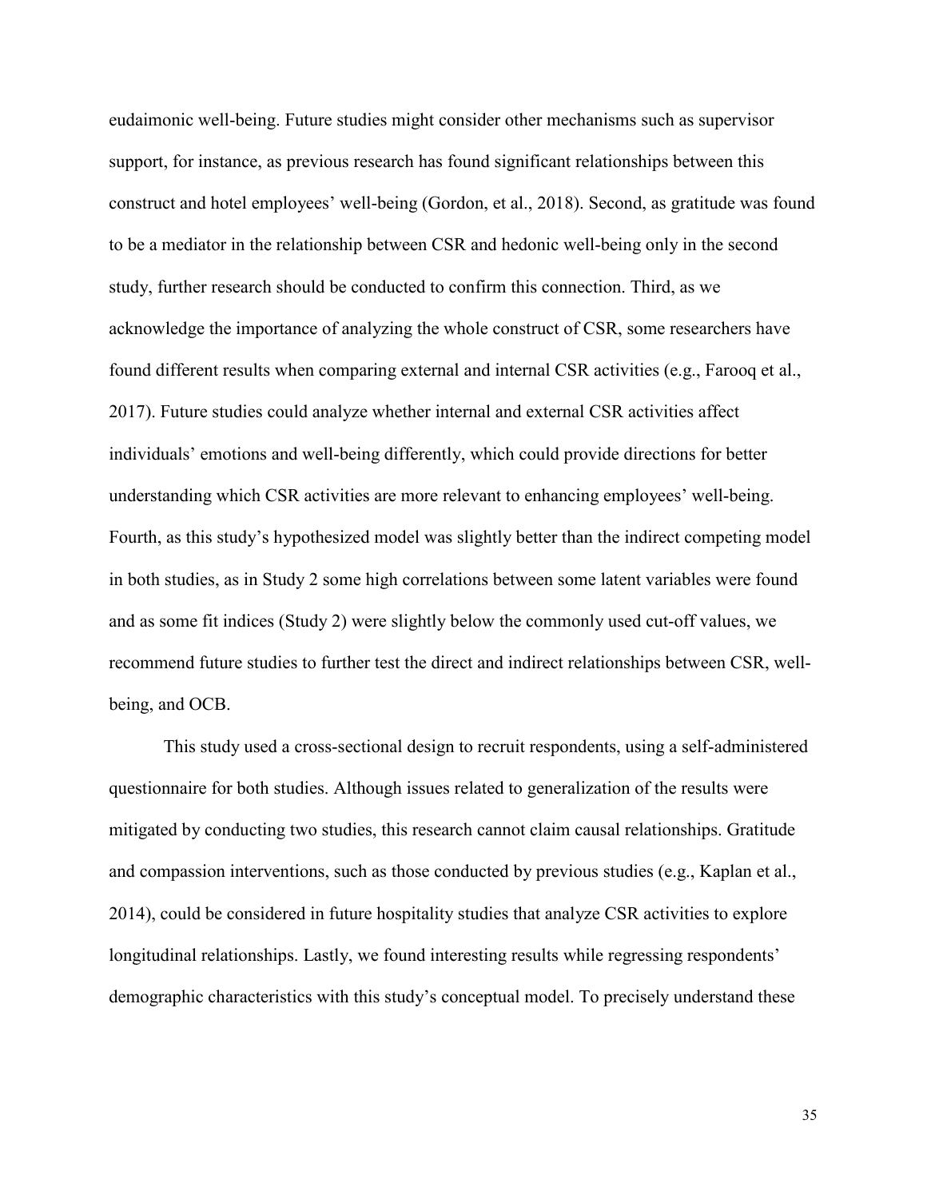eudaimonic well-being. Future studies might consider other mechanisms such as supervisor support, for instance, as previous research has found significant relationships between this construct and hotel employees' well-being (Gordon, et al., 2018). Second, as gratitude was found to be a mediator in the relationship between CSR and hedonic well-being only in the second study, further research should be conducted to confirm this connection. Third, as we acknowledge the importance of analyzing the whole construct of CSR, some researchers have found different results when comparing external and internal CSR activities (e.g., Farooq et al., 2017). Future studies could analyze whether internal and external CSR activities affect individuals' emotions and well-being differently, which could provide directions for better understanding which CSR activities are more relevant to enhancing employees' well-being. Fourth, as this study's hypothesized model was slightly better than the indirect competing model in both studies, as in Study 2 some high correlations between some latent variables were found and as some fit indices (Study 2) were slightly below the commonly used cut-off values, we recommend future studies to further test the direct and indirect relationships between CSR, well-being, and OCB.

This study used a cross-sectional design to recruit respondents, using a self-administered questionnaire for both studies. Although issues related to generalization of the results were mitigated by conducting two studies, this research cannot claim causal relationships. Gratitude and compassion interventions, such as those conducted by previous studies (e.g., Kaplan et al., 2014), could be considered in future hospitality studies that analyze CSR activities to explore longitudinal relationships. Lastly, we found interesting results while regressing respondents' demographic characteristics with this study's conceptual model. To precisely understand these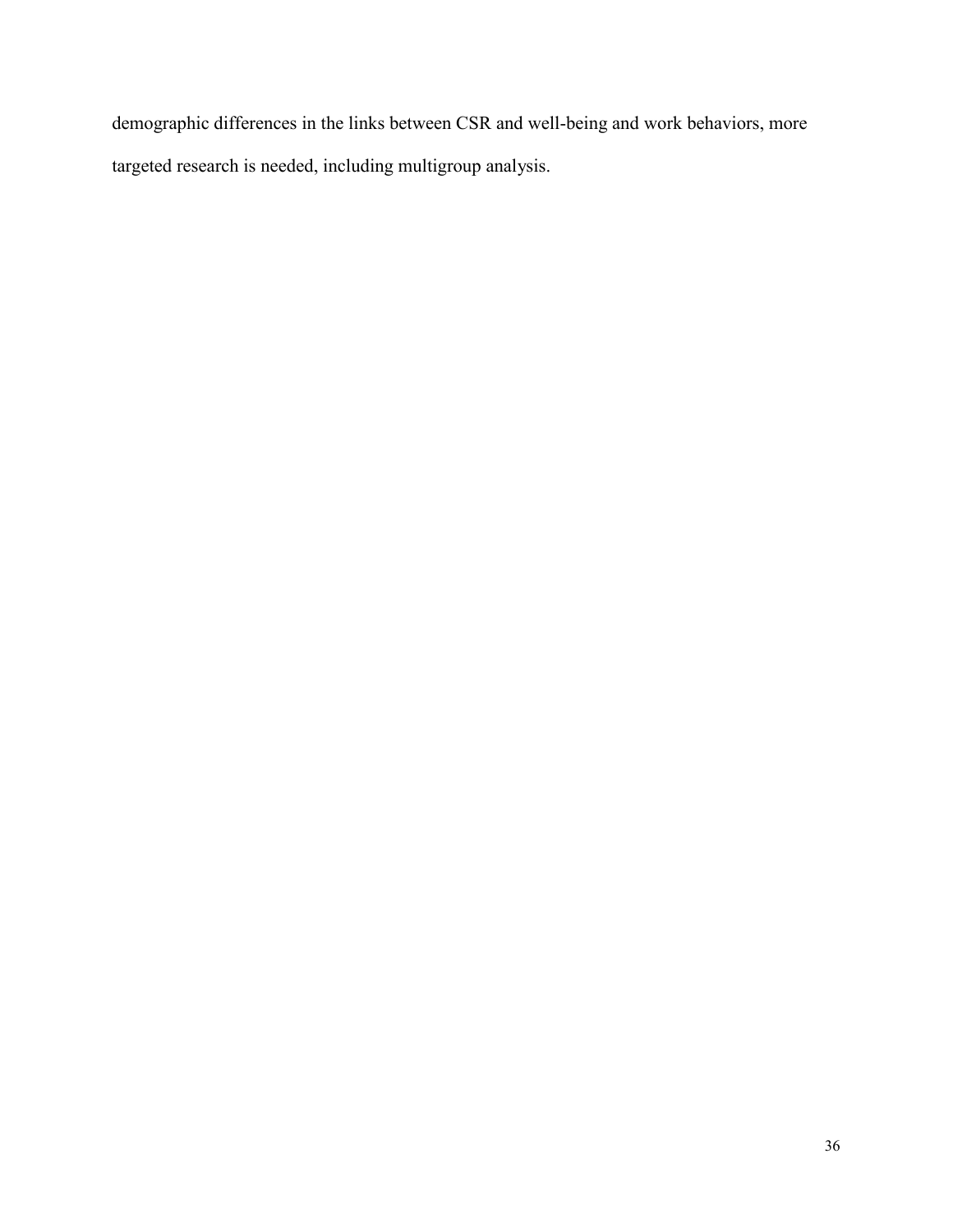demographic differences in the links between CSR and well-being and work behaviors, more targeted research is needed, including multigroup analysis.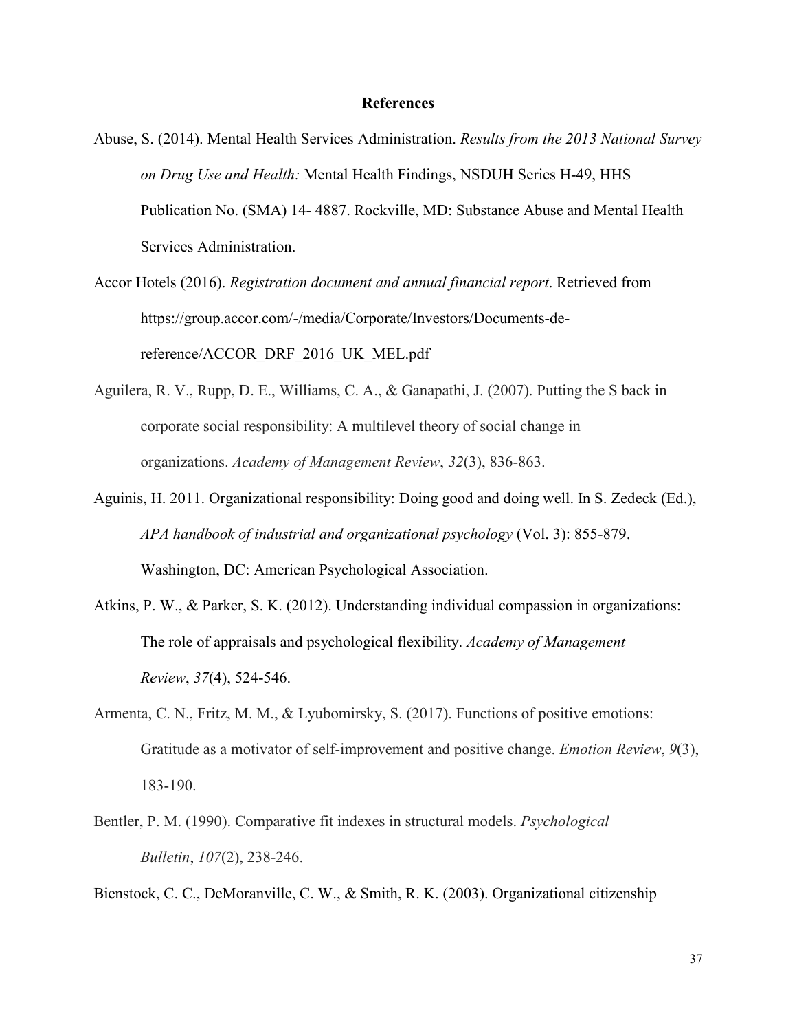# References

Abuse, S. (2014). Mental Health Services Administration. *Results from the 2013 National Survey on Drug Use and Health:* Mental Health Findings, NSDUH Series H-49, HHS Publication No. (SMA) 14- 4887. Rockville, MD: Substance Abuse and Mental Health Services Administration.

Accor Hotels (2016). *Registration document and annual financial report*. Retrieved from https://group.accor.com/-/media/Corporate/Investors/Documents-de-reference/ACCOR_DRF_2016_UK_MEL.pdf

Aguilera, R. V., Rupp, D. E., Williams, C. A., & Ganapathi, J. (2007). Putting the S back in corporate social responsibility: A multilevel theory of social change in organizations. *Academy of Management Review*, *32*(3), 836-863.

Aguinis, H. 2011. Organizational responsibility: Doing good and doing well. In S. Zedeck (Ed.), *APA handbook of industrial and organizational psychology* (Vol. 3): 855-879. Washington, DC: American Psychological Association.

Atkins, P. W., & Parker, S. K. (2012). Understanding individual compassion in organizations: The role of appraisals and psychological flexibility. *Academy of Management Review*, *37*(4), 524-546.

Armenta, C. N., Fritz, M. M., & Lyubomirsky, S. (2017). Functions of positive emotions: Gratitude as a motivator of self-improvement and positive change. *Emotion Review*, *9*(3), 183-190.

Bentler, P. M. (1990). Comparative fit indexes in structural models. *Psychological Bulletin*, *107*(2), 238-246.

Bienstock, C. C., DeMoranville, C. W., & Smith, R. K. (2003). Organizational citizenship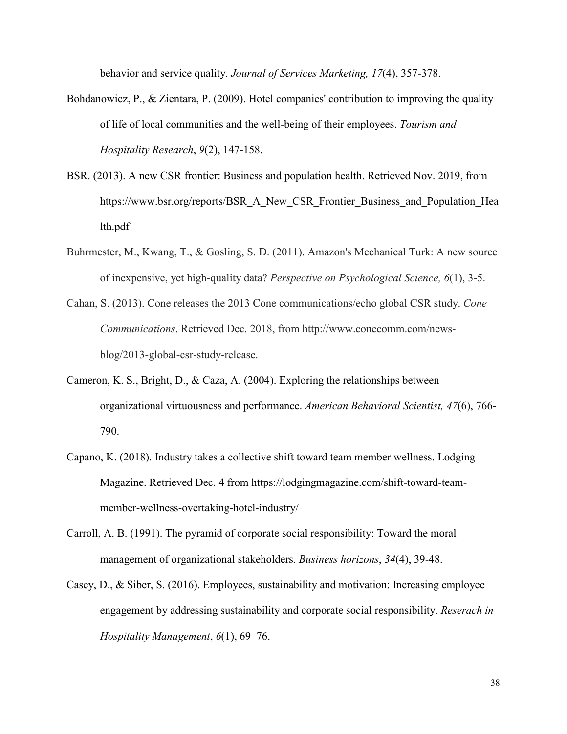behavior and service quality. *Journal of Services Marketing, 17*(4), 357-378.

Bohdanowicz, P., & Zientara, P. (2009). Hotel companies' contribution to improving the quality of life of local communities and the well-being of their employees. *Tourism and Hospitality Research*, *9*(2), 147-158.

BSR. (2013). A new CSR frontier: Business and population health. Retrieved Nov. 2019, from https://www.bsr.org/reports/BSR_A_New_CSR_Frontier_Business_and_Population_Health.pdf

Buhrmester, M., Kwang, T., & Gosling, S. D. (2011). Amazon's Mechanical Turk: A new source of inexpensive, yet high-quality data? *Perspective on Psychological Science, 6*(1), 3-5.

Cahan, S. (2013). Cone releases the 2013 Cone communications/echo global CSR study. *Cone Communications*. Retrieved Dec. 2018, from http://www.conecomm.com/news-blog/2013-global-csr-study-release.

Cameron, K. S., Bright, D., & Caza, A. (2004). Exploring the relationships between organizational virtuousness and performance. *American Behavioral Scientist, 47*(6), 766-790.

Capano, K. (2018). Industry takes a collective shift toward team member wellness. Lodging Magazine. Retrieved Dec. 4 from https://lodgingmagazine.com/shift-toward-team-member-wellness-overtaking-hotel-industry/

Carroll, A. B. (1991). The pyramid of corporate social responsibility: Toward the moral management of organizational stakeholders. *Business horizons*, *34*(4), 39-48.

Casey, D., & Siber, S. (2016). Employees, sustainability and motivation: Increasing employee engagement by addressing sustainability and corporate social responsibility. *Reserach in Hospitality Management*, *6*(1), 69–76.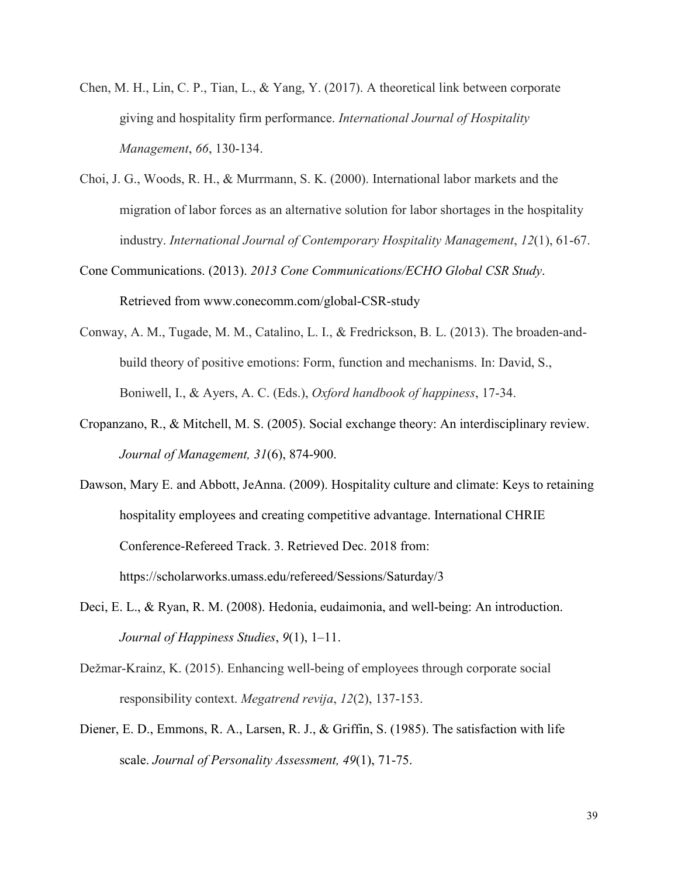Chen, M. H., Lin, C. P., Tian, L., & Yang, Y. (2017). A theoretical link between corporate giving and hospitality firm performance. *International Journal of Hospitality Management*, *66*, 130-134.

Choi, J. G., Woods, R. H., & Murrmann, S. K. (2000). International labor markets and the migration of labor forces as an alternative solution for labor shortages in the hospitality industry. *International Journal of Contemporary Hospitality Management*, *12*(1), 61-67.

Cone Communications. (2013). *2013 Cone Communications/ECHO Global CSR Study*. Retrieved from www.conecomm.com/global-CSR-study

Conway, A. M., Tugade, M. M., Catalino, L. I., & Fredrickson, B. L. (2013). The broaden-and-build theory of positive emotions: Form, function and mechanisms. In: David, S., Boniwell, I., & Ayers, A. C. (Eds.), *Oxford handbook of happiness*, 17-34.

Cropanzano, R., & Mitchell, M. S. (2005). Social exchange theory: An interdisciplinary review. *Journal of Management, 31*(6), 874-900.

Dawson, Mary E. and Abbott, JeAnna. (2009). Hospitality culture and climate: Keys to retaining hospitality employees and creating competitive advantage. International CHRIE Conference-Refereed Track. 3. Retrieved Dec. 2018 from: https://scholarworks.umass.edu/refereed/Sessions/Saturday/3

Deci, E. L., & Ryan, R. M. (2008). Hedonia, eudaimonia, and well-being: An introduction. *Journal of Happiness Studies*, *9*(1), 1–11.

Dežmar-Krainz, K. (2015). Enhancing well-being of employees through corporate social responsibility context. *Megatrend revija*, *12*(2), 137-153.

Diener, E. D., Emmons, R. A., Larsen, R. J., & Griffin, S. (1985). The satisfaction with life scale. *Journal of Personality Assessment, 49*(1), 71-75.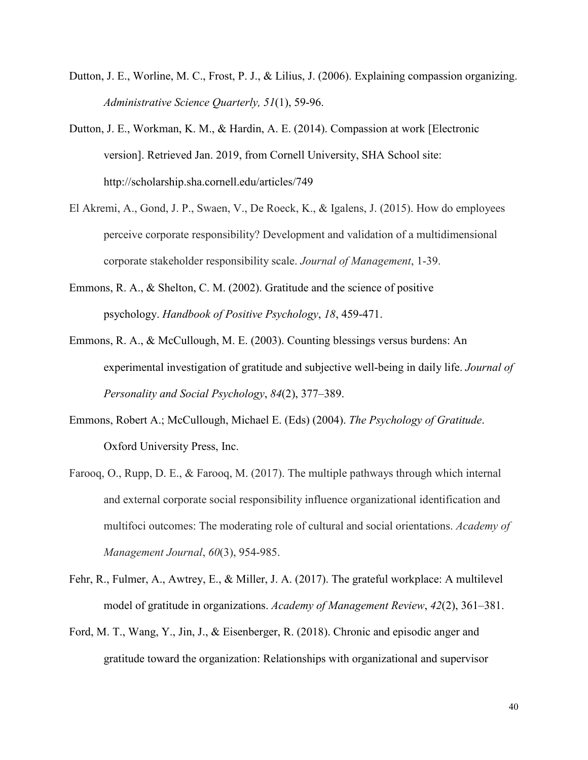Dutton, J. E., Worline, M. C., Frost, P. J., & Lilius, J. (2006). Explaining compassion organizing. *Administrative Science Quarterly, 51*(1), 59-96.

Dutton, J. E., Workman, K. M., & Hardin, A. E. (2014). Compassion at work [Electronic version]. Retrieved Jan. 2019, from Cornell University, SHA School site: http://scholarship.sha.cornell.edu/articles/749

El Akremi, A., Gond, J. P., Swaen, V., De Roeck, K., & Igalens, J. (2015). How do employees perceive corporate responsibility? Development and validation of a multidimensional corporate stakeholder responsibility scale. *Journal of Management*, 1-39.

Emmons, R. A., & Shelton, C. M. (2002). Gratitude and the science of positive psychology. *Handbook of Positive Psychology*, *18*, 459-471.

Emmons, R. A., & McCullough, M. E. (2003). Counting blessings versus burdens: An experimental investigation of gratitude and subjective well-being in daily life. *Journal of Personality and Social Psychology*, *84*(2), 377–389.

Emmons, Robert A.; McCullough, Michael E. (Eds) (2004). *The Psychology of Gratitude*. Oxford University Press, Inc.

Farooq, O., Rupp, D. E., & Farooq, M. (2017). The multiple pathways through which internal and external corporate social responsibility influence organizational identification and multifoci outcomes: The moderating role of cultural and social orientations. *Academy of Management Journal*, *60*(3), 954-985.

Fehr, R., Fulmer, A., Awtrey, E., & Miller, J. A. (2017). The grateful workplace: A multilevel model of gratitude in organizations. *Academy of Management Review*, *42*(2), 361–381.

Ford, M. T., Wang, Y., Jin, J., & Eisenberger, R. (2018). Chronic and episodic anger and gratitude toward the organization: Relationships with organizational and supervisor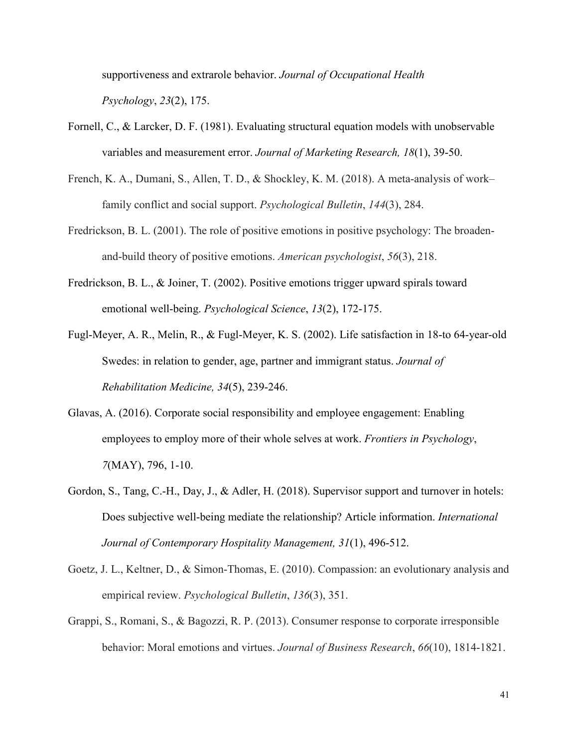supportiveness and extrarole behavior. *Journal of Occupational Health Psychology*, *23*(2), 175.

Fornell, C., & Larcker, D. F. (1981). Evaluating structural equation models with unobservable variables and measurement error. *Journal of Marketing Research, 18*(1), 39-50.

French, K. A., Dumani, S., Allen, T. D., & Shockley, K. M. (2018). A meta-analysis of work–family conflict and social support. *Psychological Bulletin*, *144*(3), 284.

Fredrickson, B. L. (2001). The role of positive emotions in positive psychology: The broaden-and-build theory of positive emotions. *American psychologist*, *56*(3), 218.

Fredrickson, B. L., & Joiner, T. (2002). Positive emotions trigger upward spirals toward emotional well-being. *Psychological Science*, *13*(2), 172-175.

Fugl-Meyer, A. R., Melin, R., & Fugl-Meyer, K. S. (2002). Life satisfaction in 18-to 64-year-old Swedes: in relation to gender, age, partner and immigrant status. *Journal of Rehabilitation Medicine, 34*(5), 239-246.

Glavas, A. (2016). Corporate social responsibility and employee engagement: Enabling employees to employ more of their whole selves at work. *Frontiers in Psychology*, *7*(MAY), 796, 1-10.

Gordon, S., Tang, C.-H., Day, J., & Adler, H. (2018). Supervisor support and turnover in hotels: Does subjective well-being mediate the relationship? Article information. *International Journal of Contemporary Hospitality Management, 31*(1), 496-512.

Goetz, J. L., Keltner, D., & Simon-Thomas, E. (2010). Compassion: an evolutionary analysis and empirical review. *Psychological Bulletin*, *136*(3), 351.

Grappi, S., Romani, S., & Bagozzi, R. P. (2013). Consumer response to corporate irresponsible behavior: Moral emotions and virtues. *Journal of Business Research*, *66*(10), 1814-1821.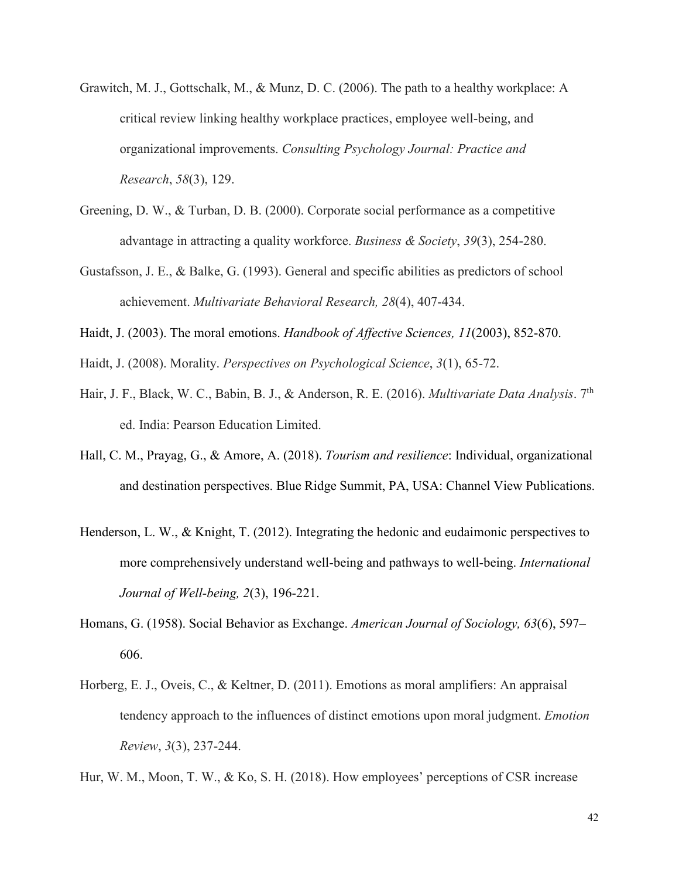Grawitch, M. J., Gottschalk, M., & Munz, D. C. (2006). The path to a healthy workplace: A critical review linking healthy workplace practices, employee well-being, and organizational improvements. *Consulting Psychology Journal: Practice and Research*, *58*(3), 129.

Greening, D. W., & Turban, D. B. (2000). Corporate social performance as a competitive advantage in attracting a quality workforce. *Business & Society*, *39*(3), 254-280.

Gustafsson, J. E., & Balke, G. (1993). General and specific abilities as predictors of school achievement. *Multivariate Behavioral Research, 28*(4), 407-434.

Haidt, J. (2003). The moral emotions. *Handbook of Affective Sciences, 11*(2003), 852-870.

Haidt, J. (2008). Morality. *Perspectives on Psychological Science*, *3*(1), 65-72.

Hair, J. F., Black, W. C., Babin, B. J., & Anderson, R. E. (2016). *Multivariate Data Analysis*. 7th ed. India: Pearson Education Limited.

Hall, C. M., Prayag, G., & Amore, A. (2018). *Tourism and resilience*: Individual, organizational and destination perspectives. Blue Ridge Summit, PA, USA: Channel View Publications.

Henderson, L. W., & Knight, T. (2012). Integrating the hedonic and eudaimonic perspectives to more comprehensively understand well-being and pathways to well-being. *International Journal of Well-being, 2*(3), 196-221.

Homans, G. (1958). Social Behavior as Exchange. *American Journal of Sociology, 63*(6), 597–606.

Horberg, E. J., Oveis, C., & Keltner, D. (2011). Emotions as moral amplifiers: An appraisal tendency approach to the influences of distinct emotions upon moral judgment. *Emotion Review*, *3*(3), 237-244.

Hur, W. M., Moon, T. W., & Ko, S. H. (2018). How employees' perceptions of CSR increase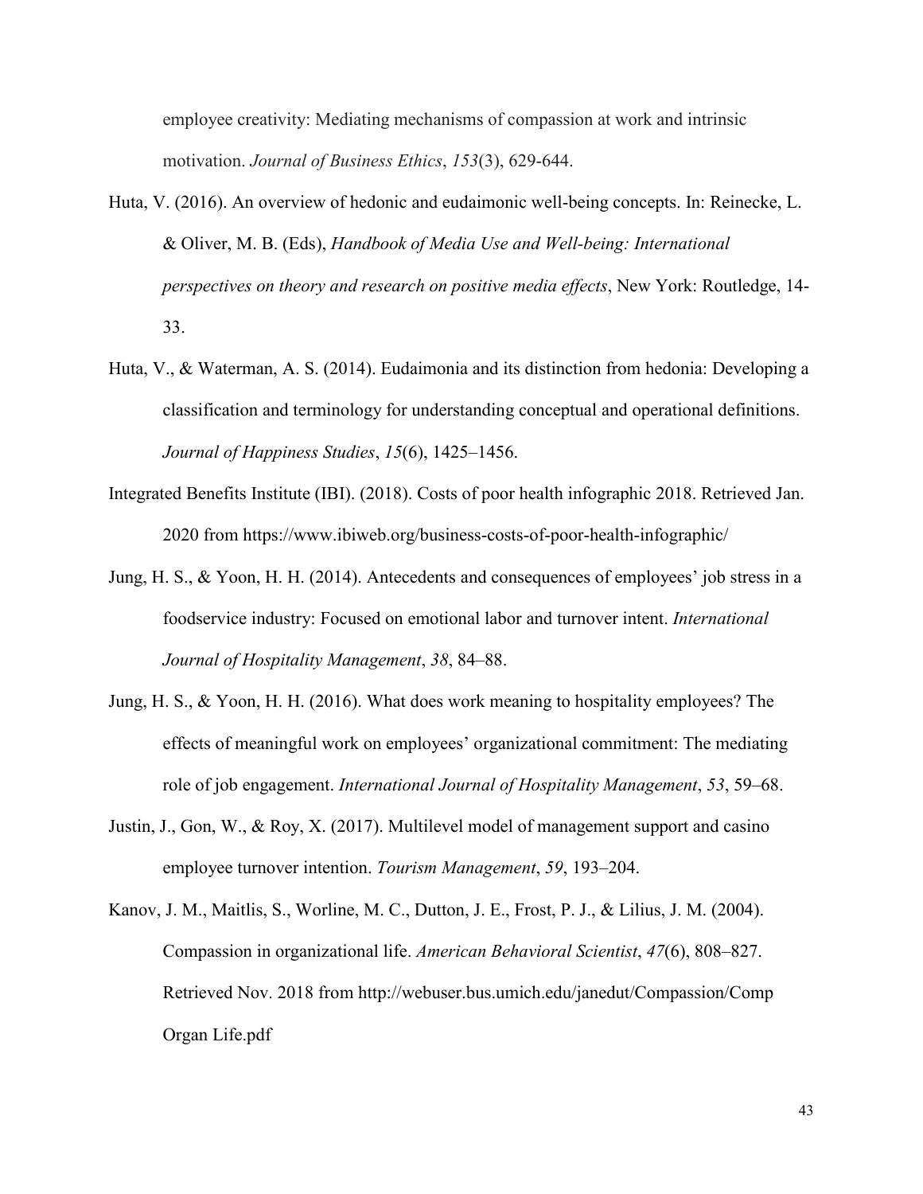employee creativity: Mediating mechanisms of compassion at work and intrinsic motivation. *Journal of Business Ethics*, *153*(3), 629-644.

Huta, V. (2016). An overview of hedonic and eudaimonic well-being concepts. In: Reinecke, L. & Oliver, M. B. (Eds), *Handbook of Media Use and Well-being: International perspectives on theory and research on positive media effects*, New York: Routledge, 14-33.

Huta, V., & Waterman, A. S. (2014). Eudaimonia and its distinction from hedonia: Developing a classification and terminology for understanding conceptual and operational definitions. *Journal of Happiness Studies*, *15*(6), 1425–1456.

Integrated Benefits Institute (IBI). (2018). Costs of poor health infographic 2018. Retrieved Jan. 2020 from https://www.ibiweb.org/business-costs-of-poor-health-infographic/

Jung, H. S., & Yoon, H. H. (2014). Antecedents and consequences of employees' job stress in a foodservice industry: Focused on emotional labor and turnover intent. *International Journal of Hospitality Management*, *38*, 84–88.

Jung, H. S., & Yoon, H. H. (2016). What does work meaning to hospitality employees? The effects of meaningful work on employees' organizational commitment: The mediating role of job engagement. *International Journal of Hospitality Management*, *53*, 59–68.

Justin, J., Gon, W., & Roy, X. (2017). Multilevel model of management support and casino employee turnover intention. *Tourism Management*, *59*, 193–204.

Kanov, J. M., Maitlis, S., Worline, M. C., Dutton, J. E., Frost, P. J., & Lilius, J. M. (2004). Compassion in organizational life. *American Behavioral Scientist*, *47*(6), 808–827. Retrieved Nov. 2018 from http://webuser.bus.umich.edu/janedut/Compassion/Comp Organ Life.pdf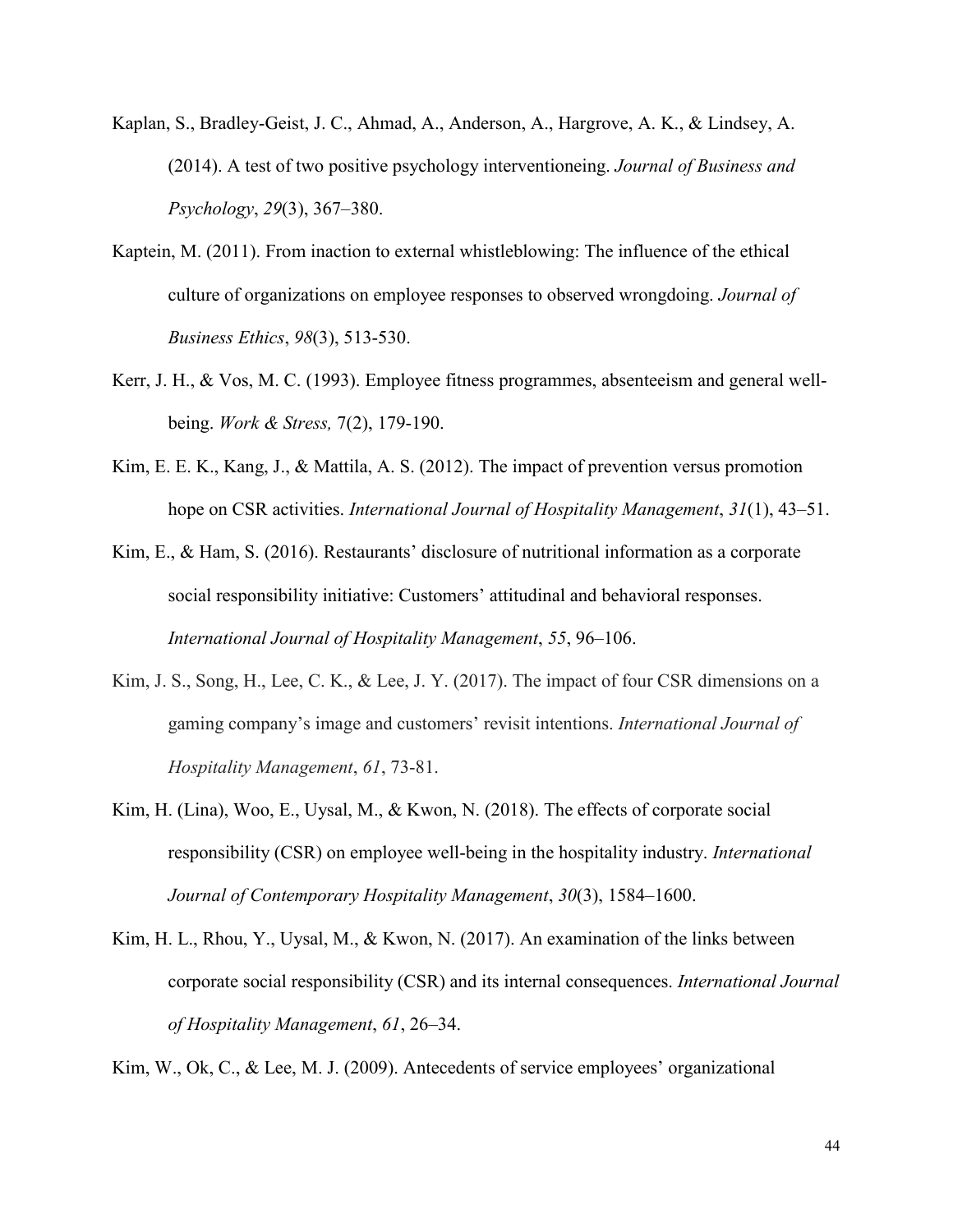Kaplan, S., Bradley-Geist, J. C., Ahmad, A., Anderson, A., Hargrove, A. K., & Lindsey, A. (2014). A test of two positive psychology interventioneing. *Journal of Business and Psychology*, *29*(3), 367–380.

Kaptein, M. (2011). From inaction to external whistleblowing: The influence of the ethical culture of organizations on employee responses to observed wrongdoing. *Journal of Business Ethics*, *98*(3), 513-530.

Kerr, J. H., & Vos, M. C. (1993). Employee fitness programmes, absenteeism and general well-being. *Work & Stress,* 7(2), 179-190.

Kim, E. E. K., Kang, J., & Mattila, A. S. (2012). The impact of prevention versus promotion hope on CSR activities. *International Journal of Hospitality Management*, *31*(1), 43–51.

Kim, E., & Ham, S. (2016). Restaurants' disclosure of nutritional information as a corporate social responsibility initiative: Customers' attitudinal and behavioral responses. *International Journal of Hospitality Management*, *55*, 96–106.

Kim, J. S., Song, H., Lee, C. K., & Lee, J. Y. (2017). The impact of four CSR dimensions on a gaming company's image and customers' revisit intentions. *International Journal of Hospitality Management*, *61*, 73-81.

Kim, H. (Lina), Woo, E., Uysal, M., & Kwon, N. (2018). The effects of corporate social responsibility (CSR) on employee well-being in the hospitality industry. *International Journal of Contemporary Hospitality Management*, *30*(3), 1584–1600.

Kim, H. L., Rhou, Y., Uysal, M., & Kwon, N. (2017). An examination of the links between corporate social responsibility (CSR) and its internal consequences. *International Journal of Hospitality Management*, *61*, 26–34.

Kim, W., Ok, C., & Lee, M. J. (2009). Antecedents of service employees' organizational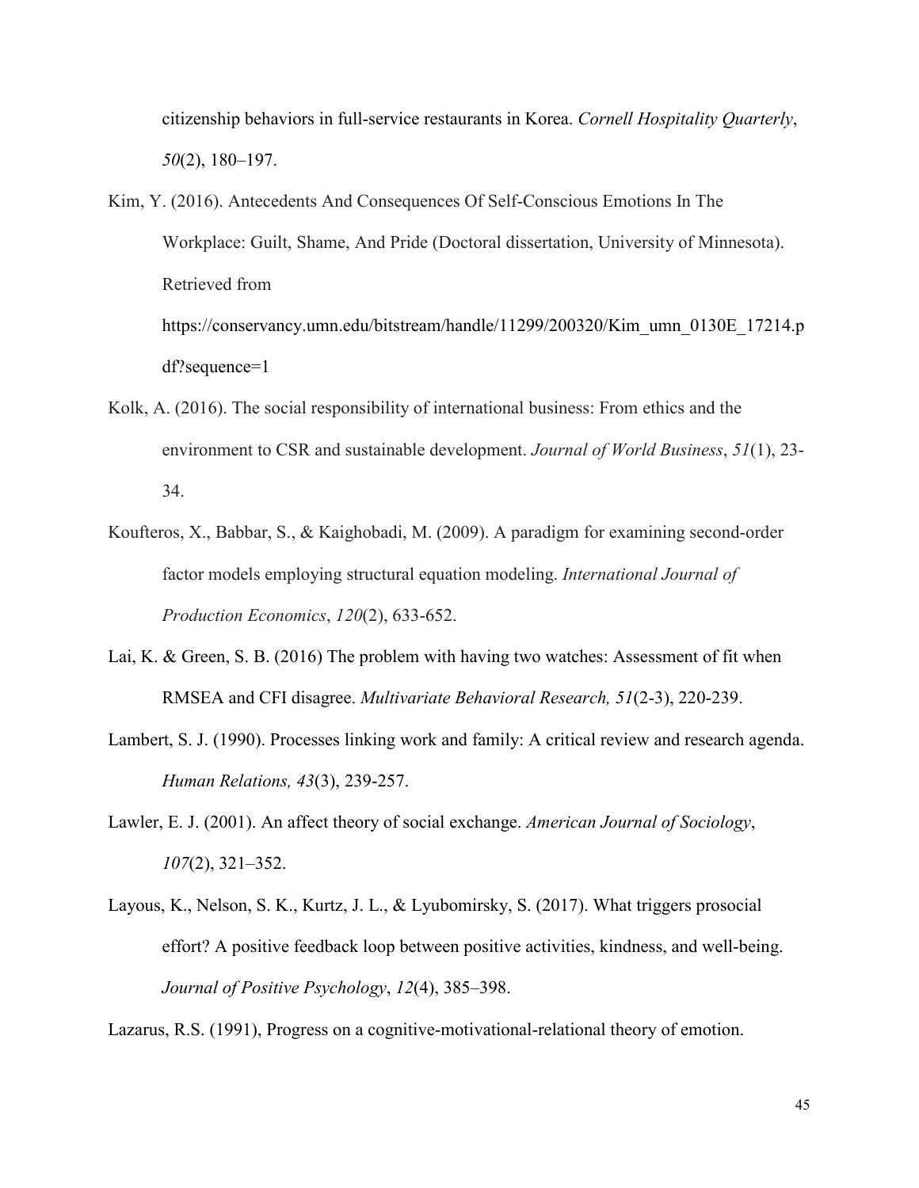citizenship behaviors in full-service restaurants in Korea. *Cornell Hospitality Quarterly*, *50*(2), 180–197.

Kim, Y. (2016). Antecedents And Consequences Of Self-Conscious Emotions In The Workplace: Guilt, Shame, And Pride (Doctoral dissertation, University of Minnesota). Retrieved from https://conservancy.umn.edu/bitstream/handle/11299/200320/Kim_umn_0130E_17214.pdf?sequence=1

Kolk, A. (2016). The social responsibility of international business: From ethics and the environment to CSR and sustainable development. *Journal of World Business*, *51*(1), 23-34.

Koufteros, X., Babbar, S., & Kaighobadi, M. (2009). A paradigm for examining second-order factor models employing structural equation modeling. *International Journal of Production Economics*, *120*(2), 633-652.

Lai, K. & Green, S. B. (2016) The problem with having two watches: Assessment of fit when RMSEA and CFI disagree. *Multivariate Behavioral Research, 51*(2-3), 220-239.

Lambert, S. J. (1990). Processes linking work and family: A critical review and research agenda. *Human Relations, 43*(3), 239-257.

Lawler, E. J. (2001). An affect theory of social exchange. *American Journal of Sociology*, *107*(2), 321–352.

Layous, K., Nelson, S. K., Kurtz, J. L., & Lyubomirsky, S. (2017). What triggers prosocial effort? A positive feedback loop between positive activities, kindness, and well-being. *Journal of Positive Psychology*, *12*(4), 385–398.

Lazarus, R.S. (1991), Progress on a cognitive-motivational-relational theory of emotion.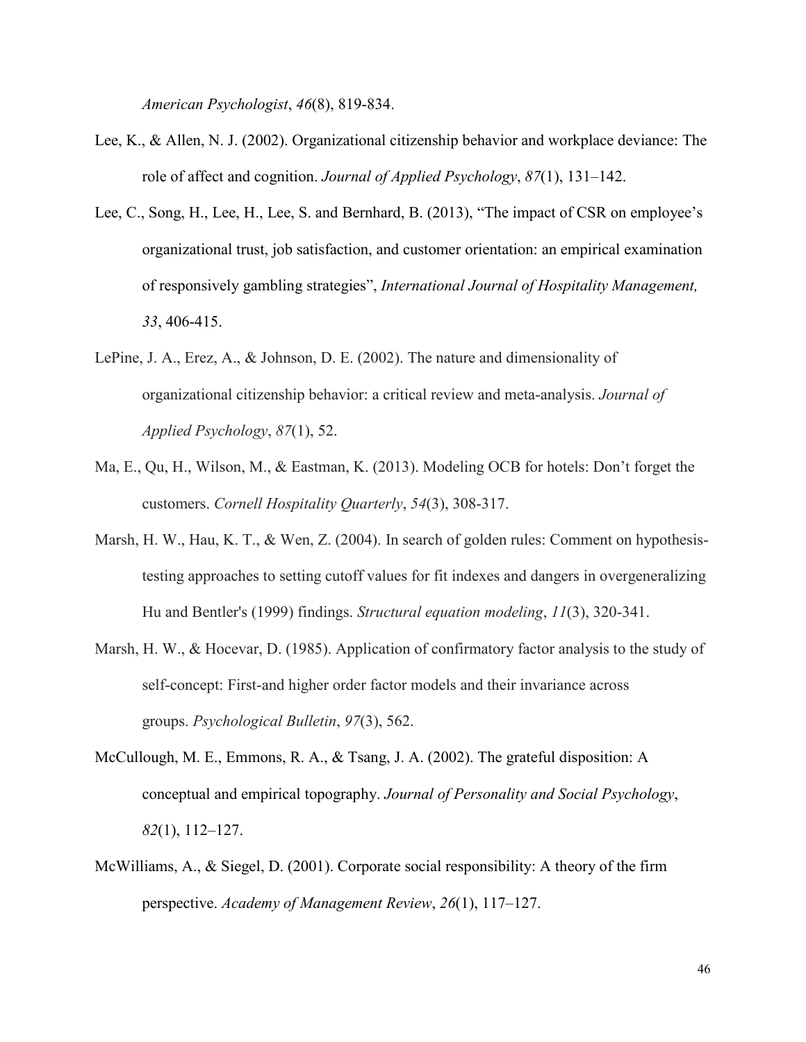*American Psychologist*, *46*(8), 819-834.

Lee, K., & Allen, N. J. (2002). Organizational citizenship behavior and workplace deviance: The role of affect and cognition. *Journal of Applied Psychology*, *87*(1), 131–142.

Lee, C., Song, H., Lee, H., Lee, S. and Bernhard, B. (2013), "The impact of CSR on employee's organizational trust, job satisfaction, and customer orientation: an empirical examination of responsively gambling strategies", *International Journal of Hospitality Management, 33*, 406-415.

LePine, J. A., Erez, A., & Johnson, D. E. (2002). The nature and dimensionality of organizational citizenship behavior: a critical review and meta-analysis. *Journal of Applied Psychology*, *87*(1), 52.

Ma, E., Qu, H., Wilson, M., & Eastman, K. (2013). Modeling OCB for hotels: Don't forget the customers. *Cornell Hospitality Quarterly*, *54*(3), 308-317.

Marsh, H. W., Hau, K. T., & Wen, Z. (2004). In search of golden rules: Comment on hypothesis-testing approaches to setting cutoff values for fit indexes and dangers in overgeneralizing Hu and Bentler's (1999) findings. *Structural equation modeling*, *11*(3), 320-341.

Marsh, H. W., & Hocevar, D. (1985). Application of confirmatory factor analysis to the study of self-concept: First-and higher order factor models and their invariance across groups. *Psychological Bulletin*, *97*(3), 562.

McCullough, M. E., Emmons, R. A., & Tsang, J. A. (2002). The grateful disposition: A conceptual and empirical topography. *Journal of Personality and Social Psychology*, *82*(1), 112–127.

McWilliams, A., & Siegel, D. (2001). Corporate social responsibility: A theory of the firm perspective. *Academy of Management Review*, *26*(1), 117–127.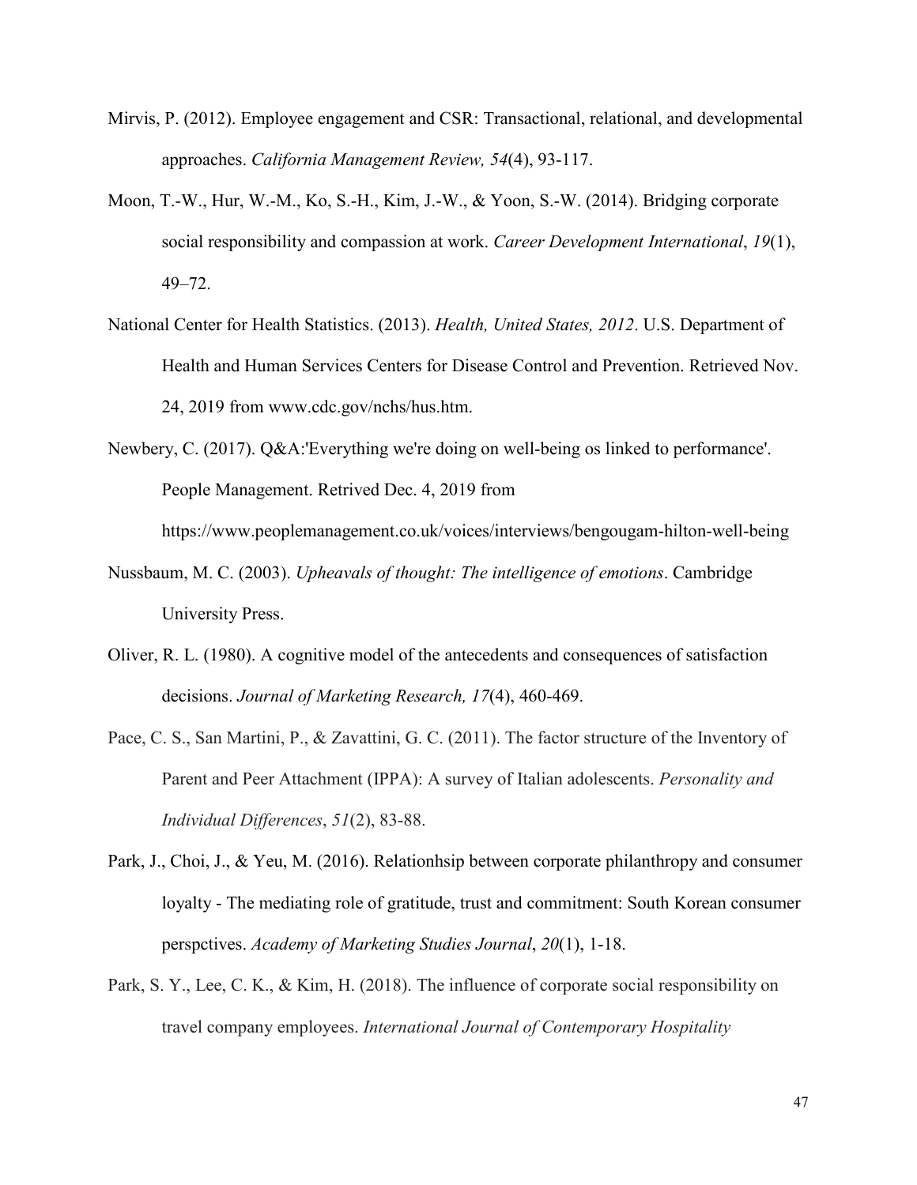Mirvis, P. (2012). Employee engagement and CSR: Transactional, relational, and developmental approaches. *California Management Review, 54*(4), 93-117.

Moon, T.-W., Hur, W.-M., Ko, S.-H., Kim, J.-W., & Yoon, S.-W. (2014). Bridging corporate social responsibility and compassion at work. *Career Development International*, *19*(1), 49–72.

National Center for Health Statistics. (2013). *Health, United States, 2012*. U.S. Department of Health and Human Services Centers for Disease Control and Prevention. Retrieved Nov. 24, 2019 from www.cdc.gov/nchs/hus.htm.

Newbery, C. (2017). Q&A:'Everything we're doing on well-being os linked to performance'. People Management. Retrived Dec. 4, 2019 from https://www.peoplemanagement.co.uk/voices/interviews/bengougam-hilton-well-being

Nussbaum, M. C. (2003). *Upheavals of thought: The intelligence of emotions*. Cambridge University Press.

Oliver, R. L. (1980). A cognitive model of the antecedents and consequences of satisfaction decisions. *Journal of Marketing Research, 17*(4), 460-469.

Pace, C. S., San Martini, P., & Zavattini, G. C. (2011). The factor structure of the Inventory of Parent and Peer Attachment (IPPA): A survey of Italian adolescents. *Personality and Individual Differences*, *51*(2), 83-88.

Park, J., Choi, J., & Yeu, M. (2016). Relationhsip between corporate philanthropy and consumer loyalty - The mediating role of gratitude, trust and commitment: South Korean consumer perspctives. *Academy of Marketing Studies Journal*, *20*(1), 1-18.

Park, S. Y., Lee, C. K., & Kim, H. (2018). The influence of corporate social responsibility on travel company employees. *International Journal of Contemporary Hospitality*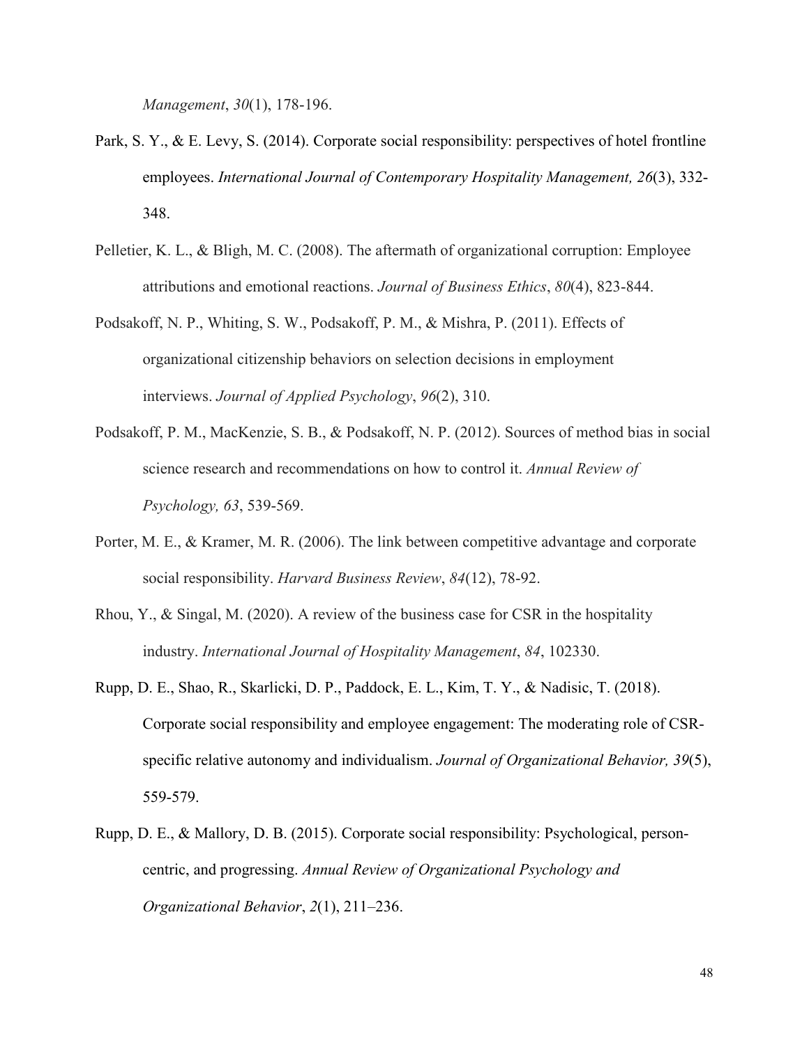*Management*, *30*(1), 178-196.

Park, S. Y., & E. Levy, S. (2014). Corporate social responsibility: perspectives of hotel frontline employees. *International Journal of Contemporary Hospitality Management, 26*(3), 332-348.

Pelletier, K. L., & Bligh, M. C. (2008). The aftermath of organizational corruption: Employee attributions and emotional reactions. *Journal of Business Ethics*, *80*(4), 823-844.

Podsakoff, N. P., Whiting, S. W., Podsakoff, P. M., & Mishra, P. (2011). Effects of organizational citizenship behaviors on selection decisions in employment interviews. *Journal of Applied Psychology*, *96*(2), 310.

Podsakoff, P. M., MacKenzie, S. B., & Podsakoff, N. P. (2012). Sources of method bias in social science research and recommendations on how to control it. *Annual Review of Psychology, 63*, 539-569.

Porter, M. E., & Kramer, M. R. (2006). The link between competitive advantage and corporate social responsibility. *Harvard Business Review*, *84*(12), 78-92.

Rhou, Y., & Singal, M. (2020). A review of the business case for CSR in the hospitality industry. *International Journal of Hospitality Management*, *84*, 102330.

Rupp, D. E., Shao, R., Skarlicki, D. P., Paddock, E. L., Kim, T. Y., & Nadisic, T. (2018). Corporate social responsibility and employee engagement: The moderating role of CSR-specific relative autonomy and individualism. *Journal of Organizational Behavior, 39*(5), 559-579.

Rupp, D. E., & Mallory, D. B. (2015). Corporate social responsibility: Psychological, person-centric, and progressing. *Annual Review of Organizational Psychology and Organizational Behavior*, *2*(1), 211–236.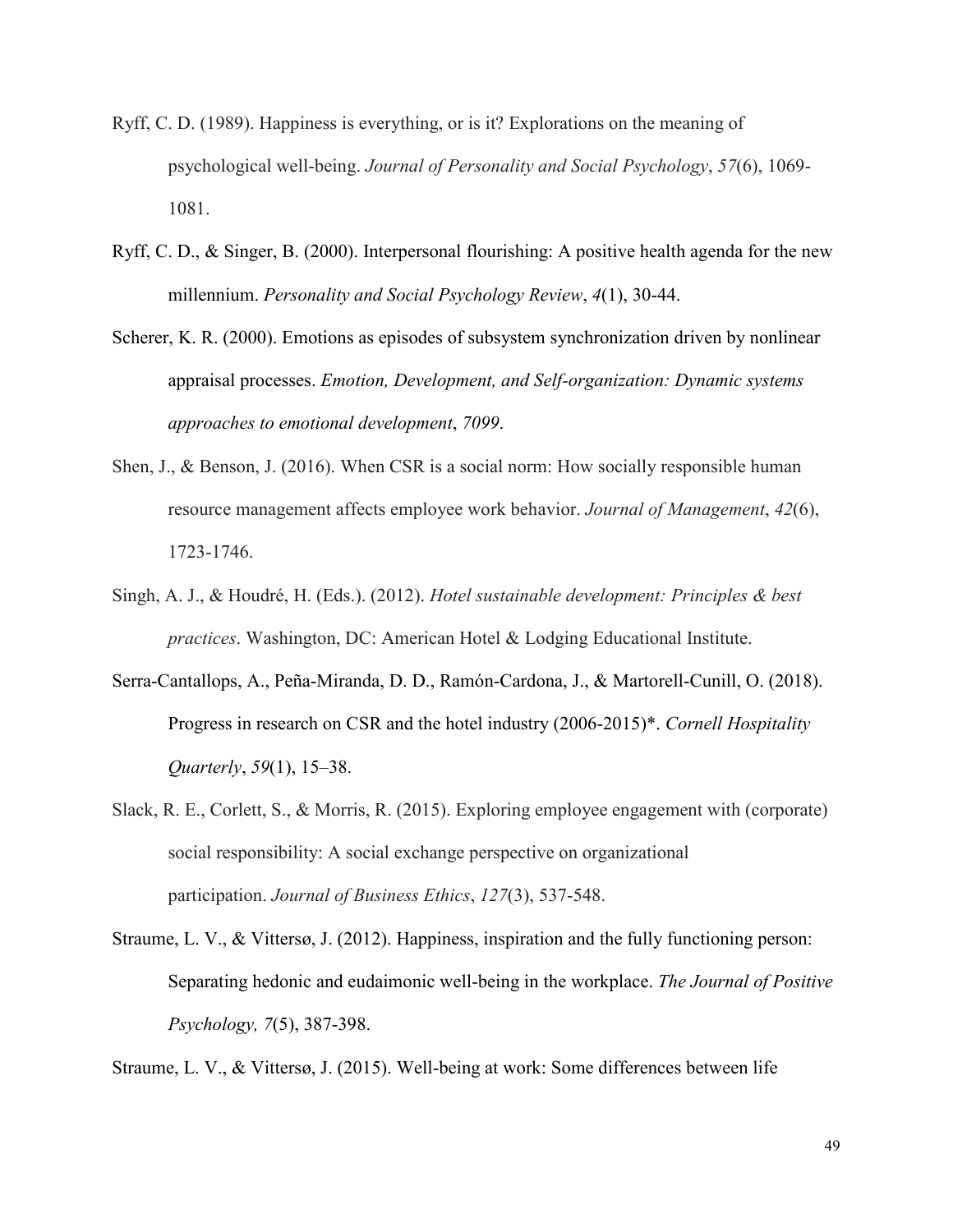Ryff, C. D. (1989). Happiness is everything, or is it? Explorations on the meaning of psychological well-being. *Journal of Personality and Social Psychology*, *57*(6), 1069-1081.

Ryff, C. D., & Singer, B. (2000). Interpersonal flourishing: A positive health agenda for the new millennium. *Personality and Social Psychology Review*, *4*(1), 30-44.

Scherer, K. R. (2000). Emotions as episodes of subsystem synchronization driven by nonlinear appraisal processes. *Emotion, Development, and Self-organization: Dynamic systems approaches to emotional development*, *7099*.

Shen, J., & Benson, J. (2016). When CSR is a social norm: How socially responsible human resource management affects employee work behavior. *Journal of Management*, *42*(6), 1723-1746.

Singh, A. J., & Houdré, H. (Eds.). (2012). *Hotel sustainable development: Principles & best practices*. Washington, DC: American Hotel & Lodging Educational Institute.

Serra-Cantallops, A., Peña-Miranda, D. D., Ramón-Cardona, J., & Martorell-Cunill, O. (2018). Progress in research on CSR and the hotel industry (2006-2015)*. *Cornell Hospitality Quarterly*, *59*(1), 15–38.

Slack, R. E., Corlett, S., & Morris, R. (2015). Exploring employee engagement with (corporate) social responsibility: A social exchange perspective on organizational participation. *Journal of Business Ethics*, *127*(3), 537-548.

Straume, L. V., & Vittersø, J. (2012). Happiness, inspiration and the fully functioning person: Separating hedonic and eudaimonic well-being in the workplace. *The Journal of Positive Psychology, 7*(5), 387-398.

Straume, L. V., & Vittersø, J. (2015). Well-being at work: Some differences between life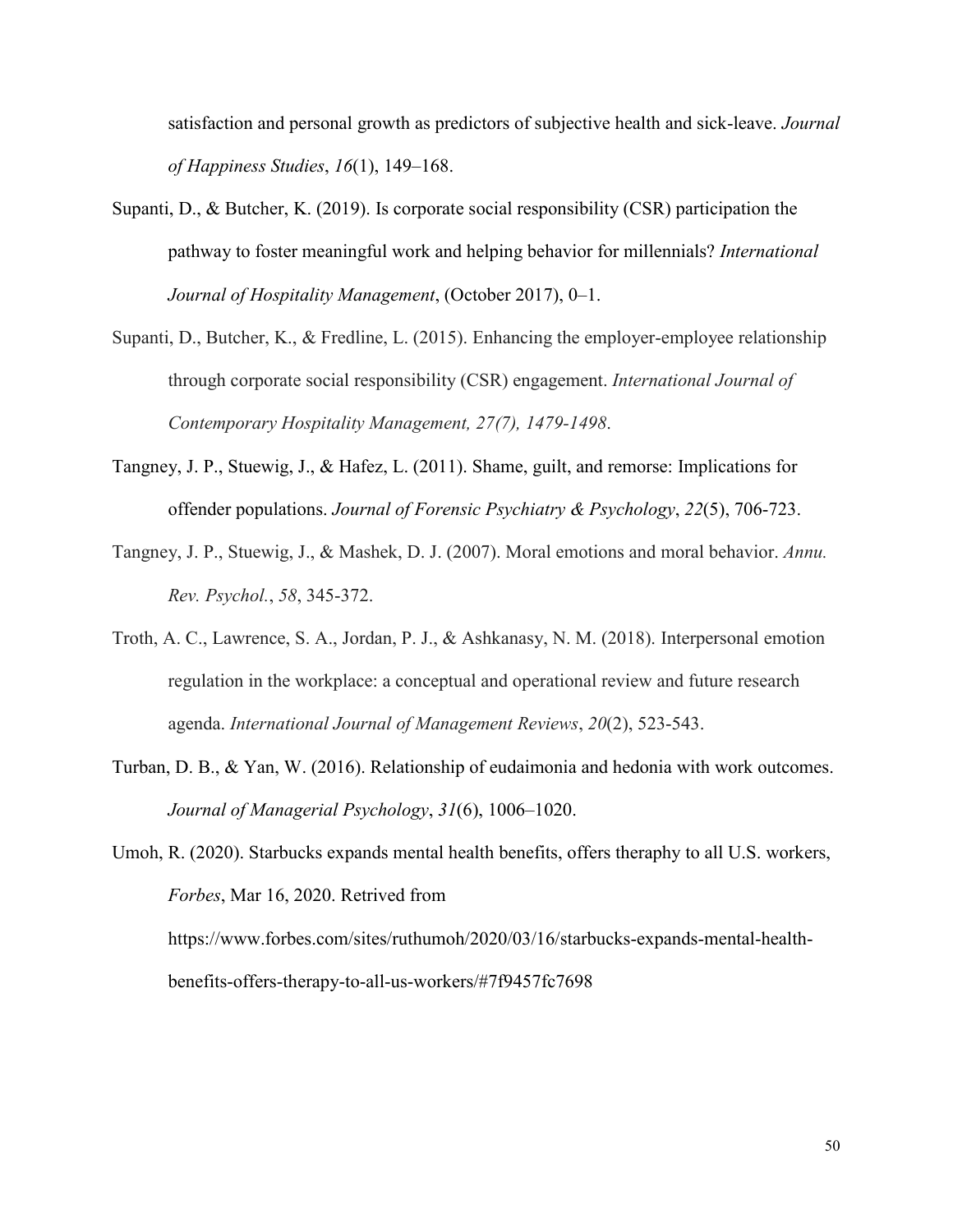satisfaction and personal growth as predictors of subjective health and sick-leave. *Journal of Happiness Studies*, *16*(1), 149–168.

Supanti, D., & Butcher, K. (2019). Is corporate social responsibility (CSR) participation the pathway to foster meaningful work and helping behavior for millennials? *International Journal of Hospitality Management*, (October 2017), 0–1.

Supanti, D., Butcher, K., & Fredline, L. (2015). Enhancing the employer-employee relationship through corporate social responsibility (CSR) engagement. *International Journal of Contemporary Hospitality Management, 27(7), 1479-1498*.

Tangney, J. P., Stuewig, J., & Hafez, L. (2011). Shame, guilt, and remorse: Implications for offender populations. *Journal of Forensic Psychiatry & Psychology*, *22*(5), 706-723.

Tangney, J. P., Stuewig, J., & Mashek, D. J. (2007). Moral emotions and moral behavior. *Annu. Rev. Psychol.*, *58*, 345-372.

Troth, A. C., Lawrence, S. A., Jordan, P. J., & Ashkanasy, N. M. (2018). Interpersonal emotion regulation in the workplace: a conceptual and operational review and future research agenda. *International Journal of Management Reviews*, *20*(2), 523-543.

Turban, D. B., & Yan, W. (2016). Relationship of eudaimonia and hedonia with work outcomes. *Journal of Managerial Psychology*, *31*(6), 1006–1020.

Umoh, R. (2020). Starbucks expands mental health benefits, offers theraphy to all U.S. workers, *Forbes*, Mar 16, 2020. Retrived from https://www.forbes.com/sites/ruthumoh/2020/03/16/starbucks-expands-mental-health-benefits-offers-therapy-to-all-us-workers/#7f9457fc7698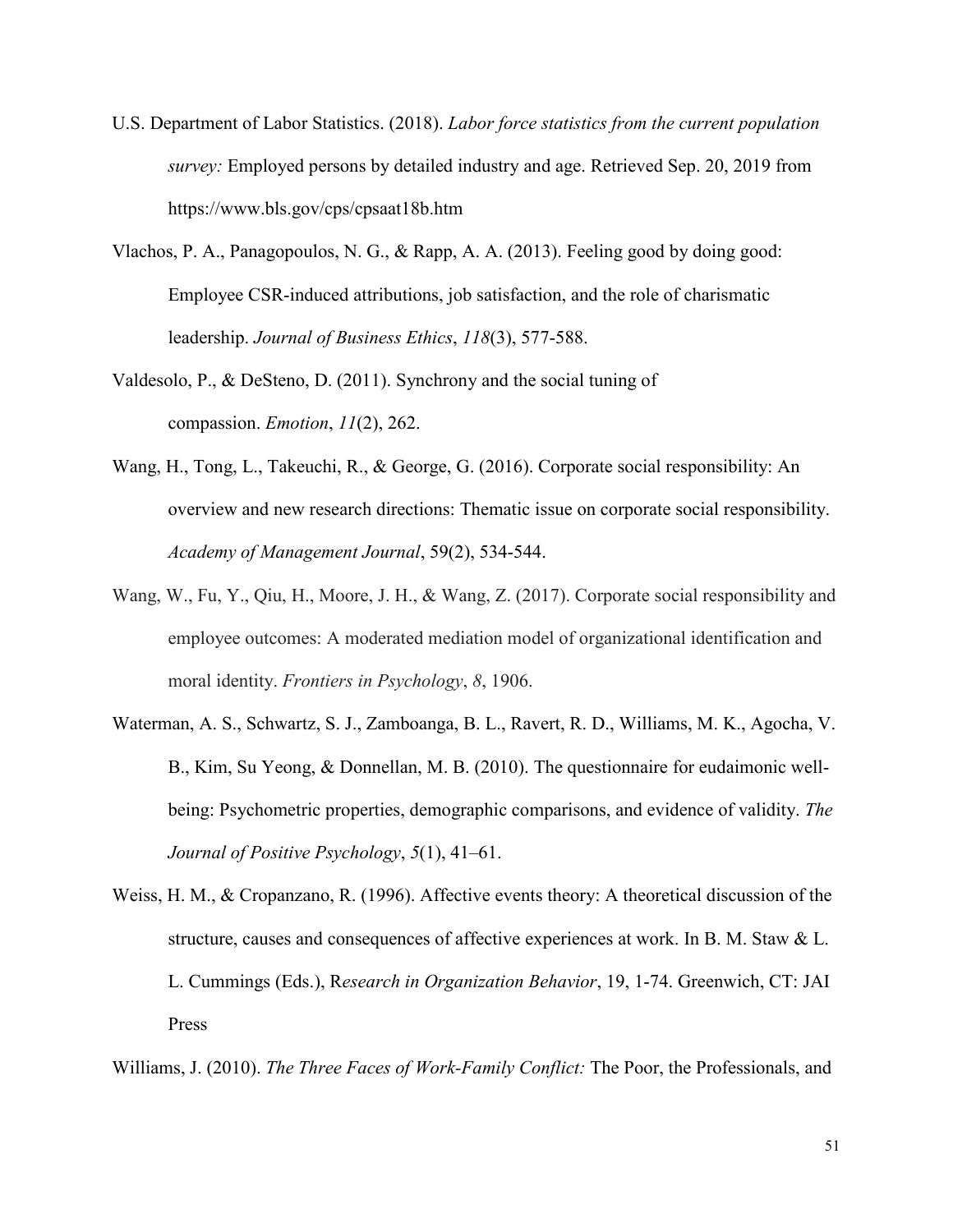U.S. Department of Labor Statistics. (2018). *Labor force statistics from the current population survey:* Employed persons by detailed industry and age. Retrieved Sep. 20, 2019 from https://www.bls.gov/cps/cpsaat18b.htm

Vlachos, P. A., Panagopoulos, N. G., & Rapp, A. A. (2013). Feeling good by doing good: Employee CSR-induced attributions, job satisfaction, and the role of charismatic leadership. *Journal of Business Ethics*, *118*(3), 577-588.

Valdesolo, P., & DeSteno, D. (2011). Synchrony and the social tuning of compassion. *Emotion*, *11*(2), 262.

Wang, H., Tong, L., Takeuchi, R., & George, G. (2016). Corporate social responsibility: An overview and new research directions: Thematic issue on corporate social responsibility. *Academy of Management Journal*, 59(2), 534-544.

Wang, W., Fu, Y., Qiu, H., Moore, J. H., & Wang, Z. (2017). Corporate social responsibility and employee outcomes: A moderated mediation model of organizational identification and moral identity. *Frontiers in Psychology*, *8*, 1906.

Waterman, A. S., Schwartz, S. J., Zamboanga, B. L., Ravert, R. D., Williams, M. K., Agocha, V. B., Kim, Su Yeong, & Donnellan, M. B. (2010). The questionnaire for eudaimonic well-being: Psychometric properties, demographic comparisons, and evidence of validity. *The Journal of Positive Psychology*, *5*(1), 41–61.

Weiss, H. M., & Cropanzano, R. (1996). Affective events theory: A theoretical discussion of the structure, causes and consequences of affective experiences at work. In B. M. Staw & L. L. Cummings (Eds.), R*esearch in Organization Behavior*, 19, 1-74. Greenwich, CT: JAI Press

Williams, J. (2010). *The Three Faces of Work-Family Conflict:* The Poor, the Professionals, and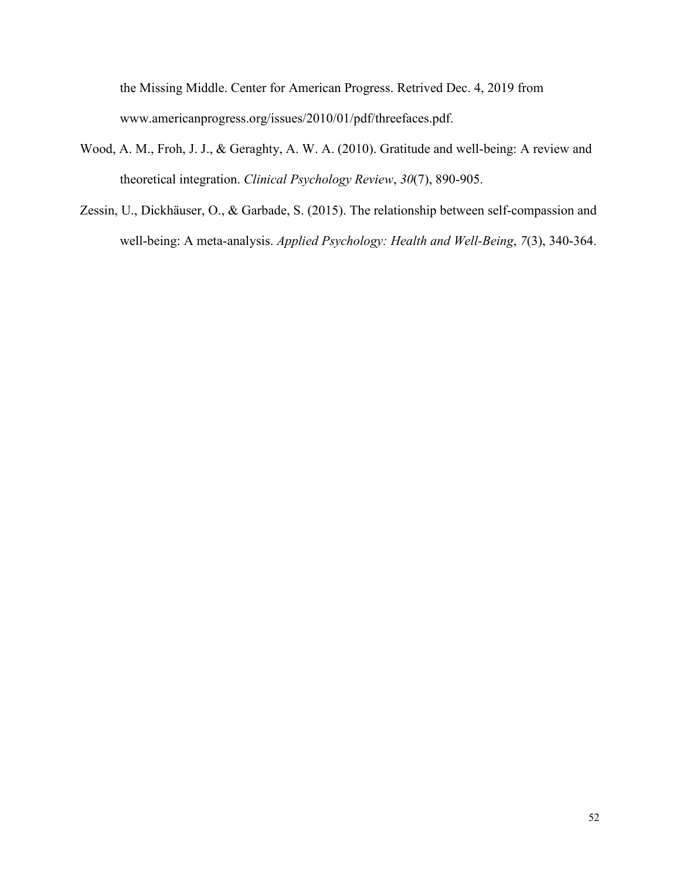the Missing Middle. Center for American Progress. Retrived Dec. 4, 2019 from www.americanprogress.org/issues/2010/01/pdf/threefaces.pdf.

Wood, A. M., Froh, J. J., & Geraghty, A. W. A. (2010). Gratitude and well-being: A review and theoretical integration. *Clinical Psychology Review*, *30*(7), 890-905.

Zessin, U., Dickhäuser, O., & Garbade, S. (2015). The relationship between self-compassion and well-being: A meta-analysis. *Applied Psychology: Health and Well-Being*, *7*(3), 340-364.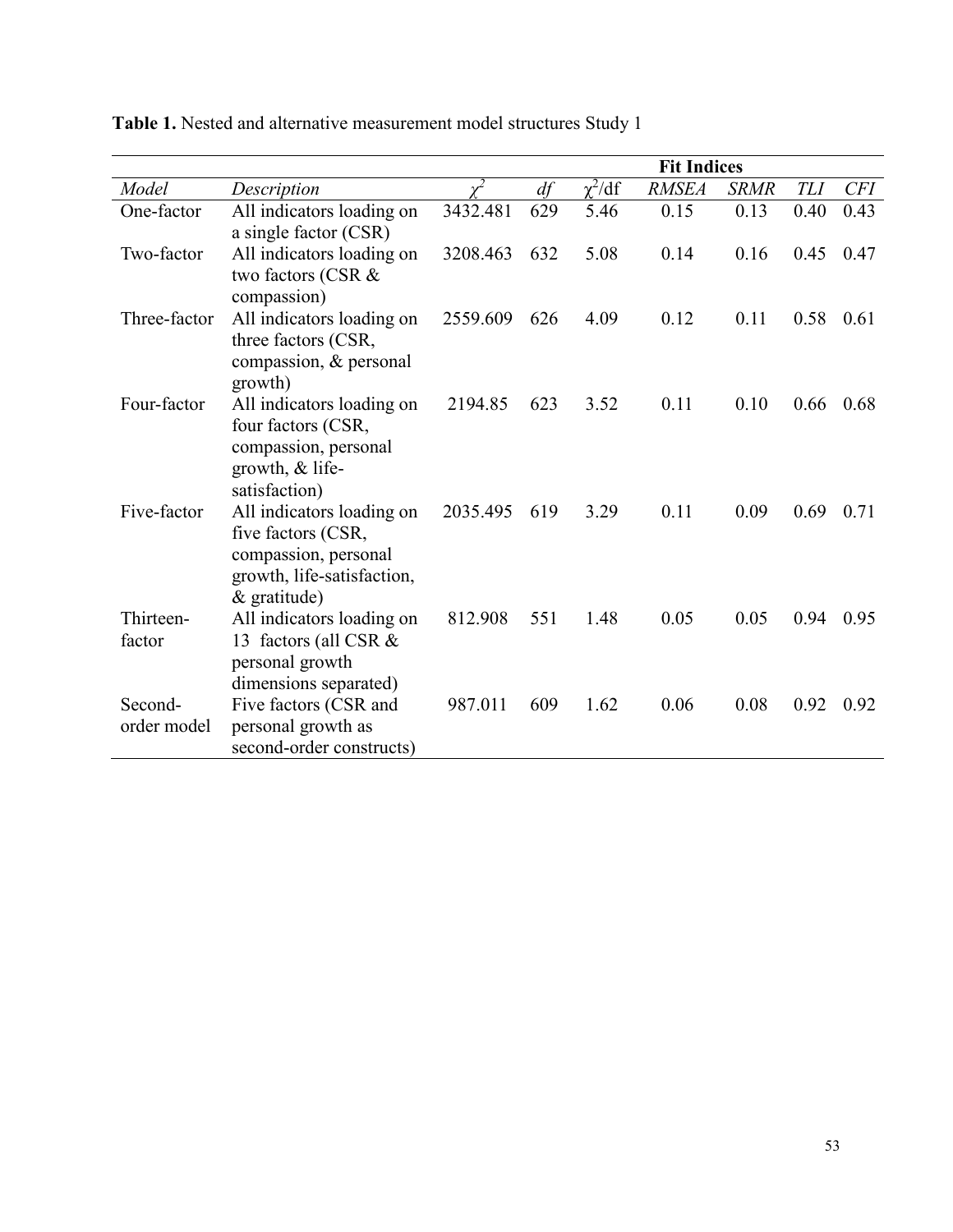**Table 1.** Nested and alternative measurement model structures Study 1

| | | Fit Indices | | | | | | |
|---|---|---|---|---|---|---|---|---|
| *Model* | *Description* | $\chi^2$ | *df* | $\chi^2$/df | *RMSEA* | *SRMR* | *TLI* | *CFI* |
| One-factor | All indicators loading on a single factor (CSR) | 3432.481 | 629 | 5.46 | 0.15 | 0.13 | 0.40 | 0.43 |
| Two-factor | All indicators loading on two factors (CSR & compassion) | 3208.463 | 632 | 5.08 | 0.14 | 0.16 | 0.45 | 0.47 |
| Three-factor | All indicators loading on three factors (CSR, compassion, & personal growth) | 2559.609 | 626 | 4.09 | 0.12 | 0.11 | 0.58 | 0.61 |
| Four-factor | All indicators loading on four factors (CSR, compassion, personal growth, & life-satisfaction) | 2194.85 | 623 | 3.52 | 0.11 | 0.10 | 0.66 | 0.68 |
| Five-factor | All indicators loading on five factors (CSR, compassion, personal growth, life-satisfaction, & gratitude) | 2035.495 | 619 | 3.29 | 0.11 | 0.09 | 0.69 | 0.71 |
| Thirteen-factor | All indicators loading on 13 factors (all CSR & personal growth dimensions separated) | 812.908 | 551 | 1.48 | 0.05 | 0.05 | 0.94 | 0.95 |
| Second-order model | Five factors (CSR and personal growth as second-order constructs) | 987.011 | 609 | 1.62 | 0.06 | 0.08 | 0.92 | 0.92 |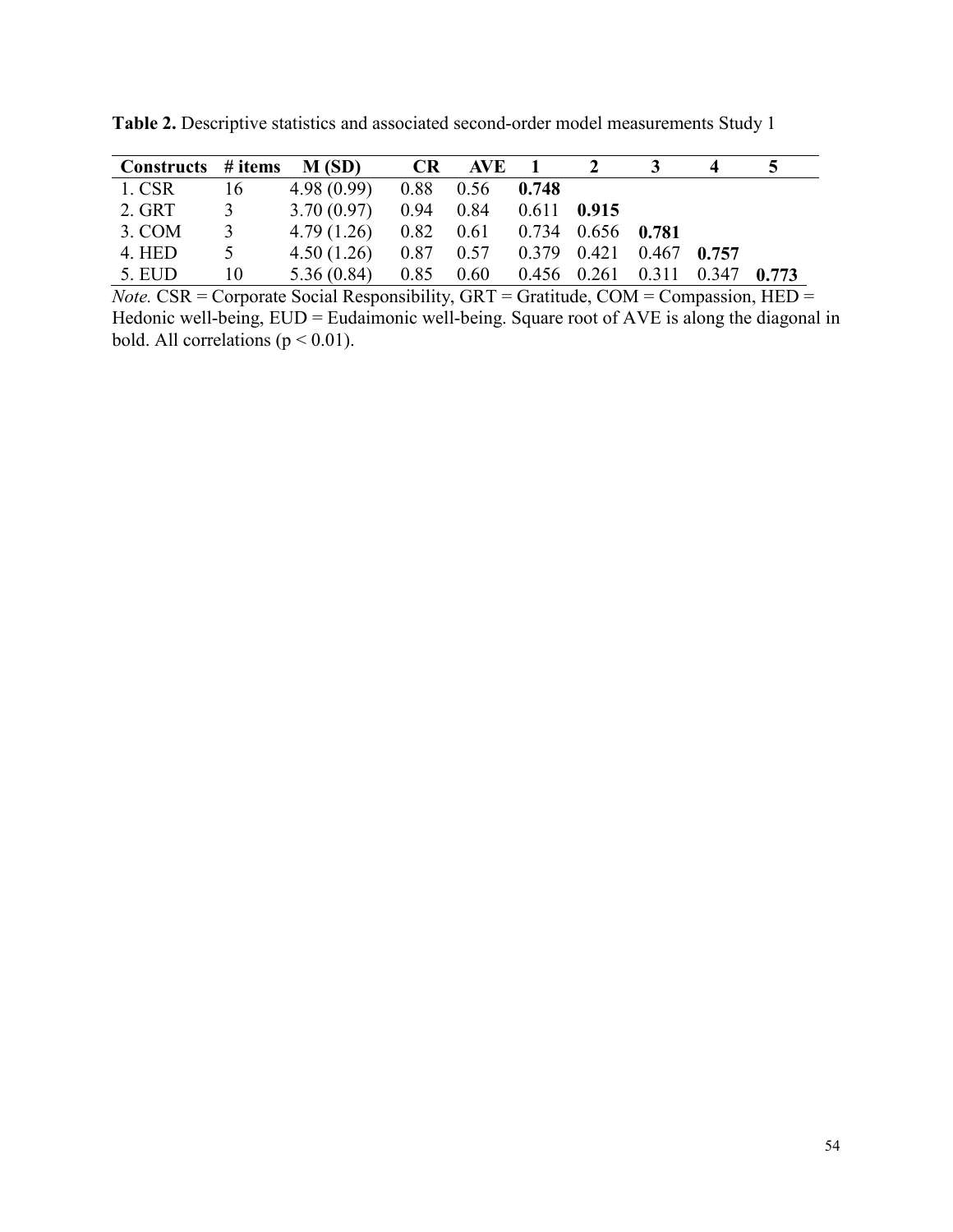**Table 2.** Descriptive statistics and associated second-order model measurements Study 1

| Constructs | # items | M (SD) | CR | AVE | 1 | 2 | 3 | 4 | 5 |
|---|---|---|---|---|---|---|---|---|---|
| 1. CSR | 16 | 4.98 (0.99) | 0.88 | 0.56 | **0.748** | | | | |
| 2. GRT | 3 | 3.70 (0.97) | 0.94 | 0.84 | 0.611 | **0.915** | | | |
| 3. COM | 3 | 4.79 (1.26) | 0.82 | 0.61 | 0.734 | 0.656 | **0.781** | | |
| 4. HED | 5 | 4.50 (1.26) | 0.87 | 0.57 | 0.379 | 0.421 | 0.467 | **0.757** | |
| 5. EUD | 10 | 5.36 (0.84) | 0.85 | 0.60 | 0.456 | 0.261 | 0.311 | 0.347 | **0.773** |

*Note.* CSR = Corporate Social Responsibility, GRT = Gratitude, COM = Compassion, HED = Hedonic well-being, EUD = Eudaimonic well-being. Square root of AVE is along the diagonal in bold. All correlations ($p < 0.01$).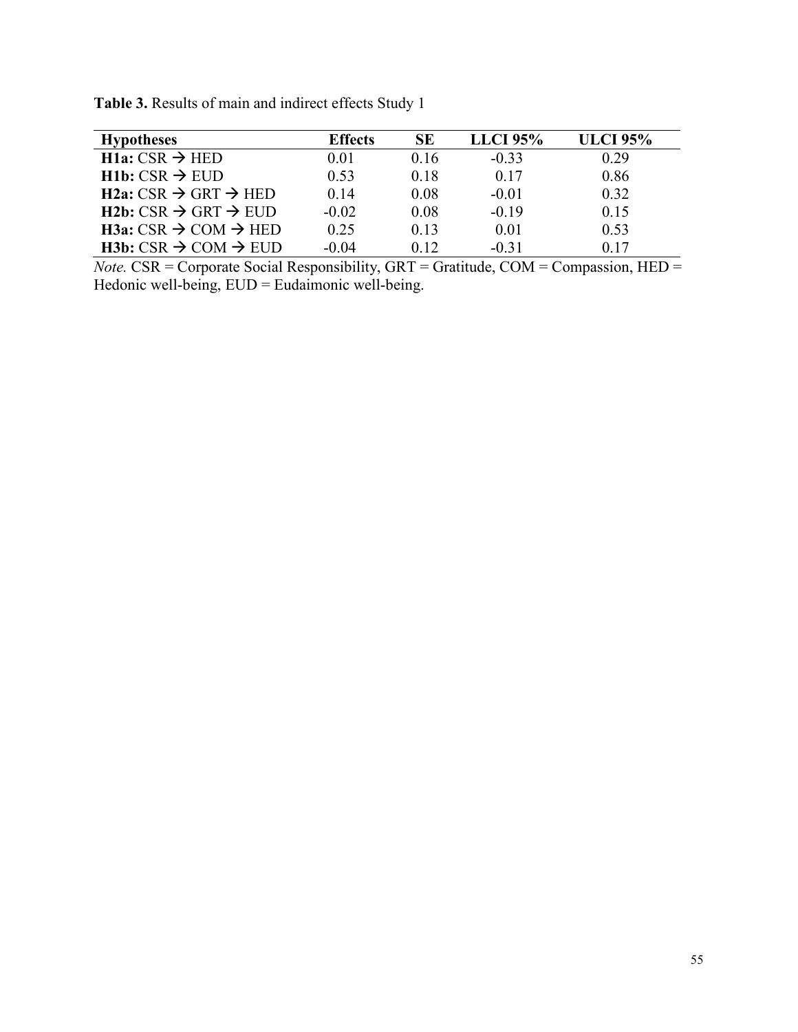**Table 3.** Results of main and indirect effects Study 1

| **Hypotheses** | **Effects** | **SE** | **LLCI 95%** | **ULCI 95%** |
|---|---|---|---|---|
| **H1a:** CSR → HED | 0.01 | 0.16 | -0.33 | 0.29 |
| **H1b:** CSR → EUD | 0.53 | 0.18 | 0.17 | 0.86 |
| **H2a:** CSR → GRT → HED | 0.14 | 0.08 | -0.01 | 0.32 |
| **H2b:** CSR → GRT → EUD | -0.02 | 0.08 | -0.19 | 0.15 |
| **H3a:** CSR → COM → HED | 0.25 | 0.13 | 0.01 | 0.53 |
| **H3b:** CSR → COM → EUD | -0.04 | 0.12 | -0.31 | 0.17 |

*Note.* CSR = Corporate Social Responsibility, GRT = Gratitude, COM = Compassion, HED = Hedonic well-being, EUD = Eudaimonic well-being.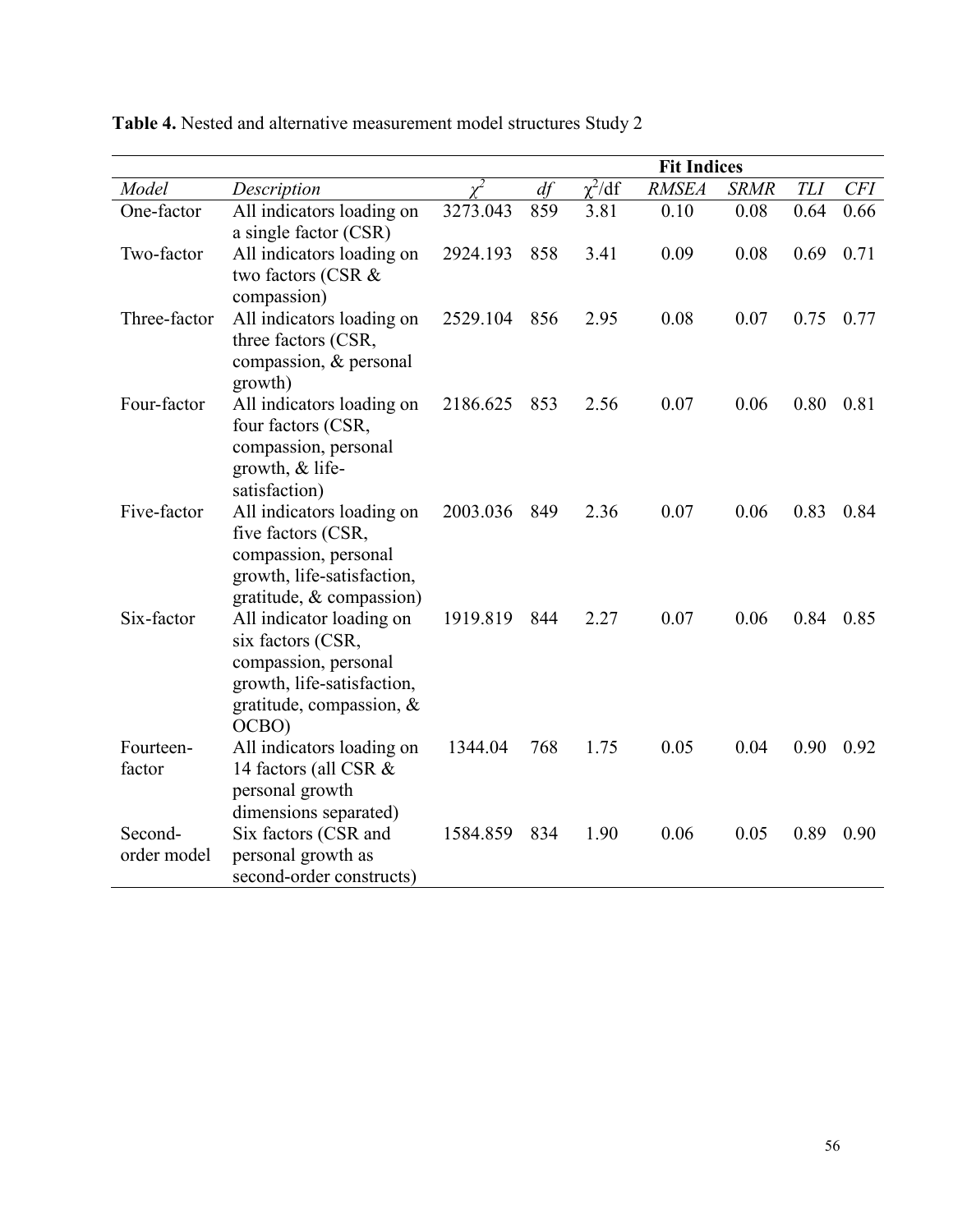**Table 4.** Nested and alternative measurement model structures Study 2

| | | | | | Fit Indices | | | |
|---|---|---|---|---|---|---|---|---|
| *Model* | *Description* | $\chi^2$ | *df* | $\chi^2$/df | *RMSEA* | *SRMR* | *TLI* | *CFI* |
| One-factor | All indicators loading on a single factor (CSR) | 3273.043 | 859 | 3.81 | 0.10 | 0.08 | 0.64 | 0.66 |
| Two-factor | All indicators loading on two factors (CSR & compassion) | 2924.193 | 858 | 3.41 | 0.09 | 0.08 | 0.69 | 0.71 |
| Three-factor | All indicators loading on three factors (CSR, compassion, & personal growth) | 2529.104 | 856 | 2.95 | 0.08 | 0.07 | 0.75 | 0.77 |
| Four-factor | All indicators loading on four factors (CSR, compassion, personal growth, & life-satisfaction) | 2186.625 | 853 | 2.56 | 0.07 | 0.06 | 0.80 | 0.81 |
| Five-factor | All indicators loading on five factors (CSR, compassion, personal growth, life-satisfaction, gratitude, & compassion) | 2003.036 | 849 | 2.36 | 0.07 | 0.06 | 0.83 | 0.84 |
| Six-factor | All indicator loading on six factors (CSR, compassion, personal growth, life-satisfaction, gratitude, compassion, & OCBO) | 1919.819 | 844 | 2.27 | 0.07 | 0.06 | 0.84 | 0.85 |
| Fourteen-factor | All indicators loading on 14 factors (all CSR & personal growth dimensions separated) | 1344.04 | 768 | 1.75 | 0.05 | 0.04 | 0.90 | 0.92 |
| Second-order model | Six factors (CSR and personal growth as second-order constructs) | 1584.859 | 834 | 1.90 | 0.06 | 0.05 | 0.89 | 0.90 |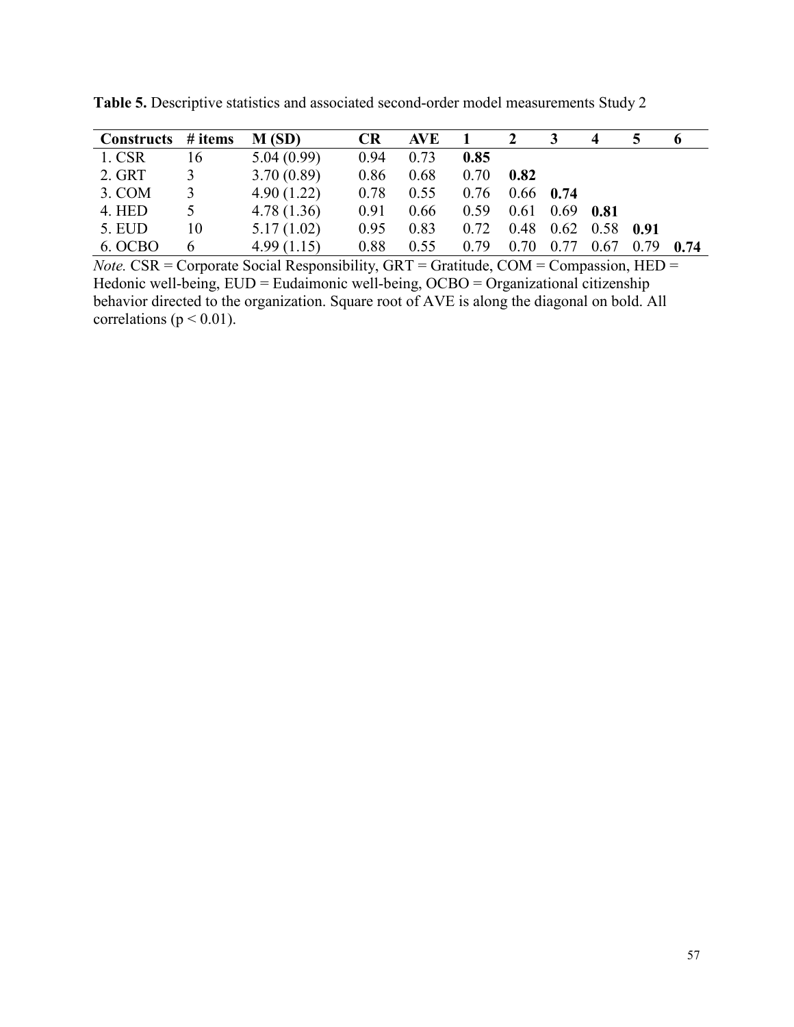**Table 5.** Descriptive statistics and associated second-order model measurements Study 2

| Constructs | # items | M (SD) | CR | AVE | 1 | 2 | 3 | 4 | 5 | 6 |
|---|---|---|---|---|---|---|---|---|---|---|
| 1. CSR | 16 | 5.04 (0.99) | 0.94 | 0.73 | **0.85** | | | | | |
| 2. GRT | 3 | 3.70 (0.89) | 0.86 | 0.68 | 0.70 | **0.82** | | | | |
| 3. COM | 3 | 4.90 (1.22) | 0.78 | 0.55 | 0.76 | 0.66 | **0.74** | | | |
| 4. HED | 5 | 4.78 (1.36) | 0.91 | 0.66 | 0.59 | 0.61 | 0.69 | **0.81** | | |
| 5. EUD | 10 | 5.17 (1.02) | 0.95 | 0.83 | 0.72 | 0.48 | 0.62 | 0.58 | **0.91** | |
| 6. OCBO | 6 | 4.99 (1.15) | 0.88 | 0.55 | 0.79 | 0.70 | 0.77 | 0.67 | 0.79 | **0.74** |

*Note.* CSR = Corporate Social Responsibility, GRT = Gratitude, COM = Compassion, HED = Hedonic well-being, EUD = Eudaimonic well-being, OCBO = Organizational citizenship behavior directed to the organization. Square root of AVE is along the diagonal on bold. All correlations ($p < 0.01$).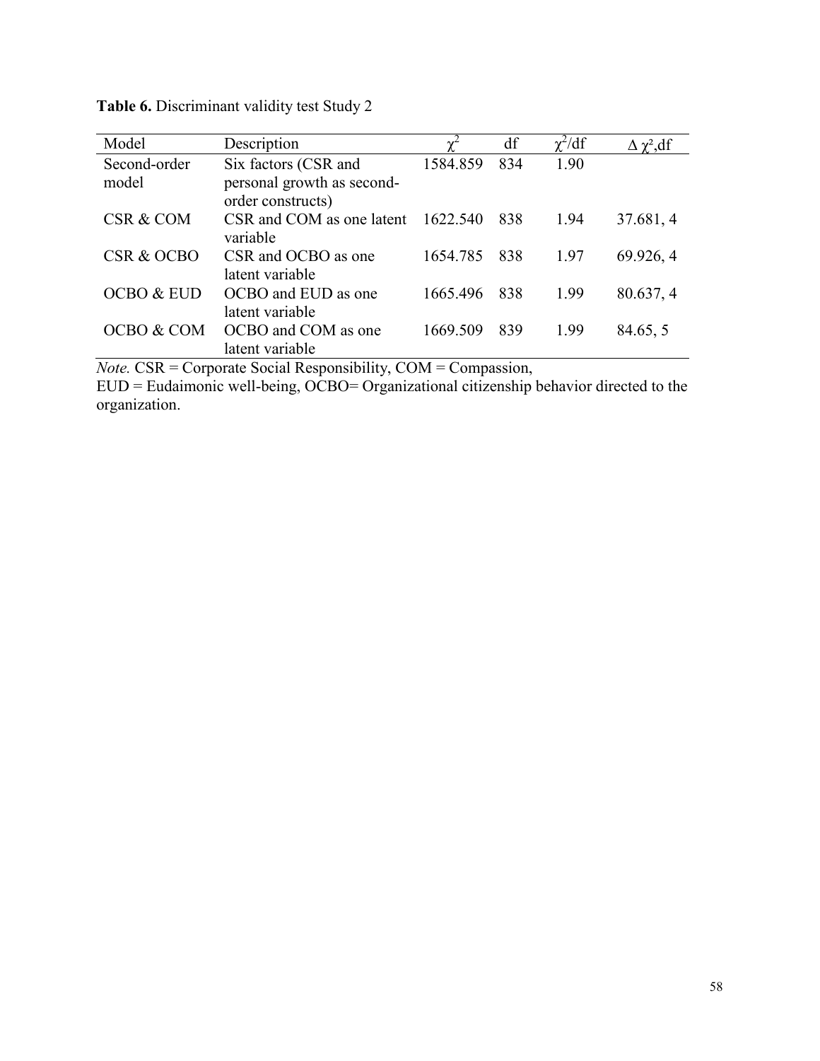**Table 6.** Discriminant validity test Study 2

| Model | Description | $\chi^2$ | df | $\chi^2$/df | $\Delta\ \chi^2$,df |
|---|---|---|---|---|---|
| Second-order model | Six factors (CSR and personal growth as second-order constructs) | 1584.859 | 834 | 1.90 | |
| CSR & COM | CSR and COM as one latent variable | 1622.540 | 838 | 1.94 | 37.681, 4 |
| CSR & OCBO | CSR and OCBO as one latent variable | 1654.785 | 838 | 1.97 | 69.926, 4 |
| OCBO & EUD | OCBO and EUD as one latent variable | 1665.496 | 838 | 1.99 | 80.637, 4 |
| OCBO & COM | OCBO and COM as one latent variable | 1669.509 | 839 | 1.99 | 84.65, 5 |

*Note.* CSR = Corporate Social Responsibility, COM = Compassion, EUD = Eudaimonic well-being, OCBO= Organizational citizenship behavior directed to the organization.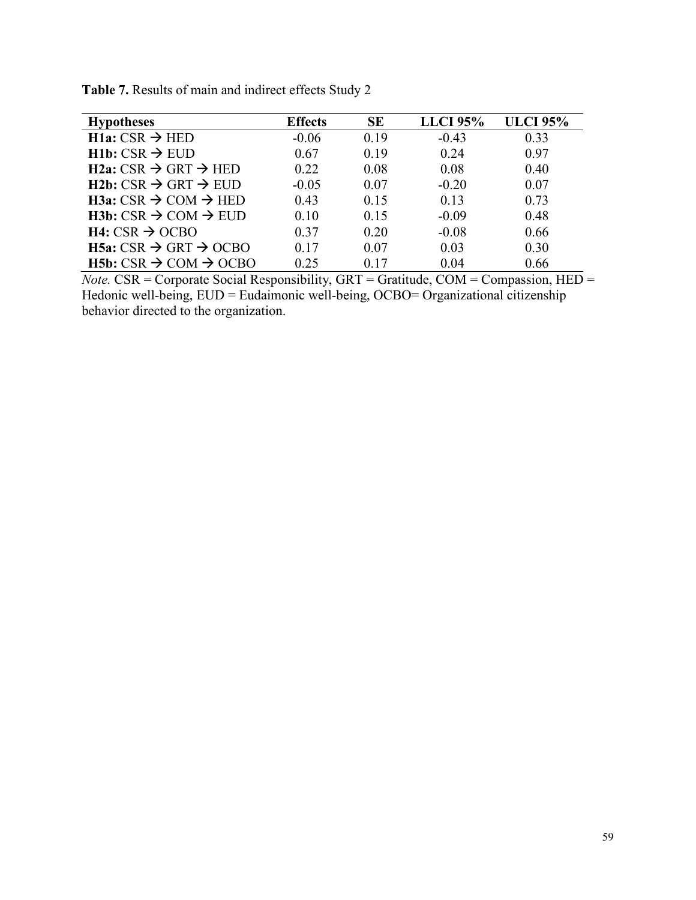**Table 7.** Results of main and indirect effects Study 2

| Hypotheses | Effects | SE | LLCI 95% | ULCI 95% |
|---|---|---|---|---|
| **H1a:** CSR → HED | -0.06 | 0.19 | -0.43 | 0.33 |
| **H1b:** CSR → EUD | 0.67 | 0.19 | 0.24 | 0.97 |
| **H2a:** CSR → GRT → HED | 0.22 | 0.08 | 0.08 | 0.40 |
| **H2b:** CSR → GRT → EUD | -0.05 | 0.07 | -0.20 | 0.07 |
| **H3a:** CSR → COM → HED | 0.43 | 0.15 | 0.13 | 0.73 |
| **H3b:** CSR → COM → EUD | 0.10 | 0.15 | -0.09 | 0.48 |
| **H4:** CSR → OCBO | 0.37 | 0.20 | -0.08 | 0.66 |
| **H5a:** CSR → GRT → OCBO | 0.17 | 0.07 | 0.03 | 0.30 |
| **H5b:** CSR → COM → OCBO | 0.25 | 0.17 | 0.04 | 0.66 |

*Note.* CSR = Corporate Social Responsibility, GRT = Gratitude, COM = Compassion, HED = Hedonic well-being, EUD = Eudaimonic well-being, OCBO= Organizational citizenship behavior directed to the organization.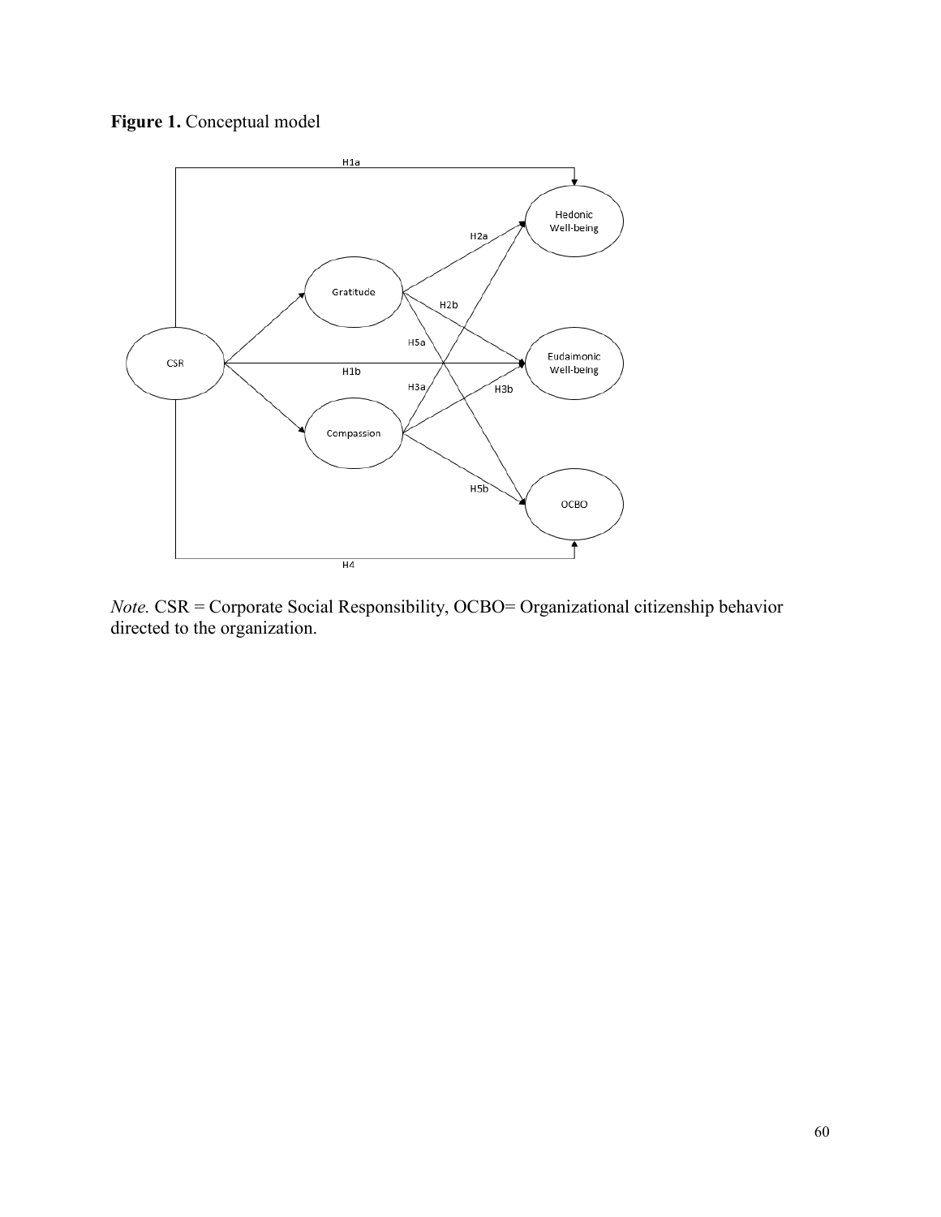**Figure 1.** Conceptual model

*Note.* CSR = Corporate Social Responsibility, OCBO= Organizational citizenship behavior directed to the organization.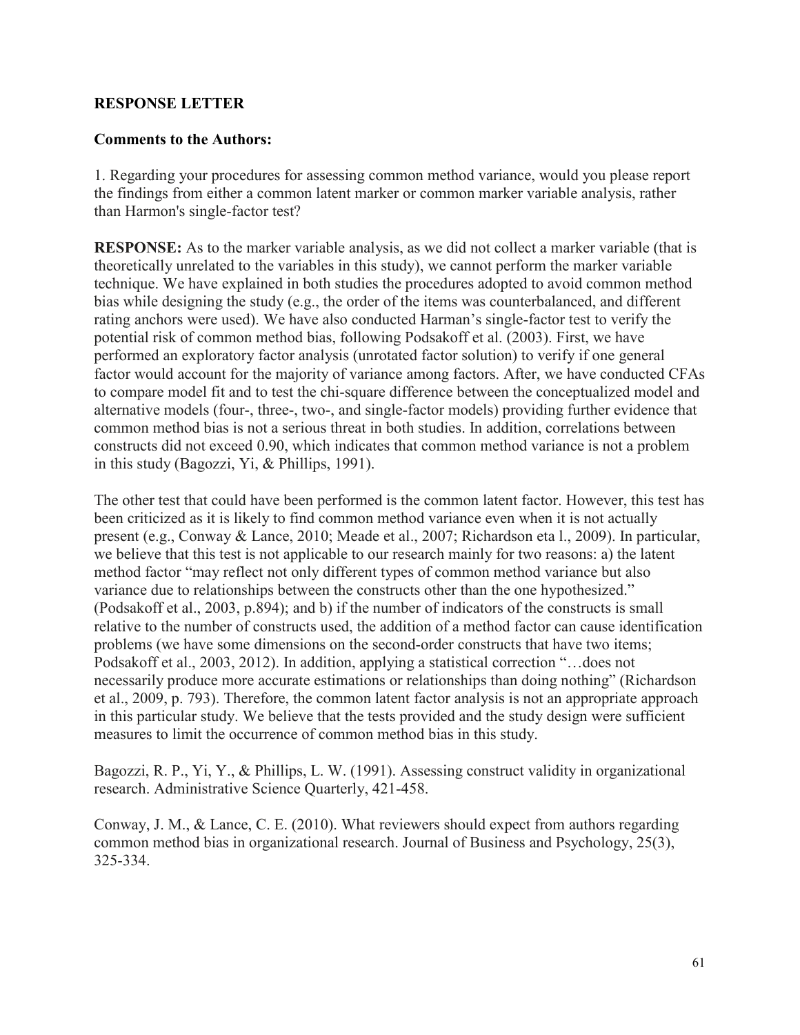## RESPONSE LETTER

### Comments to the Authors:

1. Regarding your procedures for assessing common method variance, would you please report the findings from either a common latent marker or common marker variable analysis, rather than Harmon's single-factor test?

**RESPONSE:** As to the marker variable analysis, as we did not collect a marker variable (that is theoretically unrelated to the variables in this study), we cannot perform the marker variable technique. We have explained in both studies the procedures adopted to avoid common method bias while designing the study (e.g., the order of the items was counterbalanced, and different rating anchors were used). We have also conducted Harman's single-factor test to verify the potential risk of common method bias, following Podsakoff et al. (2003). First, we have performed an exploratory factor analysis (unrotated factor solution) to verify if one general factor would account for the majority of variance among factors. After, we have conducted CFAs to compare model fit and to test the chi-square difference between the conceptualized model and alternative models (four-, three-, two-, and single-factor models) providing further evidence that common method bias is not a serious threat in both studies. In addition, correlations between constructs did not exceed 0.90, which indicates that common method variance is not a problem in this study (Bagozzi, Yi, & Phillips, 1991).

The other test that could have been performed is the common latent factor. However, this test has been criticized as it is likely to find common method variance even when it is not actually present (e.g., Conway & Lance, 2010; Meade et al., 2007; Richardson eta l., 2009). In particular, we believe that this test is not applicable to our research mainly for two reasons: a) the latent method factor "may reflect not only different types of common method variance but also variance due to relationships between the constructs other than the one hypothesized." (Podsakoff et al., 2003, p.894); and b) if the number of indicators of the constructs is small relative to the number of constructs used, the addition of a method factor can cause identification problems (we have some dimensions on the second-order constructs that have two items; Podsakoff et al., 2003, 2012). In addition, applying a statistical correction "…does not necessarily produce more accurate estimations or relationships than doing nothing" (Richardson et al., 2009, p. 793). Therefore, the common latent factor analysis is not an appropriate approach in this particular study. We believe that the tests provided and the study design were sufficient measures to limit the occurrence of common method bias in this study.

Bagozzi, R. P., Yi, Y., & Phillips, L. W. (1991). Assessing construct validity in organizational research. Administrative Science Quarterly, 421-458.

Conway, J. M., & Lance, C. E. (2010). What reviewers should expect from authors regarding common method bias in organizational research. Journal of Business and Psychology, 25(3), 325-334.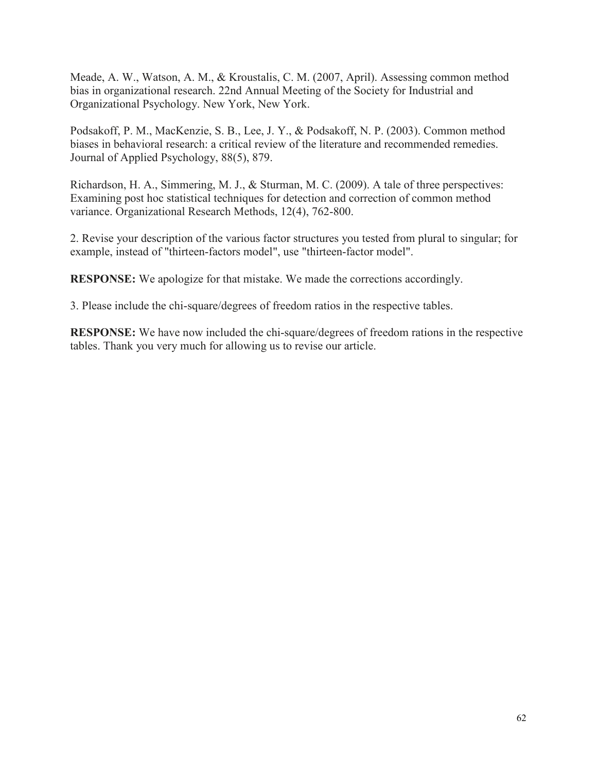Meade, A. W., Watson, A. M., & Kroustalis, C. M. (2007, April). Assessing common method bias in organizational research. 22nd Annual Meeting of the Society for Industrial and Organizational Psychology. New York, New York.

Podsakoff, P. M., MacKenzie, S. B., Lee, J. Y., & Podsakoff, N. P. (2003). Common method biases in behavioral research: a critical review of the literature and recommended remedies. Journal of Applied Psychology, 88(5), 879.

Richardson, H. A., Simmering, M. J., & Sturman, M. C. (2009). A tale of three perspectives: Examining post hoc statistical techniques for detection and correction of common method variance. Organizational Research Methods, 12(4), 762-800.

2. Revise your description of the various factor structures you tested from plural to singular; for example, instead of "thirteen-factors model", use "thirteen-factor model".

**RESPONSE:** We apologize for that mistake. We made the corrections accordingly.

3. Please include the chi-square/degrees of freedom ratios in the respective tables.

**RESPONSE:** We have now included the chi-square/degrees of freedom rations in the respective tables. Thank you very much for allowing us to revise our article.